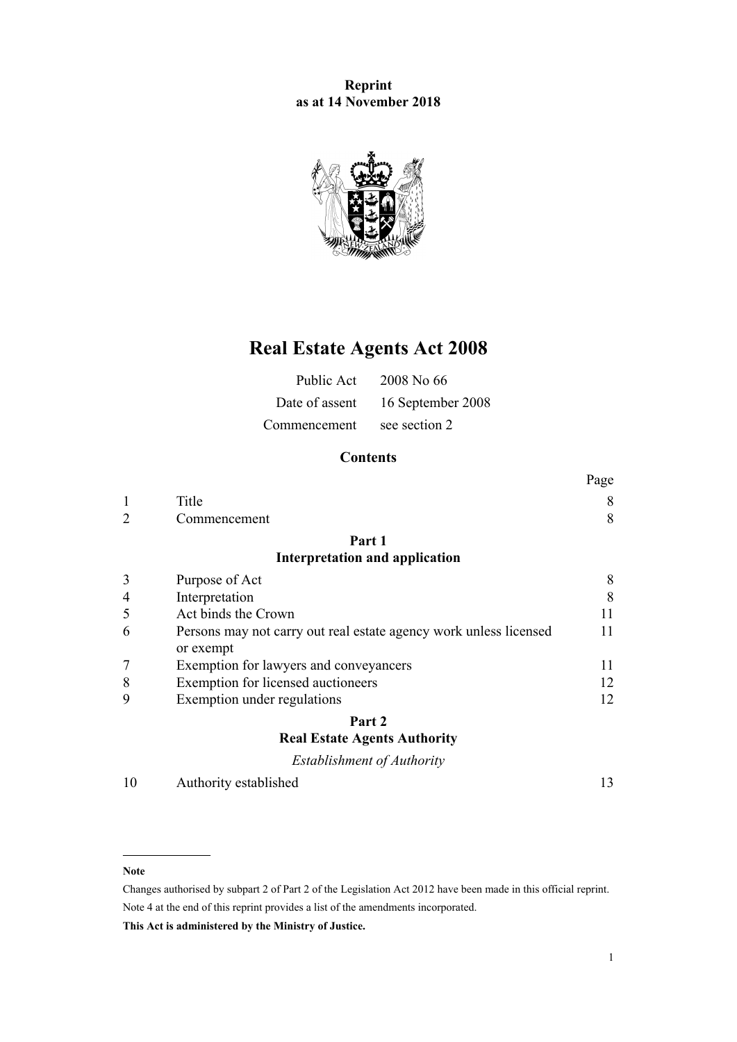**Reprint**
**as at 14 November 2018**

# Real Estate Agents Act 2008

| | |
|---|---|
| Public Act | 2008 No 66 |
| Date of assent | 16 September 2008 |
| Commencement | see section 2 |

## Contents

| | | Page |
|---|---|---|
| 1 | Title | 8 |
| 2 | Commencement | 8 |
| | **Part 1** **Interpretation and application** | |
| 3 | Purpose of Act | 8 |
| 4 | Interpretation | 8 |
| 5 | Act binds the Crown | 11 |
| 6 | Persons may not carry out real estate agency work unless licensed or exempt | 11 |
| 7 | Exemption for lawyers and conveyancers | 11 |
| 8 | Exemption for licensed auctioneers | 12 |
| 9 | Exemption under regulations | 12 |
| | **Part 2** **Real Estate Agents Authority** | |
| | *Establishment of Authority* | |
| 10 | Authority established | 13 |

---

**Note**

Changes authorised by subpart 2 of Part 2 of the Legislation Act 2012 have been made in this official reprint.

Note 4 at the end of this reprint provides a list of the amendments incorporated.

**This Act is administered by the Ministry of Justice.**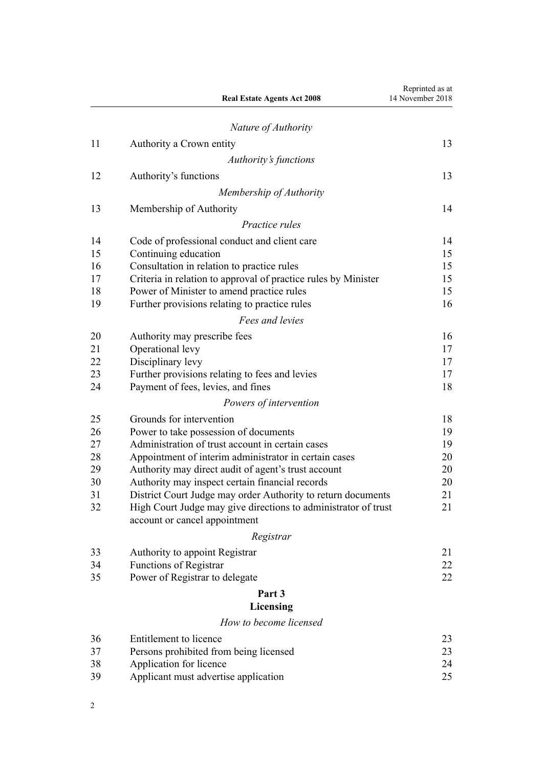*Nature of Authority*

| | | |
|---|---|---|
| 11 | Authority a Crown entity | 13 |

*Authority's functions*

| | | |
|---|---|---|
| 12 | Authority's functions | 13 |

*Membership of Authority*

| | | |
|---|---|---|
| 13 | Membership of Authority | 14 |

*Practice rules*

| | | |
|---|---|---|
| 14 | Code of professional conduct and client care | 14 |
| 15 | Continuing education | 15 |
| 16 | Consultation in relation to practice rules | 15 |
| 17 | Criteria in relation to approval of practice rules by Minister | 15 |
| 18 | Power of Minister to amend practice rules | 15 |
| 19 | Further provisions relating to practice rules | 16 |

*Fees and levies*

| | | |
|---|---|---|
| 20 | Authority may prescribe fees | 16 |
| 21 | Operational levy | 17 |
| 22 | Disciplinary levy | 17 |
| 23 | Further provisions relating to fees and levies | 17 |
| 24 | Payment of fees, levies, and fines | 18 |

*Powers of intervention*

| | | |
|---|---|---|
| 25 | Grounds for intervention | 18 |
| 26 | Power to take possession of documents | 19 |
| 27 | Administration of trust account in certain cases | 19 |
| 28 | Appointment of interim administrator in certain cases | 20 |
| 29 | Authority may direct audit of agent's trust account | 20 |
| 30 | Authority may inspect certain financial records | 20 |
| 31 | District Court Judge may order Authority to return documents | 21 |
| 32 | High Court Judge may give directions to administrator of trust account or cancel appointment | 21 |

*Registrar*

| | | |
|---|---|---|
| 33 | Authority to appoint Registrar | 21 |
| 34 | Functions of Registrar | 22 |
| 35 | Power of Registrar to delegate | 22 |

**Part 3**
**Licensing**

*How to become licensed*

| | | |
|---|---|---|
| 36 | Entitlement to licence | 23 |
| 37 | Persons prohibited from being licensed | 23 |
| 38 | Application for licence | 24 |
| 39 | Applicant must advertise application | 25 |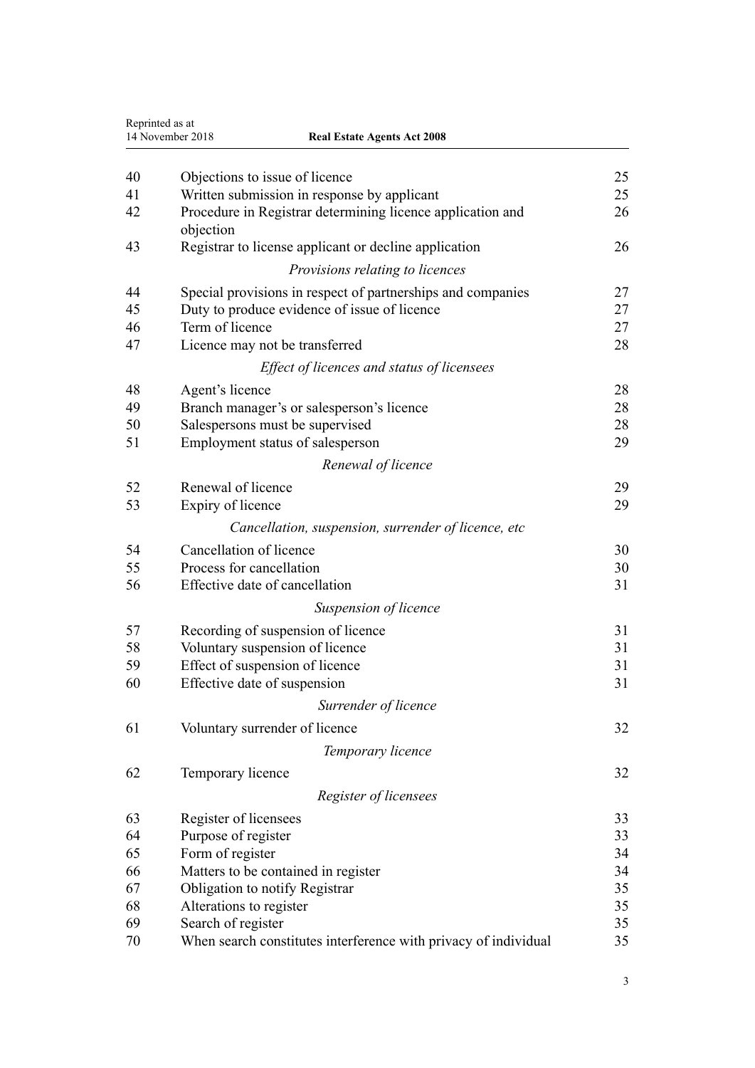| | | |
|---|---|---|
| 40 | Objections to issue of licence | 25 |
| 41 | Written submission in response by applicant | 25 |
| 42 | Procedure in Registrar determining licence application and objection | 26 |
| 43 | Registrar to license applicant or decline application | 26 |
| | *Provisions relating to licences* | |
| 44 | Special provisions in respect of partnerships and companies | 27 |
| 45 | Duty to produce evidence of issue of licence | 27 |
| 46 | Term of licence | 27 |
| 47 | Licence may not be transferred | 28 |
| | *Effect of licences and status of licensees* | |
| 48 | Agent's licence | 28 |
| 49 | Branch manager's or salesperson's licence | 28 |
| 50 | Salespersons must be supervised | 28 |
| 51 | Employment status of salesperson | 29 |
| | *Renewal of licence* | |
| 52 | Renewal of licence | 29 |
| 53 | Expiry of licence | 29 |
| | *Cancellation, suspension, surrender of licence, etc* | |
| 54 | Cancellation of licence | 30 |
| 55 | Process for cancellation | 30 |
| 56 | Effective date of cancellation | 31 |
| | *Suspension of licence* | |
| 57 | Recording of suspension of licence | 31 |
| 58 | Voluntary suspension of licence | 31 |
| 59 | Effect of suspension of licence | 31 |
| 60 | Effective date of suspension | 31 |
| | *Surrender of licence* | |
| 61 | Voluntary surrender of licence | 32 |
| | *Temporary licence* | |
| 62 | Temporary licence | 32 |
| | *Register of licensees* | |
| 63 | Register of licensees | 33 |
| 64 | Purpose of register | 33 |
| 65 | Form of register | 34 |
| 66 | Matters to be contained in register | 34 |
| 67 | Obligation to notify Registrar | 35 |
| 68 | Alterations to register | 35 |
| 69 | Search of register | 35 |
| 70 | When search constitutes interference with privacy of individual | 35 |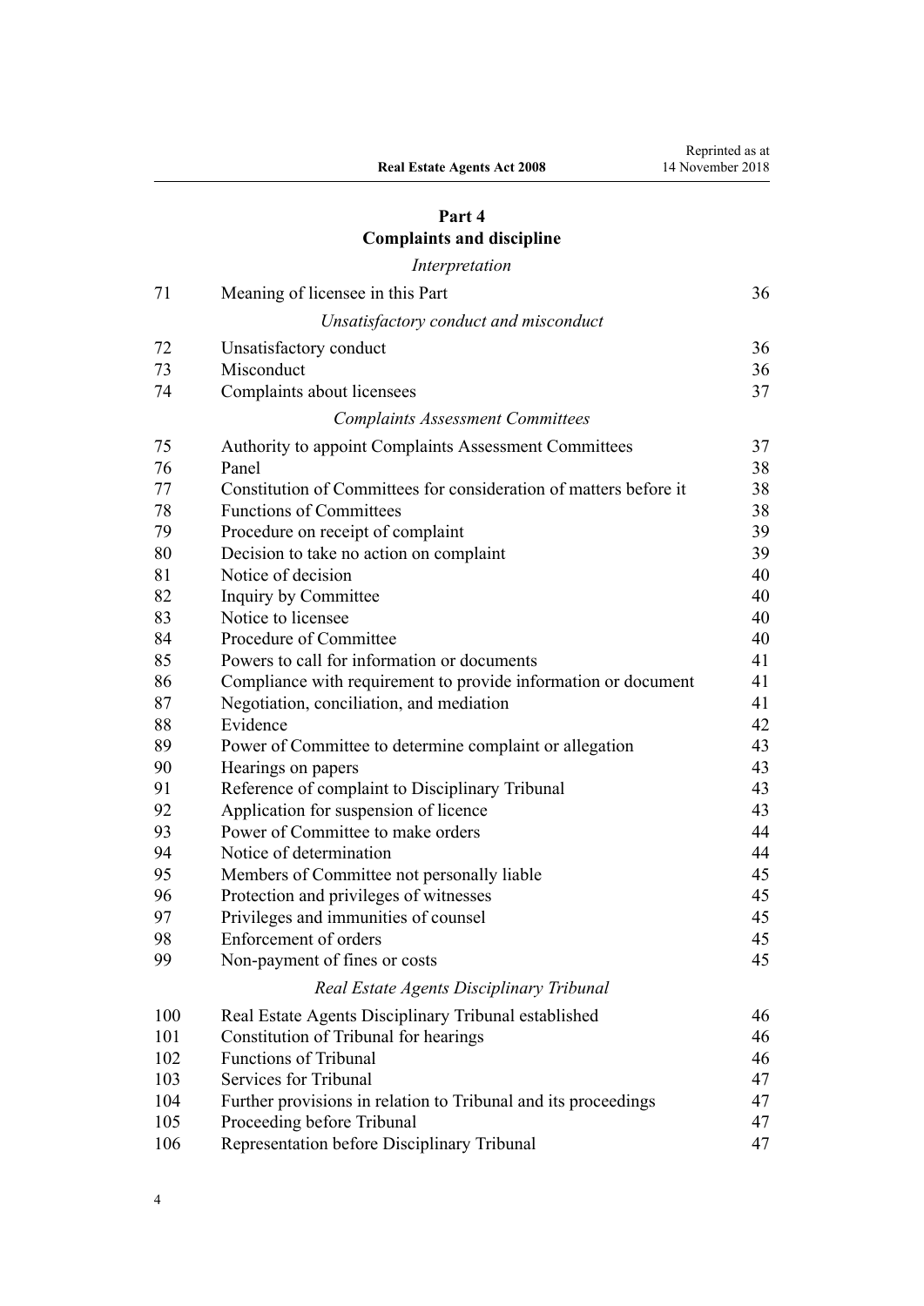## Part 4
## Complaints and discipline

*Interpretation*

| | | |
|---|---|---|
| 71 | Meaning of licensee in this Part | 36 |

*Unsatisfactory conduct and misconduct*

| | | |
|---|---|---|
| 72 | Unsatisfactory conduct | 36 |
| 73 | Misconduct | 36 |
| 74 | Complaints about licensees | 37 |

*Complaints Assessment Committees*

| | | |
|---|---|---|
| 75 | Authority to appoint Complaints Assessment Committees | 37 |
| 76 | Panel | 38 |
| 77 | Constitution of Committees for consideration of matters before it | 38 |
| 78 | Functions of Committees | 38 |
| 79 | Procedure on receipt of complaint | 39 |
| 80 | Decision to take no action on complaint | 39 |
| 81 | Notice of decision | 40 |
| 82 | Inquiry by Committee | 40 |
| 83 | Notice to licensee | 40 |
| 84 | Procedure of Committee | 40 |
| 85 | Powers to call for information or documents | 41 |
| 86 | Compliance with requirement to provide information or document | 41 |
| 87 | Negotiation, conciliation, and mediation | 41 |
| 88 | Evidence | 42 |
| 89 | Power of Committee to determine complaint or allegation | 43 |
| 90 | Hearings on papers | 43 |
| 91 | Reference of complaint to Disciplinary Tribunal | 43 |
| 92 | Application for suspension of licence | 43 |
| 93 | Power of Committee to make orders | 44 |
| 94 | Notice of determination | 44 |
| 95 | Members of Committee not personally liable | 45 |
| 96 | Protection and privileges of witnesses | 45 |
| 97 | Privileges and immunities of counsel | 45 |
| 98 | Enforcement of orders | 45 |
| 99 | Non-payment of fines or costs | 45 |

*Real Estate Agents Disciplinary Tribunal*

| | | |
|---|---|---|
| 100 | Real Estate Agents Disciplinary Tribunal established | 46 |
| 101 | Constitution of Tribunal for hearings | 46 |
| 102 | Functions of Tribunal | 46 |
| 103 | Services for Tribunal | 47 |
| 104 | Further provisions in relation to Tribunal and its proceedings | 47 |
| 105 | Proceeding before Tribunal | 47 |
| 106 | Representation before Disciplinary Tribunal | 47 |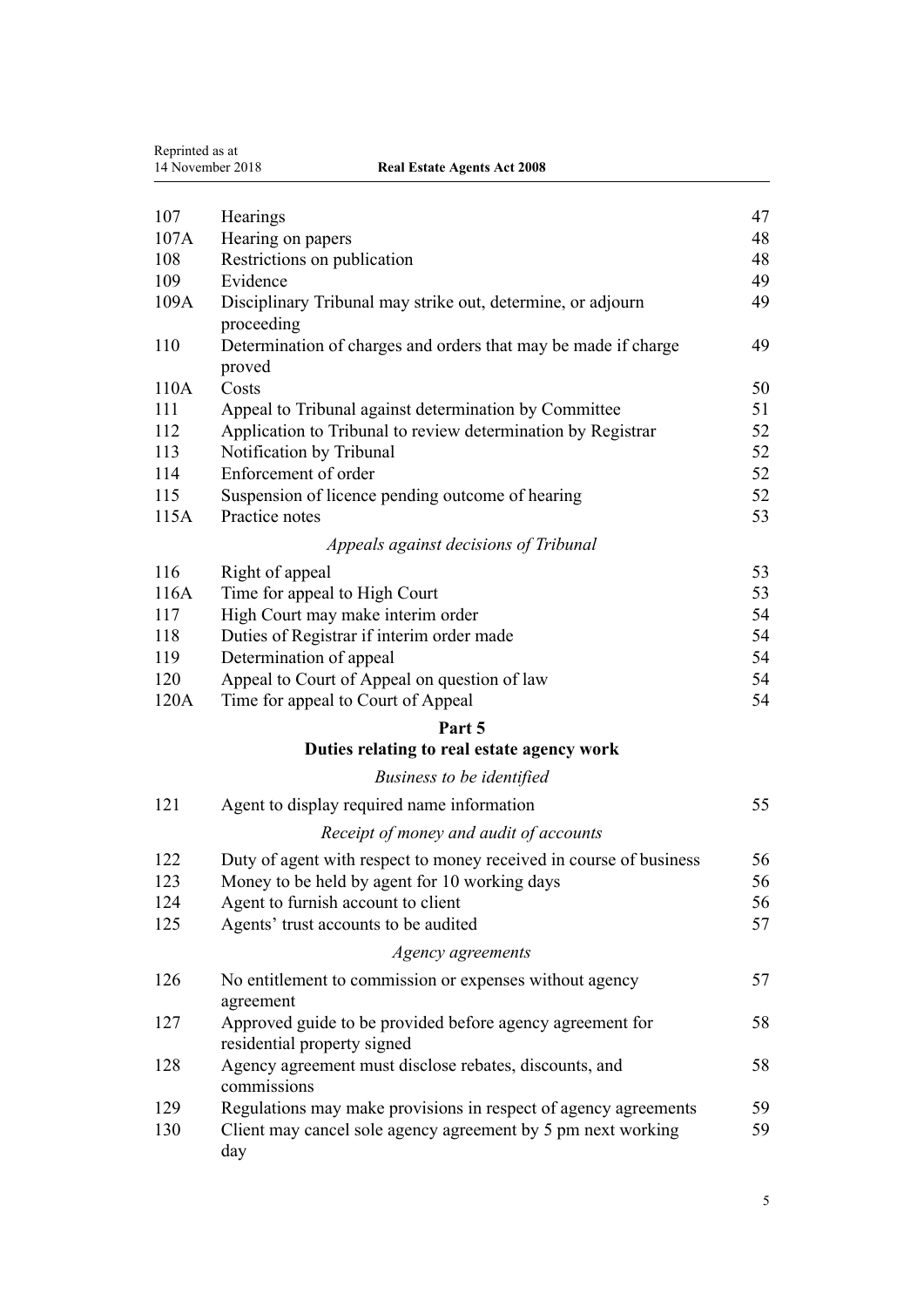| | | |
|---|---|---|
| 107 | Hearings | 47 |
| 107A | Hearing on papers | 48 |
| 108 | Restrictions on publication | 48 |
| 109 | Evidence | 49 |
| 109A | Disciplinary Tribunal may strike out, determine, or adjourn proceeding | 49 |
| 110 | Determination of charges and orders that may be made if charge proved | 49 |
| 110A | Costs | 50 |
| 111 | Appeal to Tribunal against determination by Committee | 51 |
| 112 | Application to Tribunal to review determination by Registrar | 52 |
| 113 | Notification by Tribunal | 52 |
| 114 | Enforcement of order | 52 |
| 115 | Suspension of licence pending outcome of hearing | 52 |
| 115A | Practice notes | 53 |

*Appeals against decisions of Tribunal*

| | | |
|---|---|---|
| 116 | Right of appeal | 53 |
| 116A | Time for appeal to High Court | 53 |
| 117 | High Court may make interim order | 54 |
| 118 | Duties of Registrar if interim order made | 54 |
| 119 | Determination of appeal | 54 |
| 120 | Appeal to Court of Appeal on question of law | 54 |
| 120A | Time for appeal to Court of Appeal | 54 |

## Part 5
## Duties relating to real estate agency work

*Business to be identified*

| | | |
|---|---|---|
| 121 | Agent to display required name information | 55 |

*Receipt of money and audit of accounts*

| | | |
|---|---|---|
| 122 | Duty of agent with respect to money received in course of business | 56 |
| 123 | Money to be held by agent for 10 working days | 56 |
| 124 | Agent to furnish account to client | 56 |
| 125 | Agents' trust accounts to be audited | 57 |

*Agency agreements*

| | | |
|---|---|---|
| 126 | No entitlement to commission or expenses without agency agreement | 57 |
| 127 | Approved guide to be provided before agency agreement for residential property signed | 58 |
| 128 | Agency agreement must disclose rebates, discounts, and commissions | 58 |
| 129 | Regulations may make provisions in respect of agency agreements | 59 |
| 130 | Client may cancel sole agency agreement by 5 pm next working day | 59 |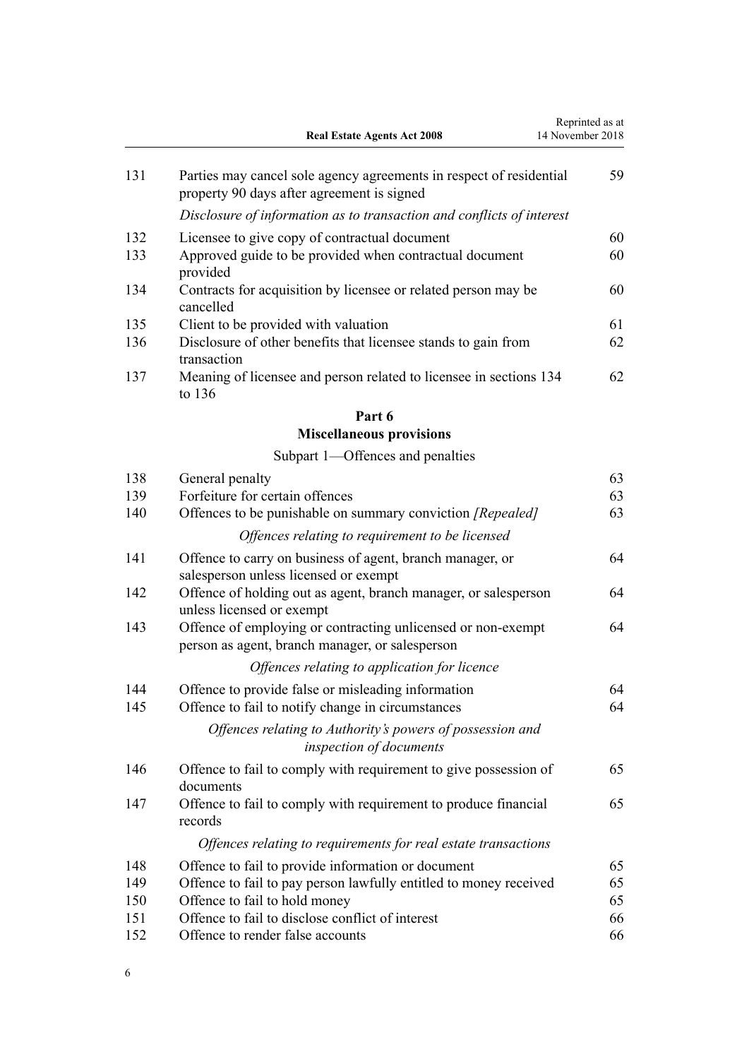| | | |
|---|---|---|
| 131 | Parties may cancel sole agency agreements in respect of residential property 90 days after agreement is signed | 59 |
| | *Disclosure of information as to transaction and conflicts of interest* | |
| 132 | Licensee to give copy of contractual document | 60 |
| 133 | Approved guide to be provided when contractual document provided | 60 |
| 134 | Contracts for acquisition by licensee or related person may be cancelled | 60 |
| 135 | Client to be provided with valuation | 61 |
| 136 | Disclosure of other benefits that licensee stands to gain from transaction | 62 |
| 137 | Meaning of licensee and person related to licensee in sections 134 to 136 | 62 |

## Part 6
## Miscellaneous provisions

Subpart 1—Offences and penalties

| | | |
|---|---|---|
| 138 | General penalty | 63 |
| 139 | Forfeiture for certain offences | 63 |
| 140 | Offences to be punishable on summary conviction *[Repealed]* | 63 |
| | *Offences relating to requirement to be licensed* | |
| 141 | Offence to carry on business of agent, branch manager, or salesperson unless licensed or exempt | 64 |
| 142 | Offence of holding out as agent, branch manager, or salesperson unless licensed or exempt | 64 |
| 143 | Offence of employing or contracting unlicensed or non-exempt person as agent, branch manager, or salesperson | 64 |
| | *Offences relating to application for licence* | |
| 144 | Offence to provide false or misleading information | 64 |
| 145 | Offence to fail to notify change in circumstances | 64 |
| | *Offences relating to Authority's powers of possession and inspection of documents* | |
| 146 | Offence to fail to comply with requirement to give possession of documents | 65 |
| 147 | Offence to fail to comply with requirement to produce financial records | 65 |
| | *Offences relating to requirements for real estate transactions* | |
| 148 | Offence to fail to provide information or document | 65 |
| 149 | Offence to fail to pay person lawfully entitled to money received | 65 |
| 150 | Offence to fail to hold money | 65 |
| 151 | Offence to fail to disclose conflict of interest | 66 |
| 152 | Offence to render false accounts | 66 |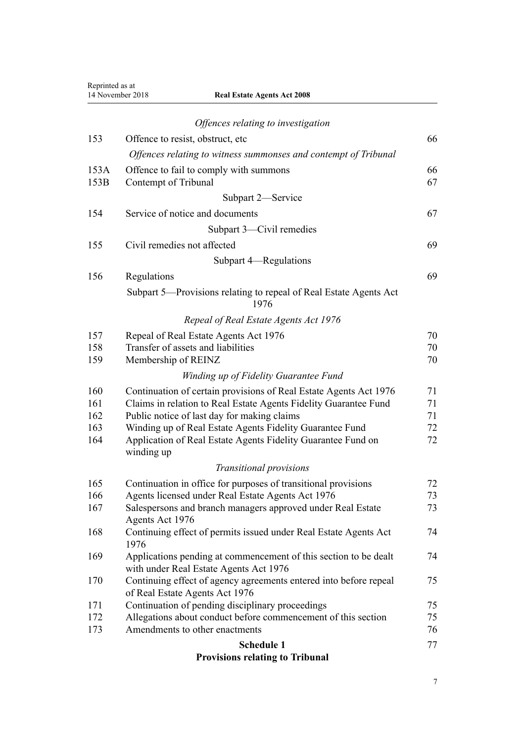*Offences relating to investigation*

| | | |
|---|---|---|
| 153 | Offence to resist, obstruct, etc | 66 |

*Offences relating to witness summonses and contempt of Tribunal*

| | | |
|---|---|---|
| 153A | Offence to fail to comply with summons | 66 |
| 153B | Contempt of Tribunal | 67 |

Subpart 2—Service

| | | |
|---|---|---|
| 154 | Service of notice and documents | 67 |

Subpart 3—Civil remedies

| | | |
|---|---|---|
| 155 | Civil remedies not affected | 69 |

Subpart 4—Regulations

| | | |
|---|---|---|
| 156 | Regulations | 69 |

Subpart 5—Provisions relating to repeal of Real Estate Agents Act 1976

*Repeal of Real Estate Agents Act 1976*

| | | |
|---|---|---|
| 157 | Repeal of Real Estate Agents Act 1976 | 70 |
| 158 | Transfer of assets and liabilities | 70 |
| 159 | Membership of REINZ | 70 |

*Winding up of Fidelity Guarantee Fund*

| | | |
|---|---|---|
| 160 | Continuation of certain provisions of Real Estate Agents Act 1976 | 71 |
| 161 | Claims in relation to Real Estate Agents Fidelity Guarantee Fund | 71 |
| 162 | Public notice of last day for making claims | 71 |
| 163 | Winding up of Real Estate Agents Fidelity Guarantee Fund | 72 |
| 164 | Application of Real Estate Agents Fidelity Guarantee Fund on winding up | 72 |

*Transitional provisions*

| | | |
|---|---|---|
| 165 | Continuation in office for purposes of transitional provisions | 72 |
| 166 | Agents licensed under Real Estate Agents Act 1976 | 73 |
| 167 | Salespersons and branch managers approved under Real Estate Agents Act 1976 | 73 |
| 168 | Continuing effect of permits issued under Real Estate Agents Act 1976 | 74 |
| 169 | Applications pending at commencement of this section to be dealt with under Real Estate Agents Act 1976 | 74 |
| 170 | Continuing effect of agency agreements entered into before repeal of Real Estate Agents Act 1976 | 75 |
| 171 | Continuation of pending disciplinary proceedings | 75 |
| 172 | Allegations about conduct before commencement of this section | 75 |
| 173 | Amendments to other enactments | 76 |

**Schedule 1** 77
**Provisions relating to Tribunal**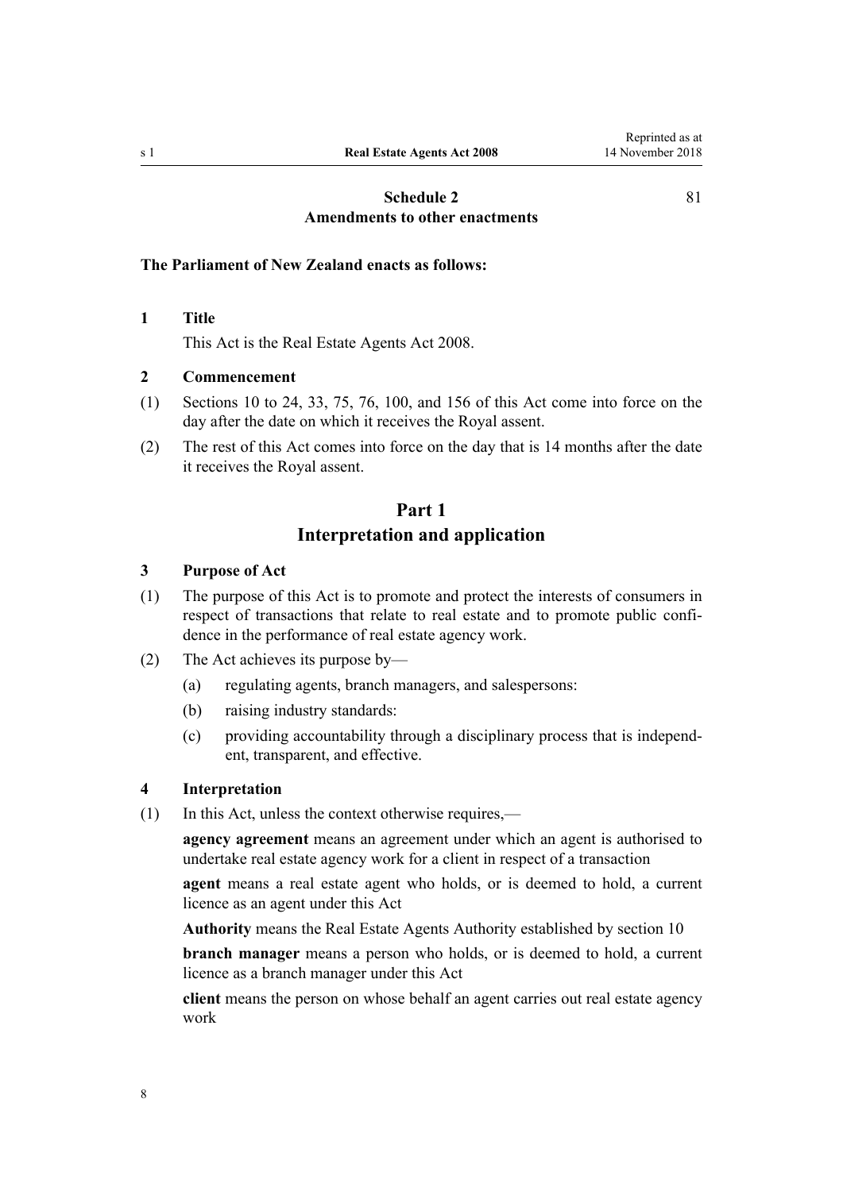Schedule 2
Amendments to other enactments

81

**The Parliament of New Zealand enacts as follows:**

**1 Title**

This Act is the Real Estate Agents Act 2008.

**2 Commencement**

(1) Sections 10 to 24, 33, 75, 76, 100, and 156 of this Act come into force on the day after the date on which it receives the Royal assent.

(2) The rest of this Act comes into force on the day that is 14 months after the date it receives the Royal assent.

# Part 1
# Interpretation and application

**3 Purpose of Act**

(1) The purpose of this Act is to promote and protect the interests of consumers in respect of transactions that relate to real estate and to promote public confidence in the performance of real estate agency work.

(2) The Act achieves its purpose by—

(a) regulating agents, branch managers, and salespersons:

(b) raising industry standards:

(c) providing accountability through a disciplinary process that is independent, transparent, and effective.

**4 Interpretation**

(1) In this Act, unless the context otherwise requires,—

**agency agreement** means an agreement under which an agent is authorised to undertake real estate agency work for a client in respect of a transaction

**agent** means a real estate agent who holds, or is deemed to hold, a current licence as an agent under this Act

**Authority** means the Real Estate Agents Authority established by section 10

**branch manager** means a person who holds, or is deemed to hold, a current licence as a branch manager under this Act

**client** means the person on whose behalf an agent carries out real estate agency work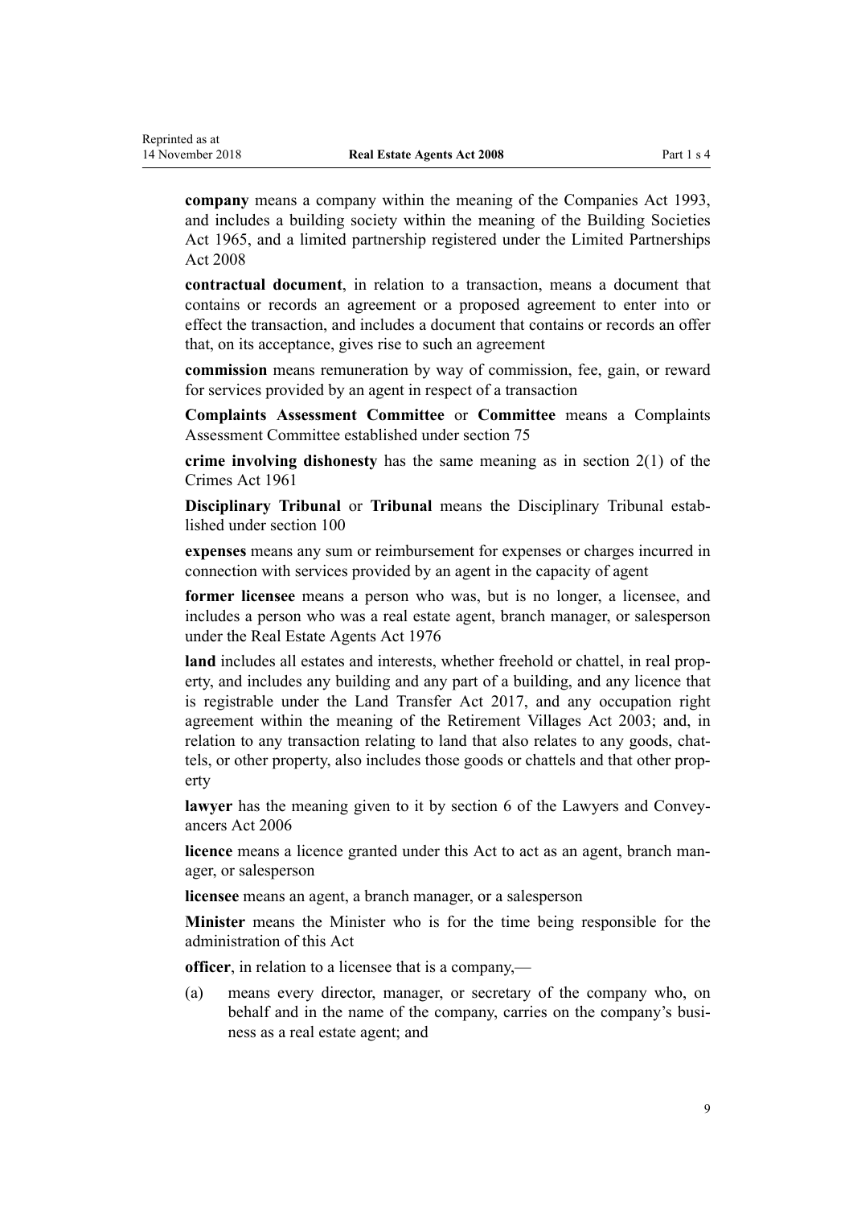**company** means a company within the meaning of the Companies Act 1993, and includes a building society within the meaning of the Building Societies Act 1965, and a limited partnership registered under the Limited Partnerships Act 2008

**contractual document**, in relation to a transaction, means a document that contains or records an agreement or a proposed agreement to enter into or effect the transaction, and includes a document that contains or records an offer that, on its acceptance, gives rise to such an agreement

**commission** means remuneration by way of commission, fee, gain, or reward for services provided by an agent in respect of a transaction

**Complaints Assessment Committee** or **Committee** means a Complaints Assessment Committee established under section 75

**crime involving dishonesty** has the same meaning as in section 2(1) of the Crimes Act 1961

**Disciplinary Tribunal** or **Tribunal** means the Disciplinary Tribunal established under section 100

**expenses** means any sum or reimbursement for expenses or charges incurred in connection with services provided by an agent in the capacity of agent

**former licensee** means a person who was, but is no longer, a licensee, and includes a person who was a real estate agent, branch manager, or salesperson under the Real Estate Agents Act 1976

**land** includes all estates and interests, whether freehold or chattel, in real property, and includes any building and any part of a building, and any licence that is registrable under the Land Transfer Act 2017, and any occupation right agreement within the meaning of the Retirement Villages Act 2003; and, in relation to any transaction relating to land that also relates to any goods, chattels, or other property, also includes those goods or chattels and that other property

**lawyer** has the meaning given to it by section 6 of the Lawyers and Conveyancers Act 2006

**licence** means a licence granted under this Act to act as an agent, branch manager, or salesperson

**licensee** means an agent, a branch manager, or a salesperson

**Minister** means the Minister who is for the time being responsible for the administration of this Act

**officer**, in relation to a licensee that is a company,—

(a) means every director, manager, or secretary of the company who, on behalf and in the name of the company, carries on the company's business as a real estate agent; and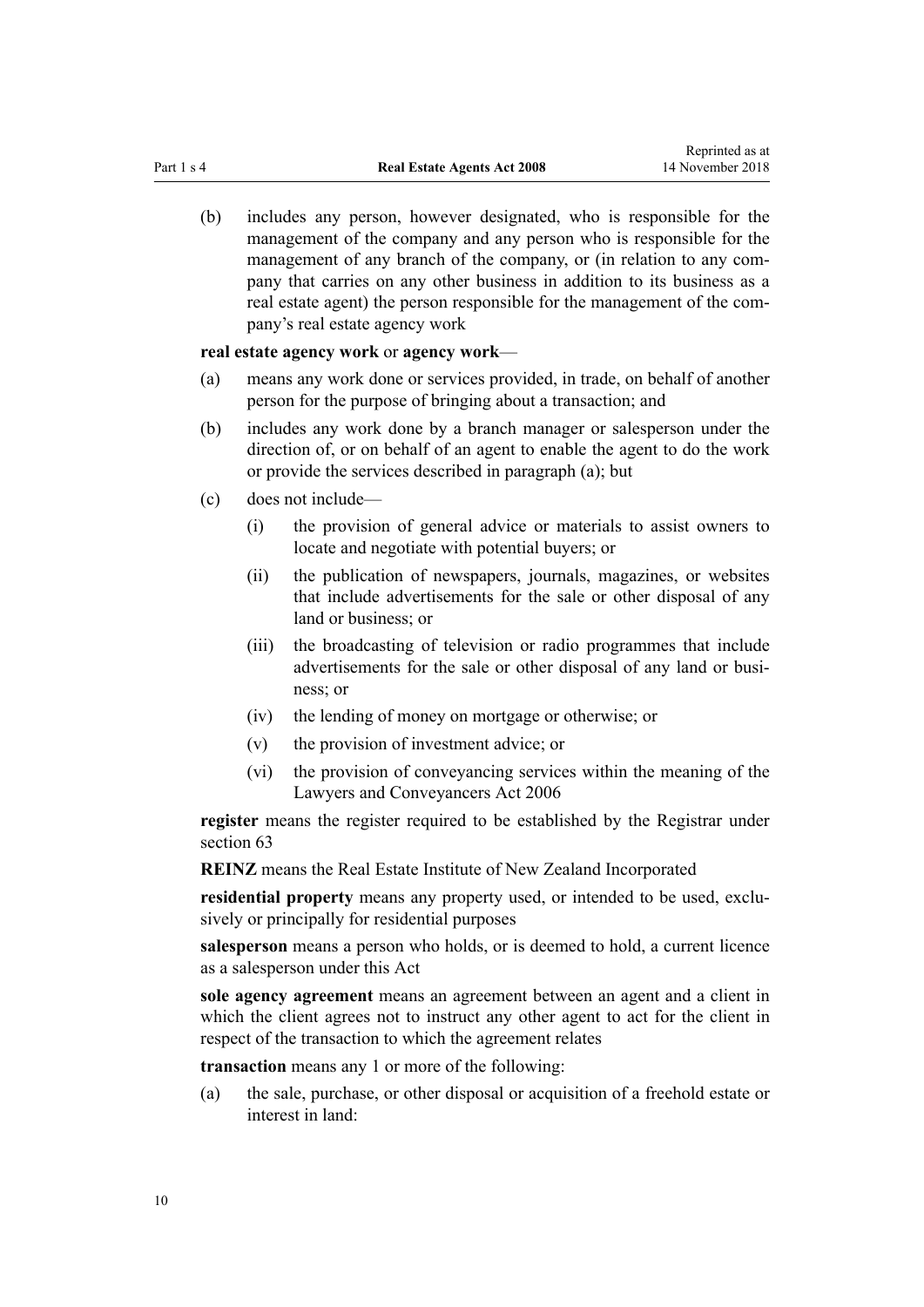(b) includes any person, however designated, who is responsible for the management of the company and any person who is responsible for the management of any branch of the company, or (in relation to any company that carries on any other business in addition to its business as a real estate agent) the person responsible for the management of the company's real estate agency work

**real estate agency work** or **agency work**—

(a) means any work done or services provided, in trade, on behalf of another person for the purpose of bringing about a transaction; and

(b) includes any work done by a branch manager or salesperson under the direction of, or on behalf of an agent to enable the agent to do the work or provide the services described in paragraph (a); but

(c) does not include—

  (i) the provision of general advice or materials to assist owners to locate and negotiate with potential buyers; or

  (ii) the publication of newspapers, journals, magazines, or websites that include advertisements for the sale or other disposal of any land or business; or

  (iii) the broadcasting of television or radio programmes that include advertisements for the sale or other disposal of any land or business; or

  (iv) the lending of money on mortgage or otherwise; or

  (v) the provision of investment advice; or

  (vi) the provision of conveyancing services within the meaning of the Lawyers and Conveyancers Act 2006

**register** means the register required to be established by the Registrar under section 63

**REINZ** means the Real Estate Institute of New Zealand Incorporated

**residential property** means any property used, or intended to be used, exclusively or principally for residential purposes

**salesperson** means a person who holds, or is deemed to hold, a current licence as a salesperson under this Act

**sole agency agreement** means an agreement between an agent and a client in which the client agrees not to instruct any other agent to act for the client in respect of the transaction to which the agreement relates

**transaction** means any 1 or more of the following:

(a) the sale, purchase, or other disposal or acquisition of a freehold estate or interest in land: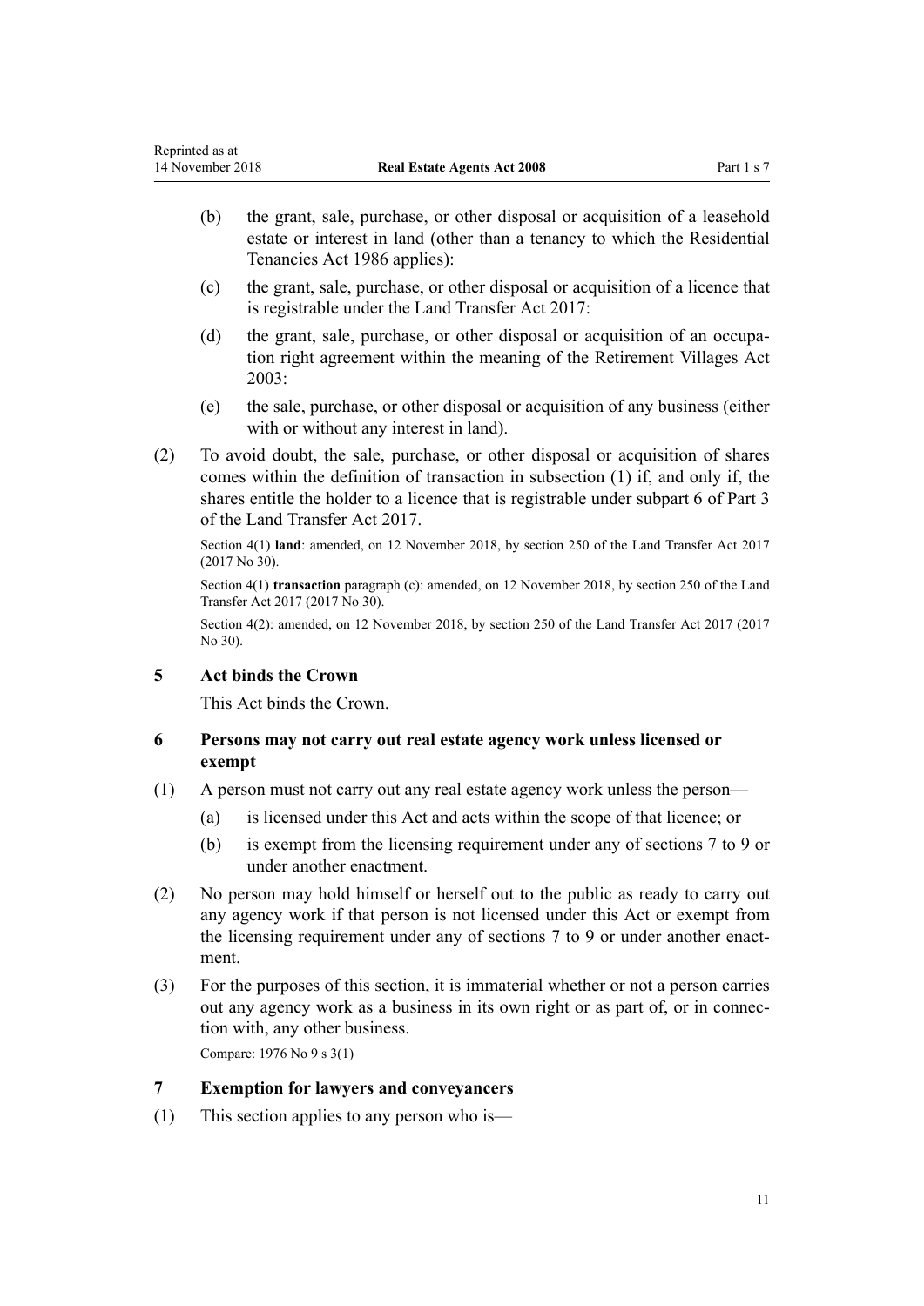(b) the grant, sale, purchase, or other disposal or acquisition of a leasehold estate or interest in land (other than a tenancy to which the Residential Tenancies Act 1986 applies):

(c) the grant, sale, purchase, or other disposal or acquisition of a licence that is registrable under the Land Transfer Act 2017:

(d) the grant, sale, purchase, or other disposal or acquisition of an occupation right agreement within the meaning of the Retirement Villages Act 2003:

(e) the sale, purchase, or other disposal or acquisition of any business (either with or without any interest in land).

(2) To avoid doubt, the sale, purchase, or other disposal or acquisition of shares comes within the definition of transaction in subsection (1) if, and only if, the shares entitle the holder to a licence that is registrable under subpart 6 of Part 3 of the Land Transfer Act 2017.

Section 4(1) **land**: amended, on 12 November 2018, by section 250 of the Land Transfer Act 2017 (2017 No 30).

Section 4(1) **transaction** paragraph (c): amended, on 12 November 2018, by section 250 of the Land Transfer Act 2017 (2017 No 30).

Section 4(2): amended, on 12 November 2018, by section 250 of the Land Transfer Act 2017 (2017 No 30).

### 5 Act binds the Crown

This Act binds the Crown.

### 6 Persons may not carry out real estate agency work unless licensed or exempt

(1) A person must not carry out any real estate agency work unless the person—

(a) is licensed under this Act and acts within the scope of that licence; or

(b) is exempt from the licensing requirement under any of sections 7 to 9 or under another enactment.

(2) No person may hold himself or herself out to the public as ready to carry out any agency work if that person is not licensed under this Act or exempt from the licensing requirement under any of sections 7 to 9 or under another enactment.

(3) For the purposes of this section, it is immaterial whether or not a person carries out any agency work as a business in its own right or as part of, or in connection with, any other business.

Compare: 1976 No 9 s 3(1)

### 7 Exemption for lawyers and conveyancers

(1) This section applies to any person who is—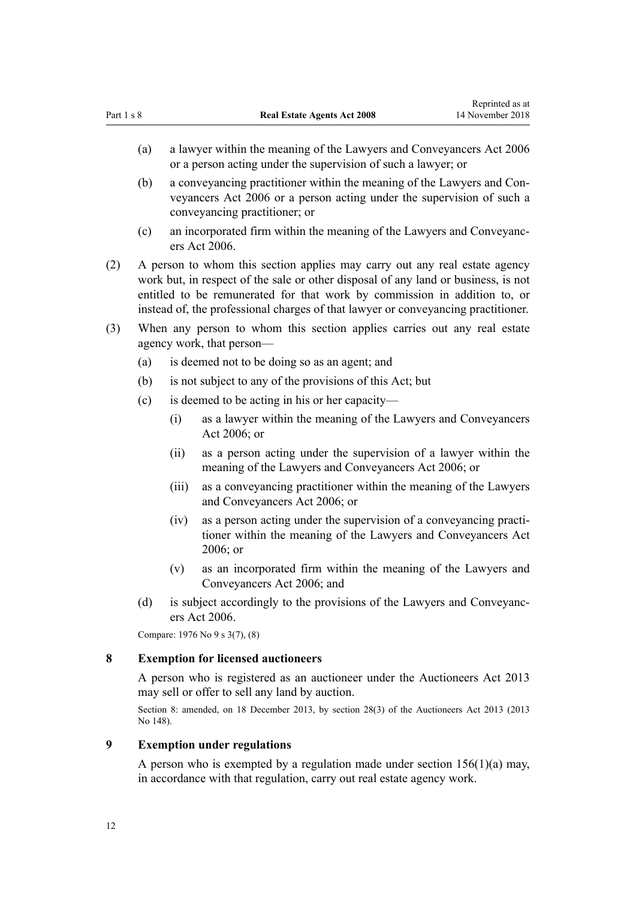(a) a lawyer within the meaning of the Lawyers and Conveyancers Act 2006 or a person acting under the supervision of such a lawyer; or

(b) a conveyancing practitioner within the meaning of the Lawyers and Conveyancers Act 2006 or a person acting under the supervision of such a conveyancing practitioner; or

(c) an incorporated firm within the meaning of the Lawyers and Conveyancers Act 2006.

(2) A person to whom this section applies may carry out any real estate agency work but, in respect of the sale or other disposal of any land or business, is not entitled to be remunerated for that work by commission in addition to, or instead of, the professional charges of that lawyer or conveyancing practitioner.

(3) When any person to whom this section applies carries out any real estate agency work, that person—

(a) is deemed not to be doing so as an agent; and

(b) is not subject to any of the provisions of this Act; but

(c) is deemed to be acting in his or her capacity—

(i) as a lawyer within the meaning of the Lawyers and Conveyancers Act 2006; or

(ii) as a person acting under the supervision of a lawyer within the meaning of the Lawyers and Conveyancers Act 2006; or

(iii) as a conveyancing practitioner within the meaning of the Lawyers and Conveyancers Act 2006; or

(iv) as a person acting under the supervision of a conveyancing practitioner within the meaning of the Lawyers and Conveyancers Act 2006; or

(v) as an incorporated firm within the meaning of the Lawyers and Conveyancers Act 2006; and

(d) is subject accordingly to the provisions of the Lawyers and Conveyancers Act 2006.

Compare: 1976 No 9 s 3(7), (8)

### 8 Exemption for licensed auctioneers

A person who is registered as an auctioneer under the Auctioneers Act 2013 may sell or offer to sell any land by auction.

Section 8: amended, on 18 December 2013, by section 28(3) of the Auctioneers Act 2013 (2013 No 148).

### 9 Exemption under regulations

A person who is exempted by a regulation made under section 156(1)(a) may, in accordance with that regulation, carry out real estate agency work.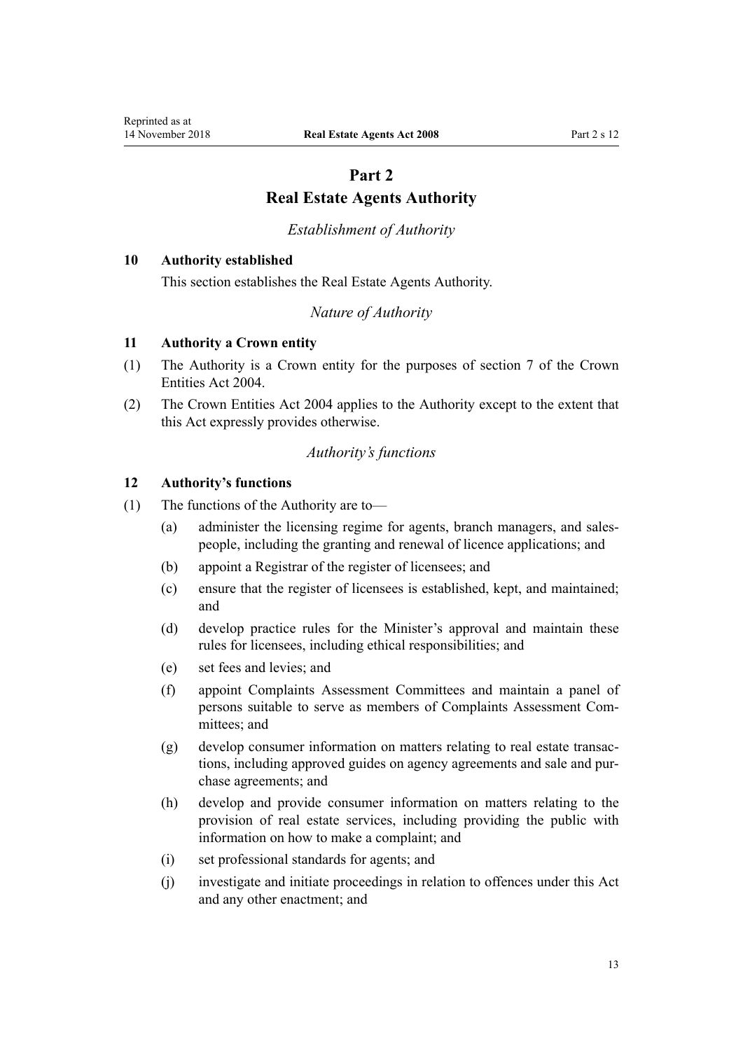# Part 2
# Real Estate Agents Authority

*Establishment of Authority*

## 10 Authority established

This section establishes the Real Estate Agents Authority.

*Nature of Authority*

## 11 Authority a Crown entity

(1) The Authority is a Crown entity for the purposes of section 7 of the Crown Entities Act 2004.

(2) The Crown Entities Act 2004 applies to the Authority except to the extent that this Act expressly provides otherwise.

*Authority's functions*

## 12 Authority's functions

(1) The functions of the Authority are to—

- (a) administer the licensing regime for agents, branch managers, and salespeople, including the granting and renewal of licence applications; and
- (b) appoint a Registrar of the register of licensees; and
- (c) ensure that the register of licensees is established, kept, and maintained; and
- (d) develop practice rules for the Minister's approval and maintain these rules for licensees, including ethical responsibilities; and
- (e) set fees and levies; and
- (f) appoint Complaints Assessment Committees and maintain a panel of persons suitable to serve as members of Complaints Assessment Committees; and
- (g) develop consumer information on matters relating to real estate transactions, including approved guides on agency agreements and sale and purchase agreements; and
- (h) develop and provide consumer information on matters relating to the provision of real estate services, including providing the public with information on how to make a complaint; and
- (i) set professional standards for agents; and
- (j) investigate and initiate proceedings in relation to offences under this Act and any other enactment; and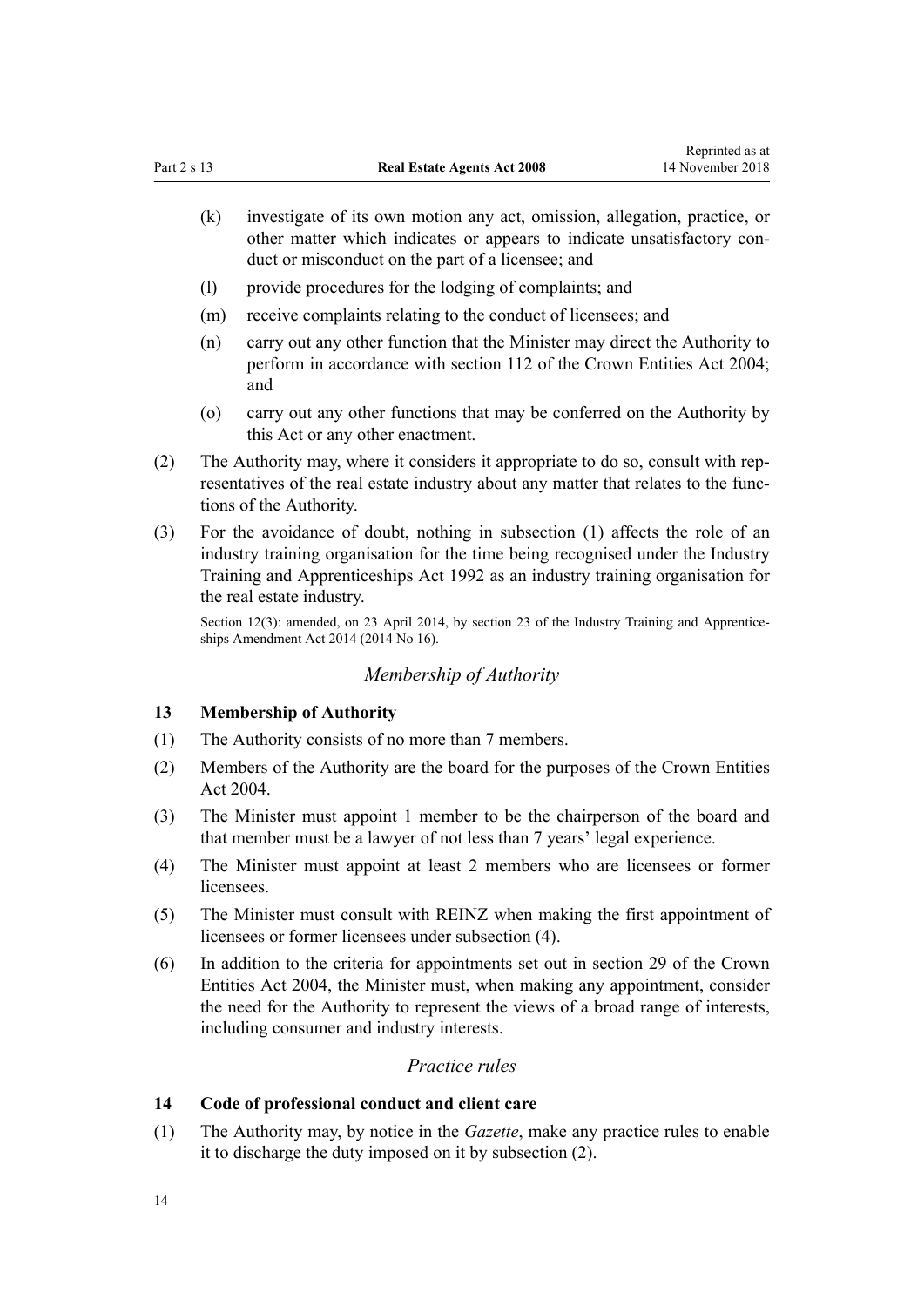(k) investigate of its own motion any act, omission, allegation, practice, or other matter which indicates or appears to indicate unsatisfactory conduct or misconduct on the part of a licensee; and

(l) provide procedures for the lodging of complaints; and

(m) receive complaints relating to the conduct of licensees; and

(n) carry out any other function that the Minister may direct the Authority to perform in accordance with section 112 of the Crown Entities Act 2004; and

(o) carry out any other functions that may be conferred on the Authority by this Act or any other enactment.

(2) The Authority may, where it considers it appropriate to do so, consult with representatives of the real estate industry about any matter that relates to the functions of the Authority.

(3) For the avoidance of doubt, nothing in subsection (1) affects the role of an industry training organisation for the time being recognised under the Industry Training and Apprenticeships Act 1992 as an industry training organisation for the real estate industry.

Section 12(3): amended, on 23 April 2014, by section 23 of the Industry Training and Apprenticeships Amendment Act 2014 (2014 No 16).

*Membership of Authority*

### 13 Membership of Authority

(1) The Authority consists of no more than 7 members.

(2) Members of the Authority are the board for the purposes of the Crown Entities Act 2004.

(3) The Minister must appoint 1 member to be the chairperson of the board and that member must be a lawyer of not less than 7 years' legal experience.

(4) The Minister must appoint at least 2 members who are licensees or former licensees.

(5) The Minister must consult with REINZ when making the first appointment of licensees or former licensees under subsection (4).

(6) In addition to the criteria for appointments set out in section 29 of the Crown Entities Act 2004, the Minister must, when making any appointment, consider the need for the Authority to represent the views of a broad range of interests, including consumer and industry interests.

*Practice rules*

### 14 Code of professional conduct and client care

(1) The Authority may, by notice in the *Gazette*, make any practice rules to enable it to discharge the duty imposed on it by subsection (2).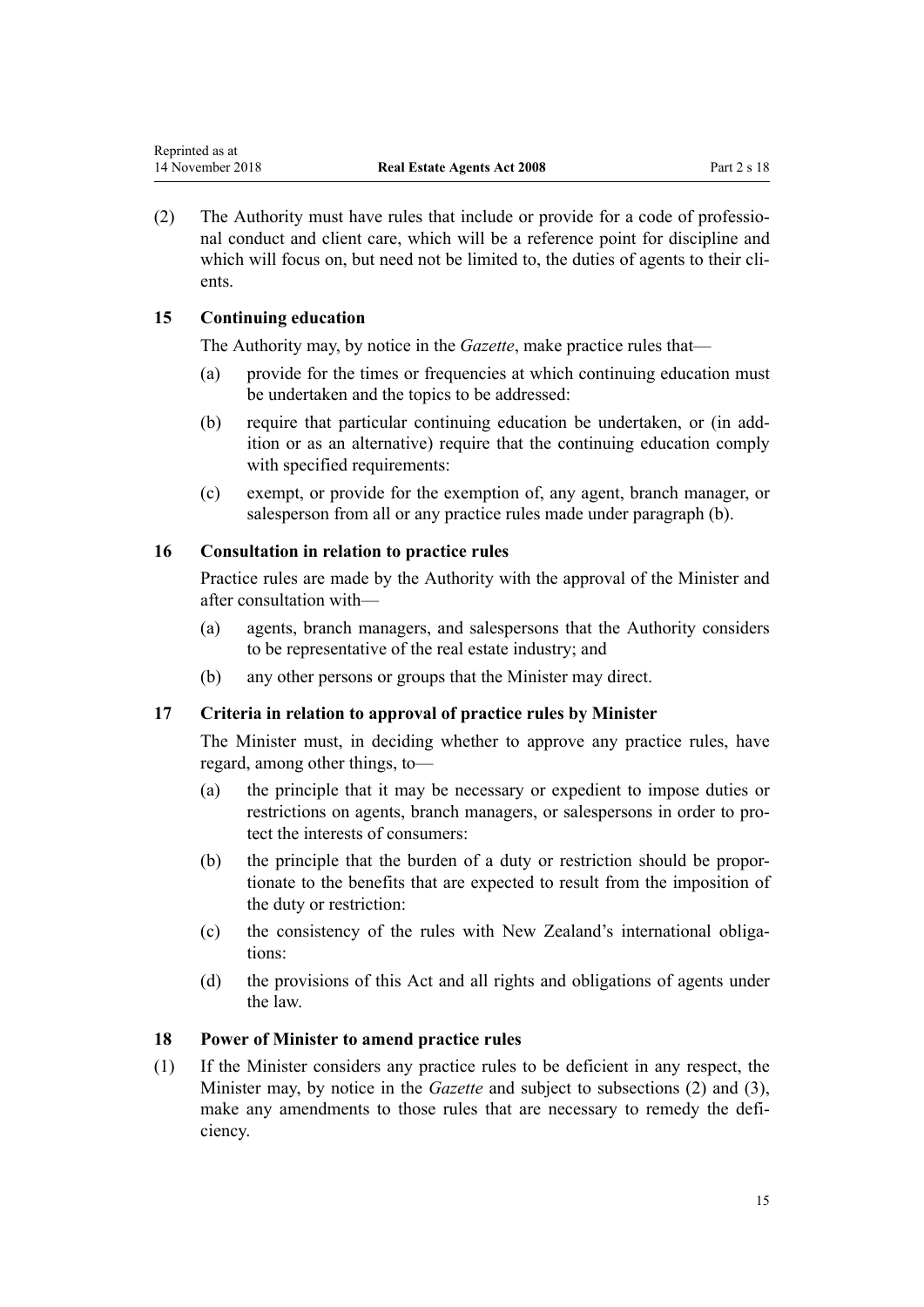(2) The Authority must have rules that include or provide for a code of professional conduct and client care, which will be a reference point for discipline and which will focus on, but need not be limited to, the duties of agents to their clients.

### 15 Continuing education

The Authority may, by notice in the *Gazette*, make practice rules that—

(a) provide for the times or frequencies at which continuing education must be undertaken and the topics to be addressed:

(b) require that particular continuing education be undertaken, or (in addition or as an alternative) require that the continuing education comply with specified requirements:

(c) exempt, or provide for the exemption of, any agent, branch manager, or salesperson from all or any practice rules made under paragraph (b).

### 16 Consultation in relation to practice rules

Practice rules are made by the Authority with the approval of the Minister and after consultation with—

(a) agents, branch managers, and salespersons that the Authority considers to be representative of the real estate industry; and

(b) any other persons or groups that the Minister may direct.

### 17 Criteria in relation to approval of practice rules by Minister

The Minister must, in deciding whether to approve any practice rules, have regard, among other things, to—

(a) the principle that it may be necessary or expedient to impose duties or restrictions on agents, branch managers, or salespersons in order to protect the interests of consumers:

(b) the principle that the burden of a duty or restriction should be proportionate to the benefits that are expected to result from the imposition of the duty or restriction:

(c) the consistency of the rules with New Zealand's international obligations:

(d) the provisions of this Act and all rights and obligations of agents under the law.

### 18 Power of Minister to amend practice rules

(1) If the Minister considers any practice rules to be deficient in any respect, the Minister may, by notice in the *Gazette* and subject to subsections (2) and (3), make any amendments to those rules that are necessary to remedy the deficiency.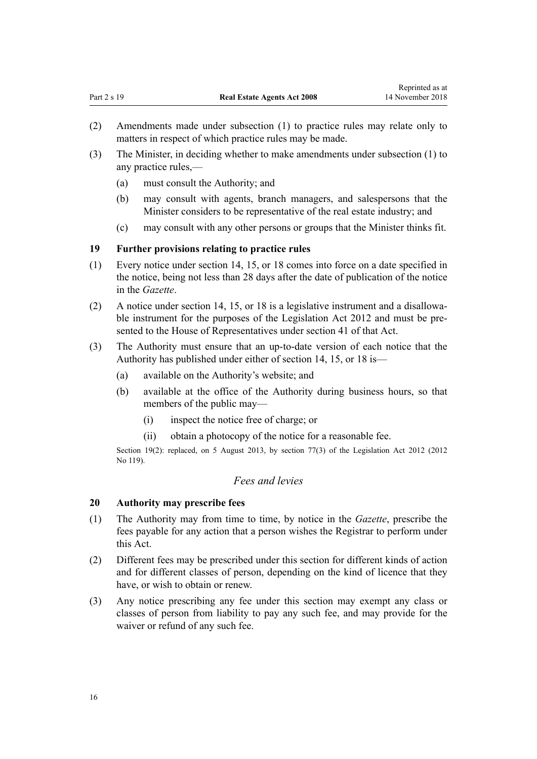(2) Amendments made under subsection (1) to practice rules may relate only to matters in respect of which practice rules may be made.

(3) The Minister, in deciding whether to make amendments under subsection (1) to any practice rules,—

 (a) must consult the Authority; and

 (b) may consult with agents, branch managers, and salespersons that the Minister considers to be representative of the real estate industry; and

 (c) may consult with any other persons or groups that the Minister thinks fit.

### 19 Further provisions relating to practice rules

(1) Every notice under section 14, 15, or 18 comes into force on a date specified in the notice, being not less than 28 days after the date of publication of the notice in the *Gazette*.

(2) A notice under section 14, 15, or 18 is a legislative instrument and a disallowable instrument for the purposes of the Legislation Act 2012 and must be presented to the House of Representatives under section 41 of that Act.

(3) The Authority must ensure that an up-to-date version of each notice that the Authority has published under either of section 14, 15, or 18 is—

 (a) available on the Authority's website; and

 (b) available at the office of the Authority during business hours, so that members of the public may—

  (i) inspect the notice free of charge; or

  (ii) obtain a photocopy of the notice for a reasonable fee.

Section 19(2): replaced, on 5 August 2013, by section 77(3) of the Legislation Act 2012 (2012 No 119).

## *Fees and levies*

### 20 Authority may prescribe fees

(1) The Authority may from time to time, by notice in the *Gazette*, prescribe the fees payable for any action that a person wishes the Registrar to perform under this Act.

(2) Different fees may be prescribed under this section for different kinds of action and for different classes of person, depending on the kind of licence that they have, or wish to obtain or renew.

(3) Any notice prescribing any fee under this section may exempt any class or classes of person from liability to pay any such fee, and may provide for the waiver or refund of any such fee.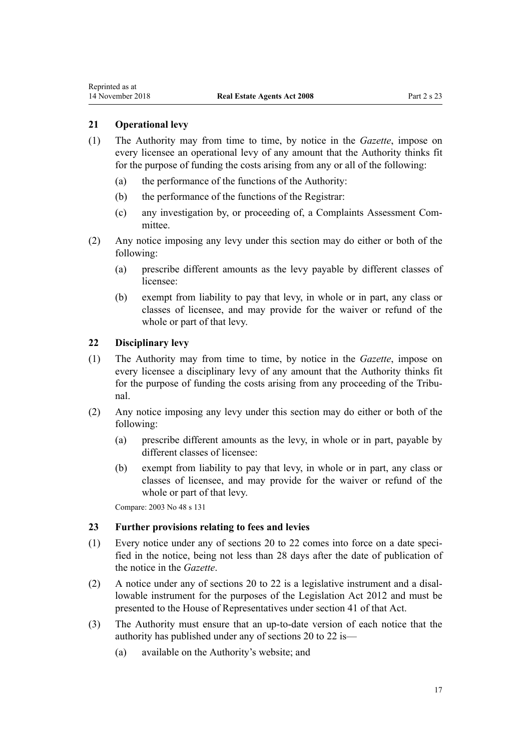### 21 Operational levy

(1) The Authority may from time to time, by notice in the *Gazette*, impose on every licensee an operational levy of any amount that the Authority thinks fit for the purpose of funding the costs arising from any or all of the following:

- (a) the performance of the functions of the Authority:
- (b) the performance of the functions of the Registrar:
- (c) any investigation by, or proceeding of, a Complaints Assessment Committee.

(2) Any notice imposing any levy under this section may do either or both of the following:

- (a) prescribe different amounts as the levy payable by different classes of licensee:
- (b) exempt from liability to pay that levy, in whole or in part, any class or classes of licensee, and may provide for the waiver or refund of the whole or part of that levy.

### 22 Disciplinary levy

(1) The Authority may from time to time, by notice in the *Gazette*, impose on every licensee a disciplinary levy of any amount that the Authority thinks fit for the purpose of funding the costs arising from any proceeding of the Tribunal.

(2) Any notice imposing any levy under this section may do either or both of the following:

- (a) prescribe different amounts as the levy, in whole or in part, payable by different classes of licensee:
- (b) exempt from liability to pay that levy, in whole or in part, any class or classes of licensee, and may provide for the waiver or refund of the whole or part of that levy.

Compare: 2003 No 48 s 131

### 23 Further provisions relating to fees and levies

(1) Every notice under any of sections 20 to 22 comes into force on a date specified in the notice, being not less than 28 days after the date of publication of the notice in the *Gazette*.

(2) A notice under any of sections 20 to 22 is a legislative instrument and a disallowable instrument for the purposes of the Legislation Act 2012 and must be presented to the House of Representatives under section 41 of that Act.

(3) The Authority must ensure that an up-to-date version of each notice that the authority has published under any of sections 20 to 22 is—

- (a) available on the Authority's website; and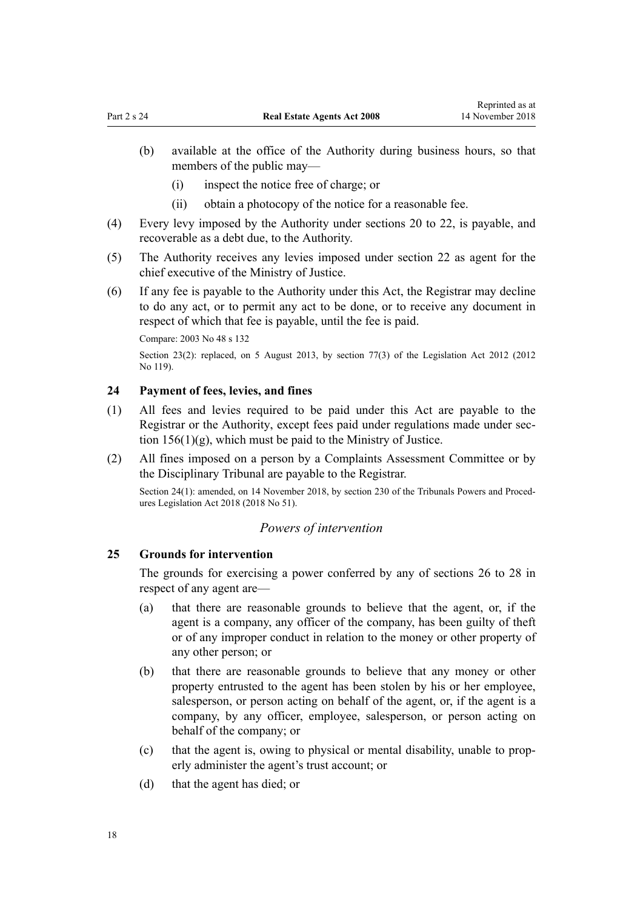(b) available at the office of the Authority during business hours, so that members of the public may—

(i) inspect the notice free of charge; or

(ii) obtain a photocopy of the notice for a reasonable fee.

(4) Every levy imposed by the Authority under sections 20 to 22, is payable, and recoverable as a debt due, to the Authority.

(5) The Authority receives any levies imposed under section 22 as agent for the chief executive of the Ministry of Justice.

(6) If any fee is payable to the Authority under this Act, the Registrar may decline to do any act, or to permit any act to be done, or to receive any document in respect of which that fee is payable, until the fee is paid.

Compare: 2003 No 48 s 132

Section 23(2): replaced, on 5 August 2013, by section 77(3) of the Legislation Act 2012 (2012 No 119).

### 24 Payment of fees, levies, and fines

(1) All fees and levies required to be paid under this Act are payable to the Registrar or the Authority, except fees paid under regulations made under section 156(1)(g), which must be paid to the Ministry of Justice.

(2) All fines imposed on a person by a Complaints Assessment Committee or by the Disciplinary Tribunal are payable to the Registrar.

Section 24(1): amended, on 14 November 2018, by section 230 of the Tribunals Powers and Procedures Legislation Act 2018 (2018 No 51).

*Powers of intervention*

### 25 Grounds for intervention

The grounds for exercising a power conferred by any of sections 26 to 28 in respect of any agent are—

(a) that there are reasonable grounds to believe that the agent, or, if the agent is a company, any officer of the company, has been guilty of theft or of any improper conduct in relation to the money or other property of any other person; or

(b) that there are reasonable grounds to believe that any money or other property entrusted to the agent has been stolen by his or her employee, salesperson, or person acting on behalf of the agent, or, if the agent is a company, by any officer, employee, salesperson, or person acting on behalf of the company; or

(c) that the agent is, owing to physical or mental disability, unable to properly administer the agent's trust account; or

(d) that the agent has died; or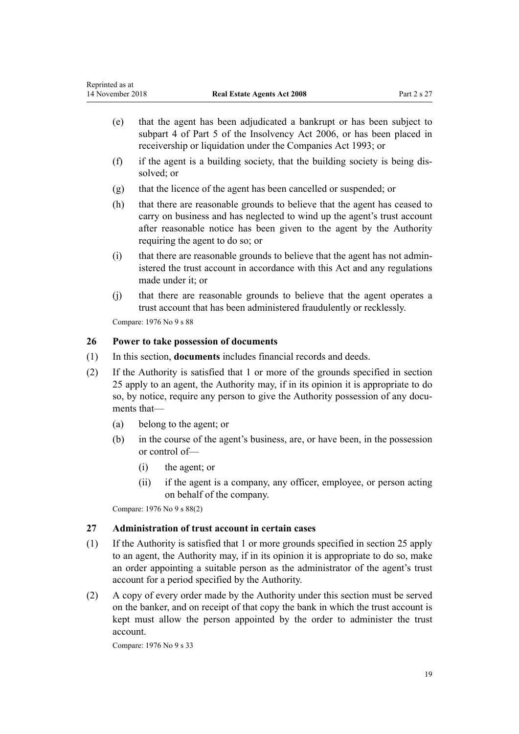(e) that the agent has been adjudicated a bankrupt or has been subject to subpart 4 of Part 5 of the Insolvency Act 2006, or has been placed in receivership or liquidation under the Companies Act 1993; or

(f) if the agent is a building society, that the building society is being dissolved; or

(g) that the licence of the agent has been cancelled or suspended; or

(h) that there are reasonable grounds to believe that the agent has ceased to carry on business and has neglected to wind up the agent's trust account after reasonable notice has been given to the agent by the Authority requiring the agent to do so; or

(i) that there are reasonable grounds to believe that the agent has not administered the trust account in accordance with this Act and any regulations made under it; or

(j) that there are reasonable grounds to believe that the agent operates a trust account that has been administered fraudulently or recklessly.

Compare: 1976 No 9 s 88

### 26 Power to take possession of documents

(1) In this section, **documents** includes financial records and deeds.

(2) If the Authority is satisfied that 1 or more of the grounds specified in section 25 apply to an agent, the Authority may, if in its opinion it is appropriate to do so, by notice, require any person to give the Authority possession of any documents that—

(a) belong to the agent; or

(b) in the course of the agent's business, are, or have been, in the possession or control of—

(i) the agent; or

(ii) if the agent is a company, any officer, employee, or person acting on behalf of the company.

Compare: 1976 No 9 s 88(2)

### 27 Administration of trust account in certain cases

(1) If the Authority is satisfied that 1 or more grounds specified in section 25 apply to an agent, the Authority may, if in its opinion it is appropriate to do so, make an order appointing a suitable person as the administrator of the agent's trust account for a period specified by the Authority.

(2) A copy of every order made by the Authority under this section must be served on the banker, and on receipt of that copy the bank in which the trust account is kept must allow the person appointed by the order to administer the trust account.

Compare: 1976 No 9 s 33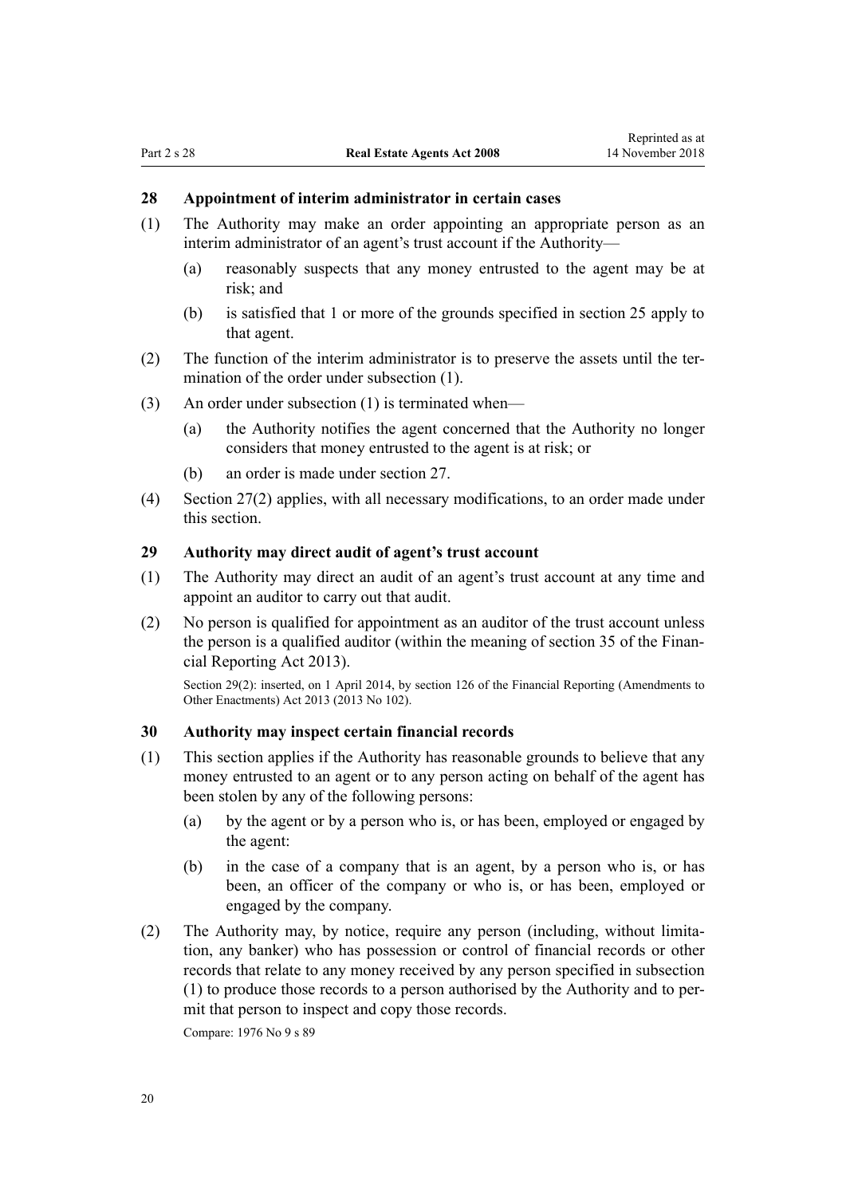### 28 Appointment of interim administrator in certain cases

(1) The Authority may make an order appointing an appropriate person as an interim administrator of an agent's trust account if the Authority—

(a) reasonably suspects that any money entrusted to the agent may be at risk; and

(b) is satisfied that 1 or more of the grounds specified in section 25 apply to that agent.

(2) The function of the interim administrator is to preserve the assets until the termination of the order under subsection (1).

(3) An order under subsection (1) is terminated when—

(a) the Authority notifies the agent concerned that the Authority no longer considers that money entrusted to the agent is at risk; or

(b) an order is made under section 27.

(4) Section 27(2) applies, with all necessary modifications, to an order made under this section.

### 29 Authority may direct audit of agent's trust account

(1) The Authority may direct an audit of an agent's trust account at any time and appoint an auditor to carry out that audit.

(2) No person is qualified for appointment as an auditor of the trust account unless the person is a qualified auditor (within the meaning of section 35 of the Financial Reporting Act 2013).

Section 29(2): inserted, on 1 April 2014, by section 126 of the Financial Reporting (Amendments to Other Enactments) Act 2013 (2013 No 102).

### 30 Authority may inspect certain financial records

(1) This section applies if the Authority has reasonable grounds to believe that any money entrusted to an agent or to any person acting on behalf of the agent has been stolen by any of the following persons:

(a) by the agent or by a person who is, or has been, employed or engaged by the agent:

(b) in the case of a company that is an agent, by a person who is, or has been, an officer of the company or who is, or has been, employed or engaged by the company.

(2) The Authority may, by notice, require any person (including, without limitation, any banker) who has possession or control of financial records or other records that relate to any money received by any person specified in subsection (1) to produce those records to a person authorised by the Authority and to permit that person to inspect and copy those records.

Compare: 1976 No 9 s 89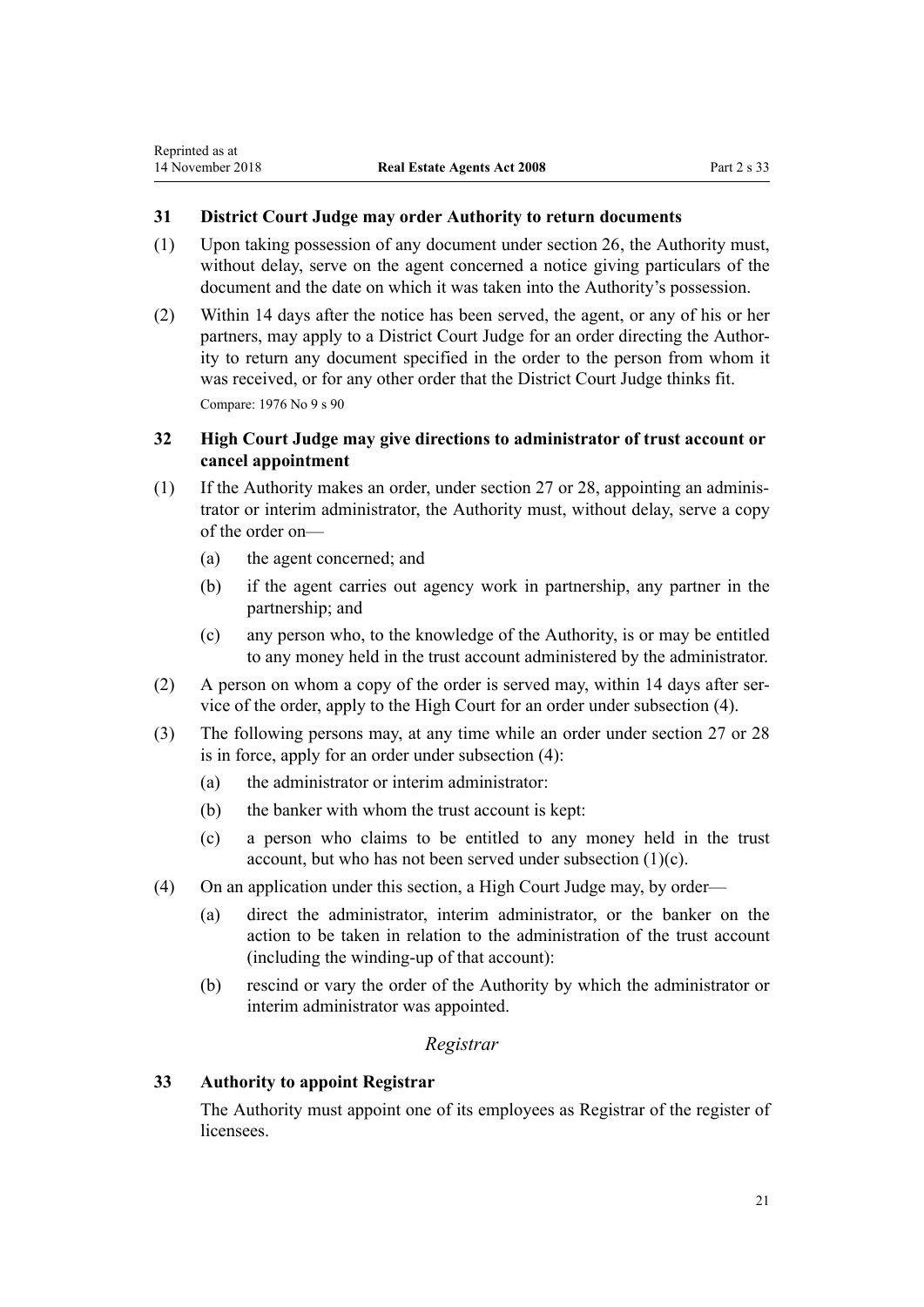### 31 District Court Judge may order Authority to return documents

(1) Upon taking possession of any document under section 26, the Authority must, without delay, serve on the agent concerned a notice giving particulars of the document and the date on which it was taken into the Authority's possession.

(2) Within 14 days after the notice has been served, the agent, or any of his or her partners, may apply to a District Court Judge for an order directing the Authority to return any document specified in the order to the person from whom it was received, or for any other order that the District Court Judge thinks fit.

Compare: 1976 No 9 s 90

### 32 High Court Judge may give directions to administrator of trust account or cancel appointment

(1) If the Authority makes an order, under section 27 or 28, appointing an administrator or interim administrator, the Authority must, without delay, serve a copy of the order on—

- (a) the agent concerned; and
- (b) if the agent carries out agency work in partnership, any partner in the partnership; and
- (c) any person who, to the knowledge of the Authority, is or may be entitled to any money held in the trust account administered by the administrator.

(2) A person on whom a copy of the order is served may, within 14 days after service of the order, apply to the High Court for an order under subsection (4).

(3) The following persons may, at any time while an order under section 27 or 28 is in force, apply for an order under subsection (4):

- (a) the administrator or interim administrator:
- (b) the banker with whom the trust account is kept:
- (c) a person who claims to be entitled to any money held in the trust account, but who has not been served under subsection (1)(c).

(4) On an application under this section, a High Court Judge may, by order—

- (a) direct the administrator, interim administrator, or the banker on the action to be taken in relation to the administration of the trust account (including the winding-up of that account):
- (b) rescind or vary the order of the Authority by which the administrator or interim administrator was appointed.

*Registrar*

### 33 Authority to appoint Registrar

The Authority must appoint one of its employees as Registrar of the register of licensees.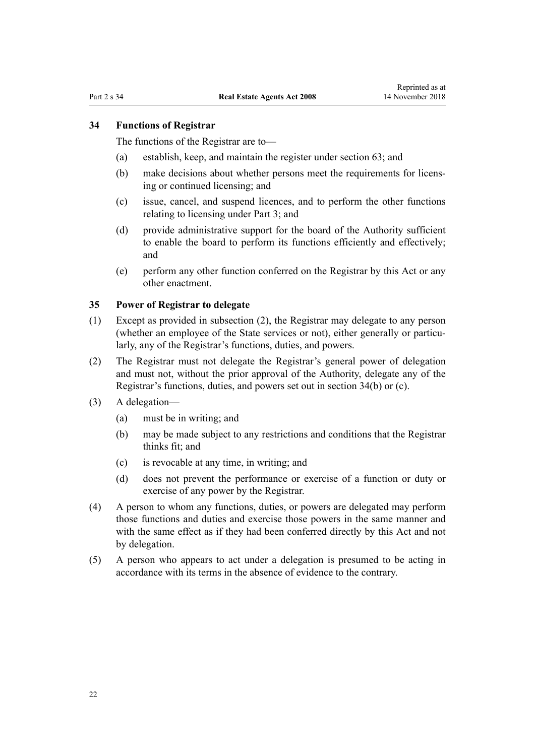### 34 Functions of Registrar

The functions of the Registrar are to—

(a) establish, keep, and maintain the register under section 63; and

(b) make decisions about whether persons meet the requirements for licensing or continued licensing; and

(c) issue, cancel, and suspend licences, and to perform the other functions relating to licensing under Part 3; and

(d) provide administrative support for the board of the Authority sufficient to enable the board to perform its functions efficiently and effectively; and

(e) perform any other function conferred on the Registrar by this Act or any other enactment.

### 35 Power of Registrar to delegate

(1) Except as provided in subsection (2), the Registrar may delegate to any person (whether an employee of the State services or not), either generally or particularly, any of the Registrar's functions, duties, and powers.

(2) The Registrar must not delegate the Registrar's general power of delegation and must not, without the prior approval of the Authority, delegate any of the Registrar's functions, duties, and powers set out in section 34(b) or (c).

(3) A delegation—

(a) must be in writing; and

(b) may be made subject to any restrictions and conditions that the Registrar thinks fit; and

(c) is revocable at any time, in writing; and

(d) does not prevent the performance or exercise of a function or duty or exercise of any power by the Registrar.

(4) A person to whom any functions, duties, or powers are delegated may perform those functions and duties and exercise those powers in the same manner and with the same effect as if they had been conferred directly by this Act and not by delegation.

(5) A person who appears to act under a delegation is presumed to be acting in accordance with its terms in the absence of evidence to the contrary.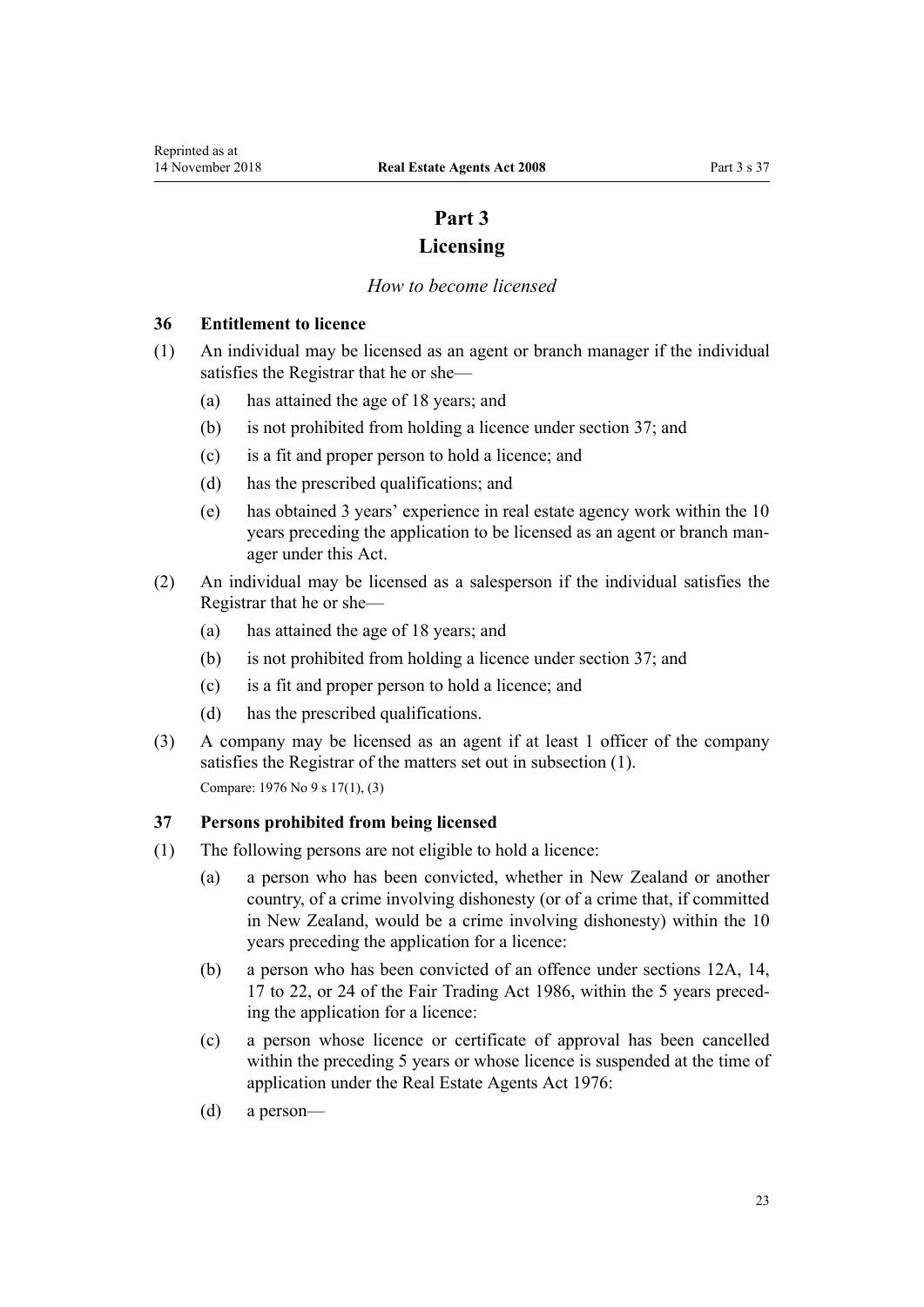# Part 3
# Licensing

*How to become licensed*

### 36 Entitlement to licence

(1) An individual may be licensed as an agent or branch manager if the individual satisfies the Registrar that he or she—

  (a) has attained the age of 18 years; and

  (b) is not prohibited from holding a licence under section 37; and

  (c) is a fit and proper person to hold a licence; and

  (d) has the prescribed qualifications; and

  (e) has obtained 3 years' experience in real estate agency work within the 10 years preceding the application to be licensed as an agent or branch manager under this Act.

(2) An individual may be licensed as a salesperson if the individual satisfies the Registrar that he or she—

  (a) has attained the age of 18 years; and

  (b) is not prohibited from holding a licence under section 37; and

  (c) is a fit and proper person to hold a licence; and

  (d) has the prescribed qualifications.

(3) A company may be licensed as an agent if at least 1 officer of the company satisfies the Registrar of the matters set out in subsection (1).

Compare: 1976 No 9 s 17(1), (3)

### 37 Persons prohibited from being licensed

(1) The following persons are not eligible to hold a licence:

  (a) a person who has been convicted, whether in New Zealand or another country, of a crime involving dishonesty (or of a crime that, if committed in New Zealand, would be a crime involving dishonesty) within the 10 years preceding the application for a licence:

  (b) a person who has been convicted of an offence under sections 12A, 14, 17 to 22, or 24 of the Fair Trading Act 1986, within the 5 years preceding the application for a licence:

  (c) a person whose licence or certificate of approval has been cancelled within the preceding 5 years or whose licence is suspended at the time of application under the Real Estate Agents Act 1976:

  (d) a person—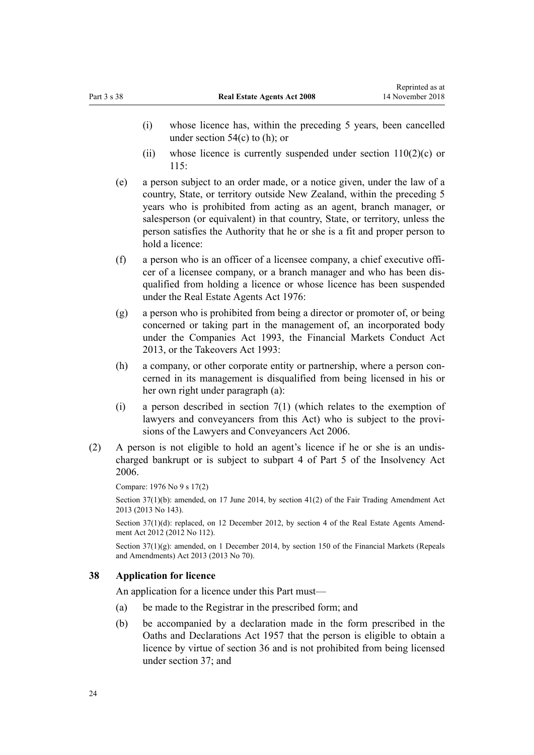(i) whose licence has, within the preceding 5 years, been cancelled under section 54(c) to (h); or

(ii) whose licence is currently suspended under section 110(2)(c) or 115:

(e) a person subject to an order made, or a notice given, under the law of a country, State, or territory outside New Zealand, within the preceding 5 years who is prohibited from acting as an agent, branch manager, or salesperson (or equivalent) in that country, State, or territory, unless the person satisfies the Authority that he or she is a fit and proper person to hold a licence:

(f) a person who is an officer of a licensee company, a chief executive officer of a licensee company, or a branch manager and who has been disqualified from holding a licence or whose licence has been suspended under the Real Estate Agents Act 1976:

(g) a person who is prohibited from being a director or promoter of, or being concerned or taking part in the management of, an incorporated body under the Companies Act 1993, the Financial Markets Conduct Act 2013, or the Takeovers Act 1993:

(h) a company, or other corporate entity or partnership, where a person concerned in its management is disqualified from being licensed in his or her own right under paragraph (a):

(i) a person described in section 7(1) (which relates to the exemption of lawyers and conveyancers from this Act) who is subject to the provisions of the Lawyers and Conveyancers Act 2006.

(2) A person is not eligible to hold an agent's licence if he or she is an undischarged bankrupt or is subject to subpart 4 of Part 5 of the Insolvency Act 2006.

Compare: 1976 No 9 s 17(2)

Section 37(1)(b): amended, on 17 June 2014, by section 41(2) of the Fair Trading Amendment Act 2013 (2013 No 143).

Section 37(1)(d): replaced, on 12 December 2012, by section 4 of the Real Estate Agents Amendment Act 2012 (2012 No 112).

Section 37(1)(g): amended, on 1 December 2014, by section 150 of the Financial Markets (Repeals and Amendments) Act 2013 (2013 No 70).

### 38 Application for licence

An application for a licence under this Part must—

(a) be made to the Registrar in the prescribed form; and

(b) be accompanied by a declaration made in the form prescribed in the Oaths and Declarations Act 1957 that the person is eligible to obtain a licence by virtue of section 36 and is not prohibited from being licensed under section 37; and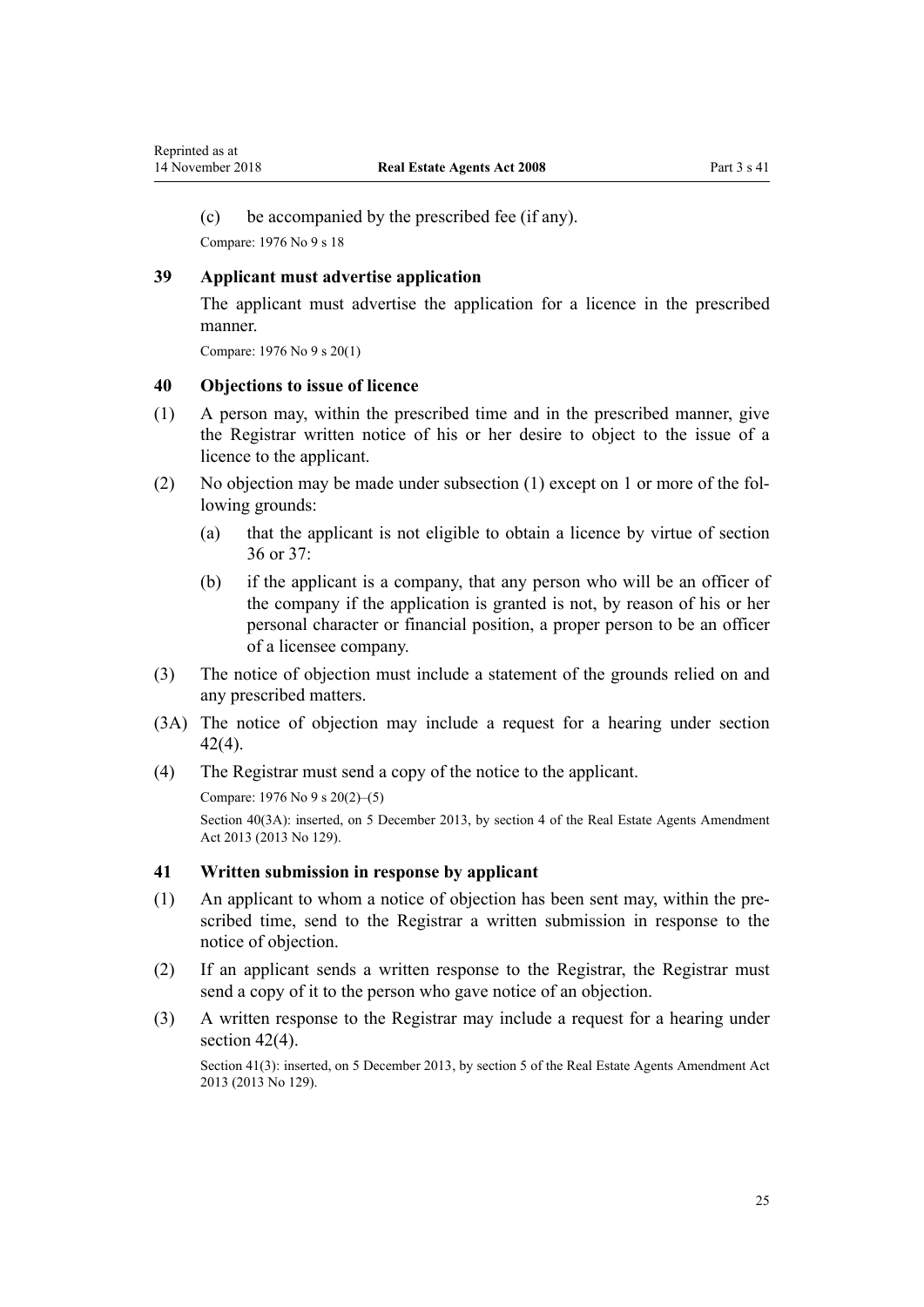(c) be accompanied by the prescribed fee (if any).

Compare: 1976 No 9 s 18

### 39 Applicant must advertise application

The applicant must advertise the application for a licence in the prescribed manner.

Compare: 1976 No 9 s 20(1)

### 40 Objections to issue of licence

(1) A person may, within the prescribed time and in the prescribed manner, give the Registrar written notice of his or her desire to object to the issue of a licence to the applicant.

(2) No objection may be made under subsection (1) except on 1 or more of the following grounds:

  (a) that the applicant is not eligible to obtain a licence by virtue of section 36 or 37:

  (b) if the applicant is a company, that any person who will be an officer of the company if the application is granted is not, by reason of his or her personal character or financial position, a proper person to be an officer of a licensee company.

(3) The notice of objection must include a statement of the grounds relied on and any prescribed matters.

(3A) The notice of objection may include a request for a hearing under section 42(4).

(4) The Registrar must send a copy of the notice to the applicant.

Compare: 1976 No 9 s 20(2)–(5)

Section 40(3A): inserted, on 5 December 2013, by section 4 of the Real Estate Agents Amendment Act 2013 (2013 No 129).

### 41 Written submission in response by applicant

(1) An applicant to whom a notice of objection has been sent may, within the prescribed time, send to the Registrar a written submission in response to the notice of objection.

(2) If an applicant sends a written response to the Registrar, the Registrar must send a copy of it to the person who gave notice of an objection.

(3) A written response to the Registrar may include a request for a hearing under section 42(4).

Section 41(3): inserted, on 5 December 2013, by section 5 of the Real Estate Agents Amendment Act 2013 (2013 No 129).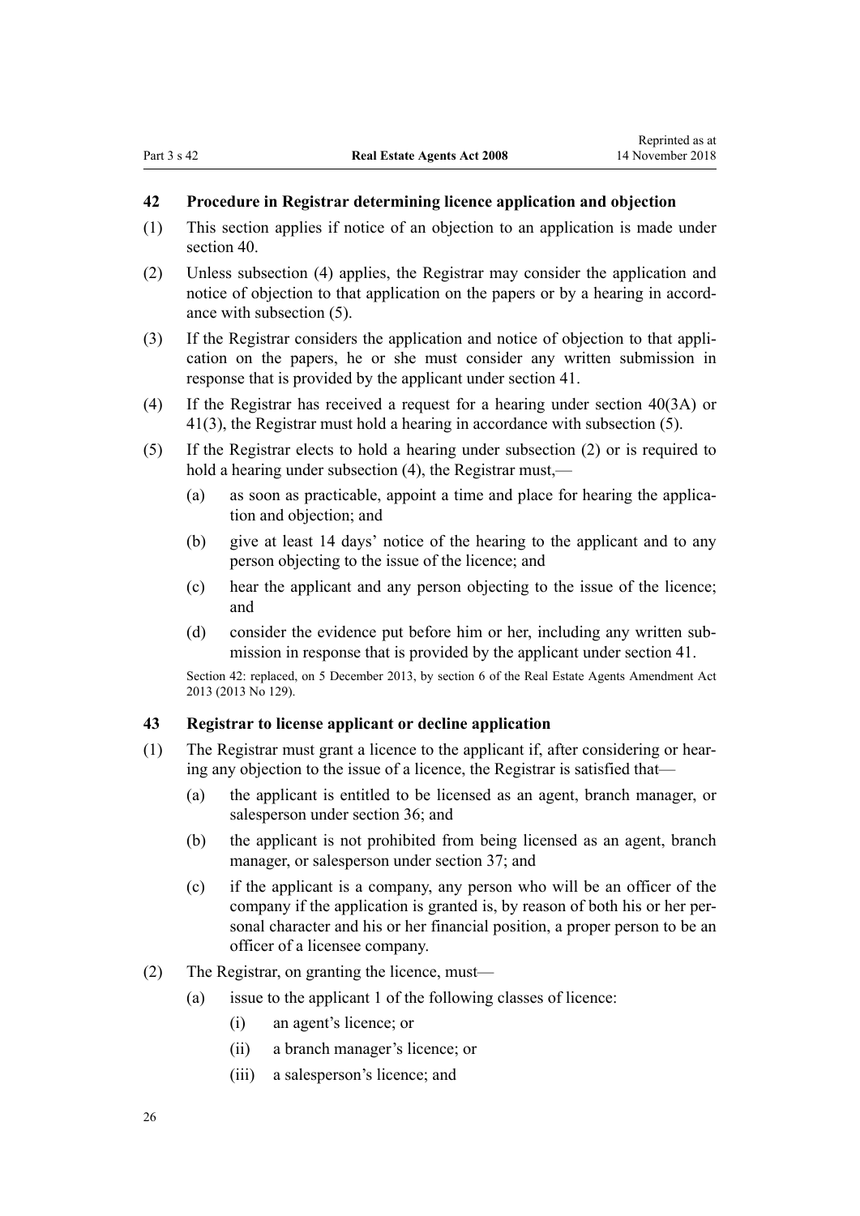## 42 Procedure in Registrar determining licence application and objection

(1) This section applies if notice of an objection to an application is made under section 40.

(2) Unless subsection (4) applies, the Registrar may consider the application and notice of objection to that application on the papers or by a hearing in accordance with subsection (5).

(3) If the Registrar considers the application and notice of objection to that application on the papers, he or she must consider any written submission in response that is provided by the applicant under section 41.

(4) If the Registrar has received a request for a hearing under section 40(3A) or 41(3), the Registrar must hold a hearing in accordance with subsection (5).

(5) If the Registrar elects to hold a hearing under subsection (2) or is required to hold a hearing under subsection (4), the Registrar must,—

- (a) as soon as practicable, appoint a time and place for hearing the application and objection; and
- (b) give at least 14 days' notice of the hearing to the applicant and to any person objecting to the issue of the licence; and
- (c) hear the applicant and any person objecting to the issue of the licence; and
- (d) consider the evidence put before him or her, including any written submission in response that is provided by the applicant under section 41.

Section 42: replaced, on 5 December 2013, by section 6 of the Real Estate Agents Amendment Act 2013 (2013 No 129).

## 43 Registrar to license applicant or decline application

(1) The Registrar must grant a licence to the applicant if, after considering or hearing any objection to the issue of a licence, the Registrar is satisfied that—

- (a) the applicant is entitled to be licensed as an agent, branch manager, or salesperson under section 36; and
- (b) the applicant is not prohibited from being licensed as an agent, branch manager, or salesperson under section 37; and
- (c) if the applicant is a company, any person who will be an officer of the company if the application is granted is, by reason of both his or her personal character and his or her financial position, a proper person to be an officer of a licensee company.

(2) The Registrar, on granting the licence, must—

- (a) issue to the applicant 1 of the following classes of licence:
  - (i) an agent's licence; or
  - (ii) a branch manager's licence; or
  - (iii) a salesperson's licence; and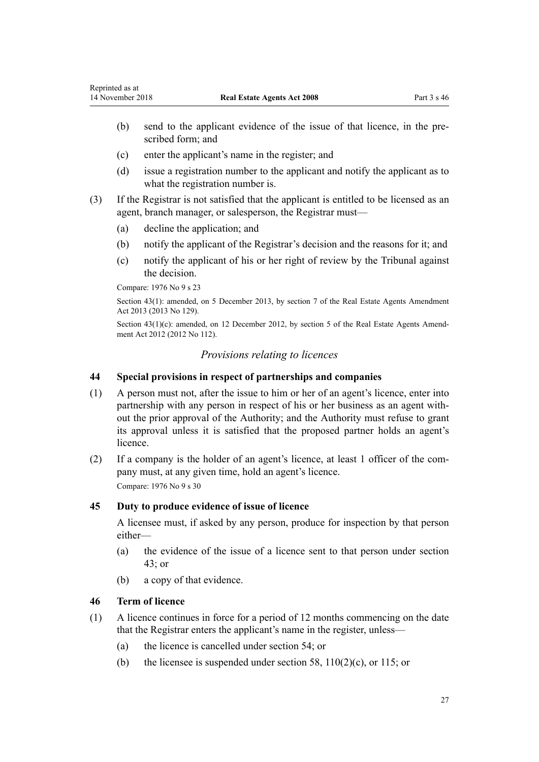(b) send to the applicant evidence of the issue of that licence, in the prescribed form; and

(c) enter the applicant's name in the register; and

(d) issue a registration number to the applicant and notify the applicant as to what the registration number is.

(3) If the Registrar is not satisfied that the applicant is entitled to be licensed as an agent, branch manager, or salesperson, the Registrar must—

(a) decline the application; and

(b) notify the applicant of the Registrar's decision and the reasons for it; and

(c) notify the applicant of his or her right of review by the Tribunal against the decision.

Compare: 1976 No 9 s 23

Section 43(1): amended, on 5 December 2013, by section 7 of the Real Estate Agents Amendment Act 2013 (2013 No 129).

Section 43(1)(c): amended, on 12 December 2012, by section 5 of the Real Estate Agents Amendment Act 2012 (2012 No 112).

*Provisions relating to licences*

### 44 Special provisions in respect of partnerships and companies

(1) A person must not, after the issue to him or her of an agent's licence, enter into partnership with any person in respect of his or her business as an agent without the prior approval of the Authority; and the Authority must refuse to grant its approval unless it is satisfied that the proposed partner holds an agent's licence.

(2) If a company is the holder of an agent's licence, at least 1 officer of the company must, at any given time, hold an agent's licence.

Compare: 1976 No 9 s 30

### 45 Duty to produce evidence of issue of licence

A licensee must, if asked by any person, produce for inspection by that person either—

(a) the evidence of the issue of a licence sent to that person under section 43; or

(b) a copy of that evidence.

### 46 Term of licence

(1) A licence continues in force for a period of 12 months commencing on the date that the Registrar enters the applicant's name in the register, unless—

(a) the licence is cancelled under section 54; or

(b) the licensee is suspended under section 58, 110(2)(c), or 115; or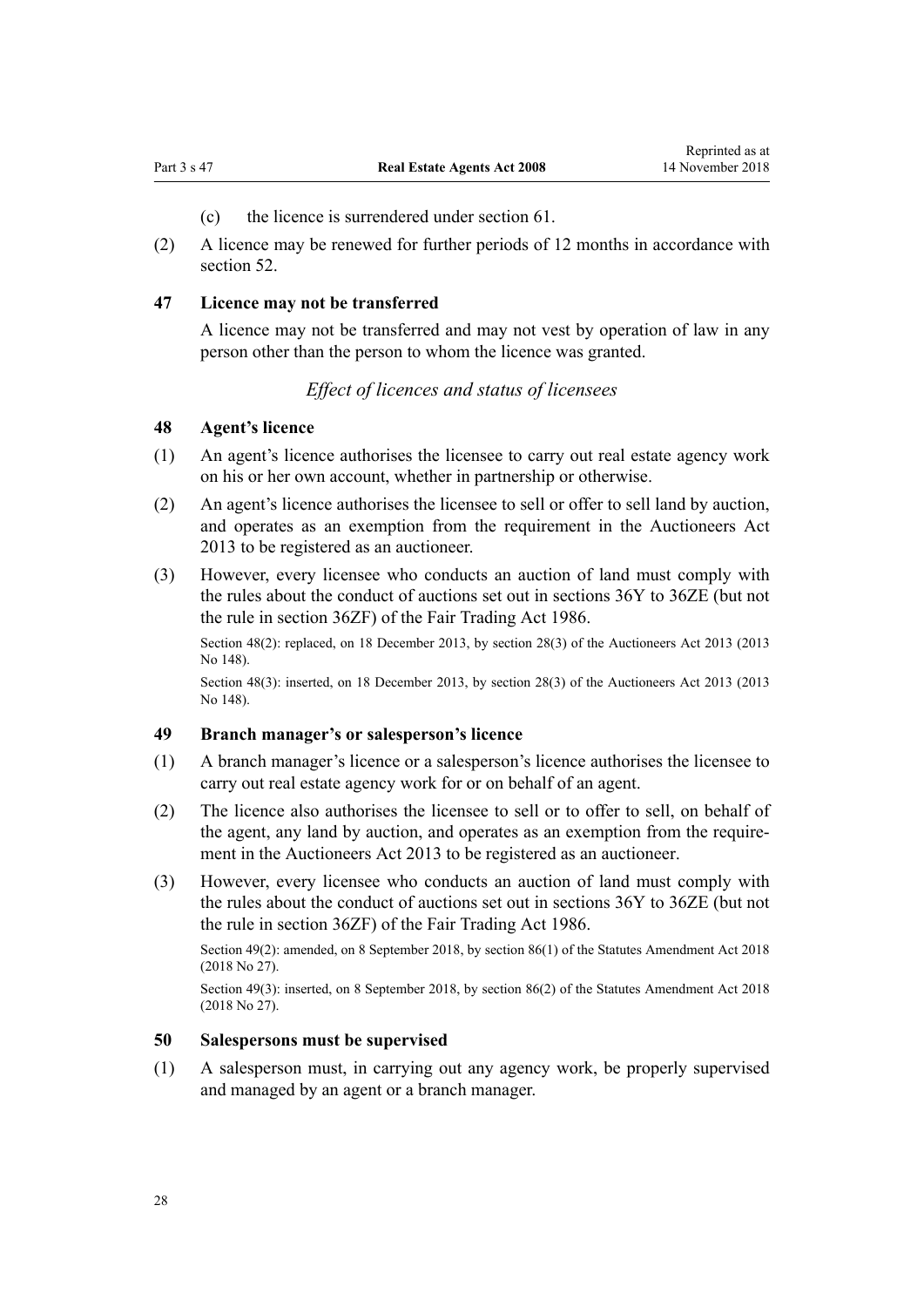(c) the licence is surrendered under section 61.

(2) A licence may be renewed for further periods of 12 months in accordance with section 52.

### 47 Licence may not be transferred

A licence may not be transferred and may not vest by operation of law in any person other than the person to whom the licence was granted.

*Effect of licences and status of licensees*

### 48 Agent's licence

(1) An agent's licence authorises the licensee to carry out real estate agency work on his or her own account, whether in partnership or otherwise.

(2) An agent's licence authorises the licensee to sell or offer to sell land by auction, and operates as an exemption from the requirement in the Auctioneers Act 2013 to be registered as an auctioneer.

(3) However, every licensee who conducts an auction of land must comply with the rules about the conduct of auctions set out in sections 36Y to 36ZE (but not the rule in section 36ZF) of the Fair Trading Act 1986.

Section 48(2): replaced, on 18 December 2013, by section 28(3) of the Auctioneers Act 2013 (2013 No 148).

Section 48(3): inserted, on 18 December 2013, by section 28(3) of the Auctioneers Act 2013 (2013 No 148).

### 49 Branch manager's or salesperson's licence

(1) A branch manager's licence or a salesperson's licence authorises the licensee to carry out real estate agency work for or on behalf of an agent.

(2) The licence also authorises the licensee to sell or to offer to sell, on behalf of the agent, any land by auction, and operates as an exemption from the requirement in the Auctioneers Act 2013 to be registered as an auctioneer.

(3) However, every licensee who conducts an auction of land must comply with the rules about the conduct of auctions set out in sections 36Y to 36ZE (but not the rule in section 36ZF) of the Fair Trading Act 1986.

Section 49(2): amended, on 8 September 2018, by section 86(1) of the Statutes Amendment Act 2018 (2018 No 27).

Section 49(3): inserted, on 8 September 2018, by section 86(2) of the Statutes Amendment Act 2018 (2018 No 27).

### 50 Salespersons must be supervised

(1) A salesperson must, in carrying out any agency work, be properly supervised and managed by an agent or a branch manager.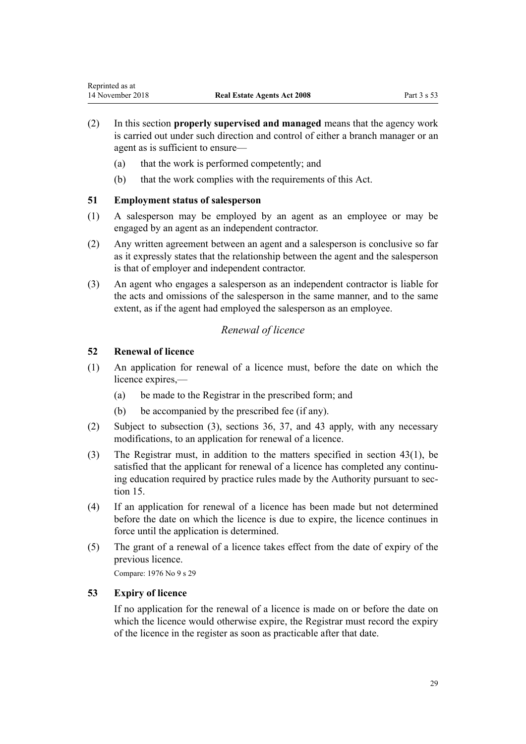(2) In this section **properly supervised and managed** means that the agency work is carried out under such direction and control of either a branch manager or an agent as is sufficient to ensure—

   (a) that the work is performed competently; and

   (b) that the work complies with the requirements of this Act.

### 51 Employment status of salesperson

(1) A salesperson may be employed by an agent as an employee or may be engaged by an agent as an independent contractor.

(2) Any written agreement between an agent and a salesperson is conclusive so far as it expressly states that the relationship between the agent and the salesperson is that of employer and independent contractor.

(3) An agent who engages a salesperson as an independent contractor is liable for the acts and omissions of the salesperson in the same manner, and to the same extent, as if the agent had employed the salesperson as an employee.

## *Renewal of licence*

### 52 Renewal of licence

(1) An application for renewal of a licence must, before the date on which the licence expires,—

   (a) be made to the Registrar in the prescribed form; and

   (b) be accompanied by the prescribed fee (if any).

(2) Subject to subsection (3), sections 36, 37, and 43 apply, with any necessary modifications, to an application for renewal of a licence.

(3) The Registrar must, in addition to the matters specified in section 43(1), be satisfied that the applicant for renewal of a licence has completed any continuing education required by practice rules made by the Authority pursuant to section 15.

(4) If an application for renewal of a licence has been made but not determined before the date on which the licence is due to expire, the licence continues in force until the application is determined.

(5) The grant of a renewal of a licence takes effect from the date of expiry of the previous licence.

Compare: 1976 No 9 s 29

### 53 Expiry of licence

If no application for the renewal of a licence is made on or before the date on which the licence would otherwise expire, the Registrar must record the expiry of the licence in the register as soon as practicable after that date.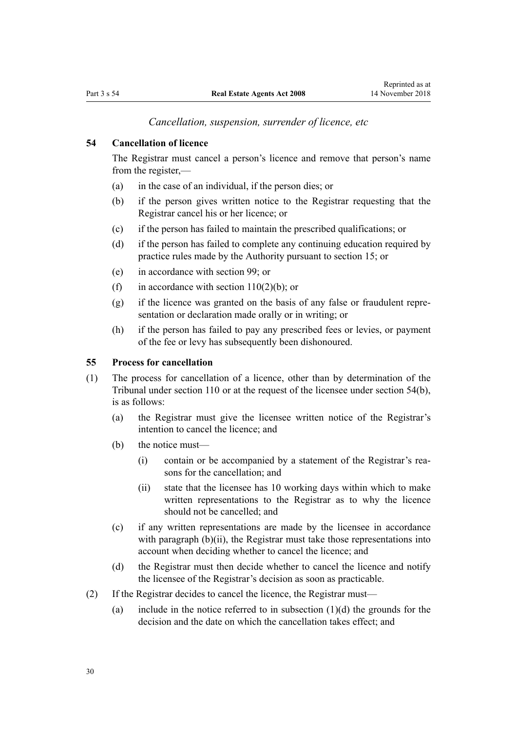*Cancellation, suspension, surrender of licence, etc*

### 54 Cancellation of licence

The Registrar must cancel a person's licence and remove that person's name from the register,—

(a) in the case of an individual, if the person dies; or

(b) if the person gives written notice to the Registrar requesting that the Registrar cancel his or her licence; or

(c) if the person has failed to maintain the prescribed qualifications; or

(d) if the person has failed to complete any continuing education required by practice rules made by the Authority pursuant to section 15; or

(e) in accordance with section 99; or

(f) in accordance with section 110(2)(b); or

(g) if the licence was granted on the basis of any false or fraudulent representation or declaration made orally or in writing; or

(h) if the person has failed to pay any prescribed fees or levies, or payment of the fee or levy has subsequently been dishonoured.

### 55 Process for cancellation

(1) The process for cancellation of a licence, other than by determination of the Tribunal under section 110 or at the request of the licensee under section 54(b), is as follows:

(a) the Registrar must give the licensee written notice of the Registrar's intention to cancel the licence; and

(b) the notice must—

(i) contain or be accompanied by a statement of the Registrar's reasons for the cancellation; and

(ii) state that the licensee has 10 working days within which to make written representations to the Registrar as to why the licence should not be cancelled; and

(c) if any written representations are made by the licensee in accordance with paragraph (b)(ii), the Registrar must take those representations into account when deciding whether to cancel the licence; and

(d) the Registrar must then decide whether to cancel the licence and notify the licensee of the Registrar's decision as soon as practicable.

(2) If the Registrar decides to cancel the licence, the Registrar must—

(a) include in the notice referred to in subsection (1)(d) the grounds for the decision and the date on which the cancellation takes effect; and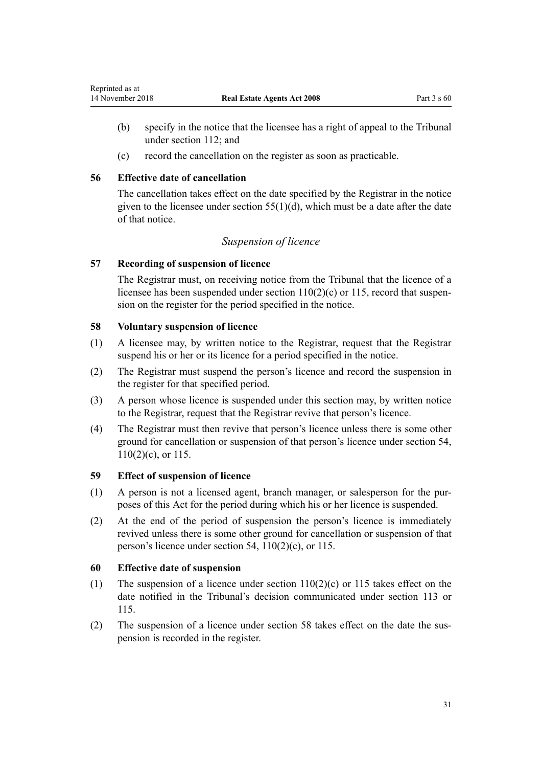(b) specify in the notice that the licensee has a right of appeal to the Tribunal under section 112; and

(c) record the cancellation on the register as soon as practicable.

### 56 Effective date of cancellation

The cancellation takes effect on the date specified by the Registrar in the notice given to the licensee under section 55(1)(d), which must be a date after the date of that notice.

*Suspension of licence*

### 57 Recording of suspension of licence

The Registrar must, on receiving notice from the Tribunal that the licence of a licensee has been suspended under section 110(2)(c) or 115, record that suspension on the register for the period specified in the notice.

### 58 Voluntary suspension of licence

(1) A licensee may, by written notice to the Registrar, request that the Registrar suspend his or her or its licence for a period specified in the notice.

(2) The Registrar must suspend the person's licence and record the suspension in the register for that specified period.

(3) A person whose licence is suspended under this section may, by written notice to the Registrar, request that the Registrar revive that person's licence.

(4) The Registrar must then revive that person's licence unless there is some other ground for cancellation or suspension of that person's licence under section 54, 110(2)(c), or 115.

### 59 Effect of suspension of licence

(1) A person is not a licensed agent, branch manager, or salesperson for the purposes of this Act for the period during which his or her licence is suspended.

(2) At the end of the period of suspension the person's licence is immediately revived unless there is some other ground for cancellation or suspension of that person's licence under section 54, 110(2)(c), or 115.

### 60 Effective date of suspension

(1) The suspension of a licence under section 110(2)(c) or 115 takes effect on the date notified in the Tribunal's decision communicated under section 113 or 115.

(2) The suspension of a licence under section 58 takes effect on the date the suspension is recorded in the register.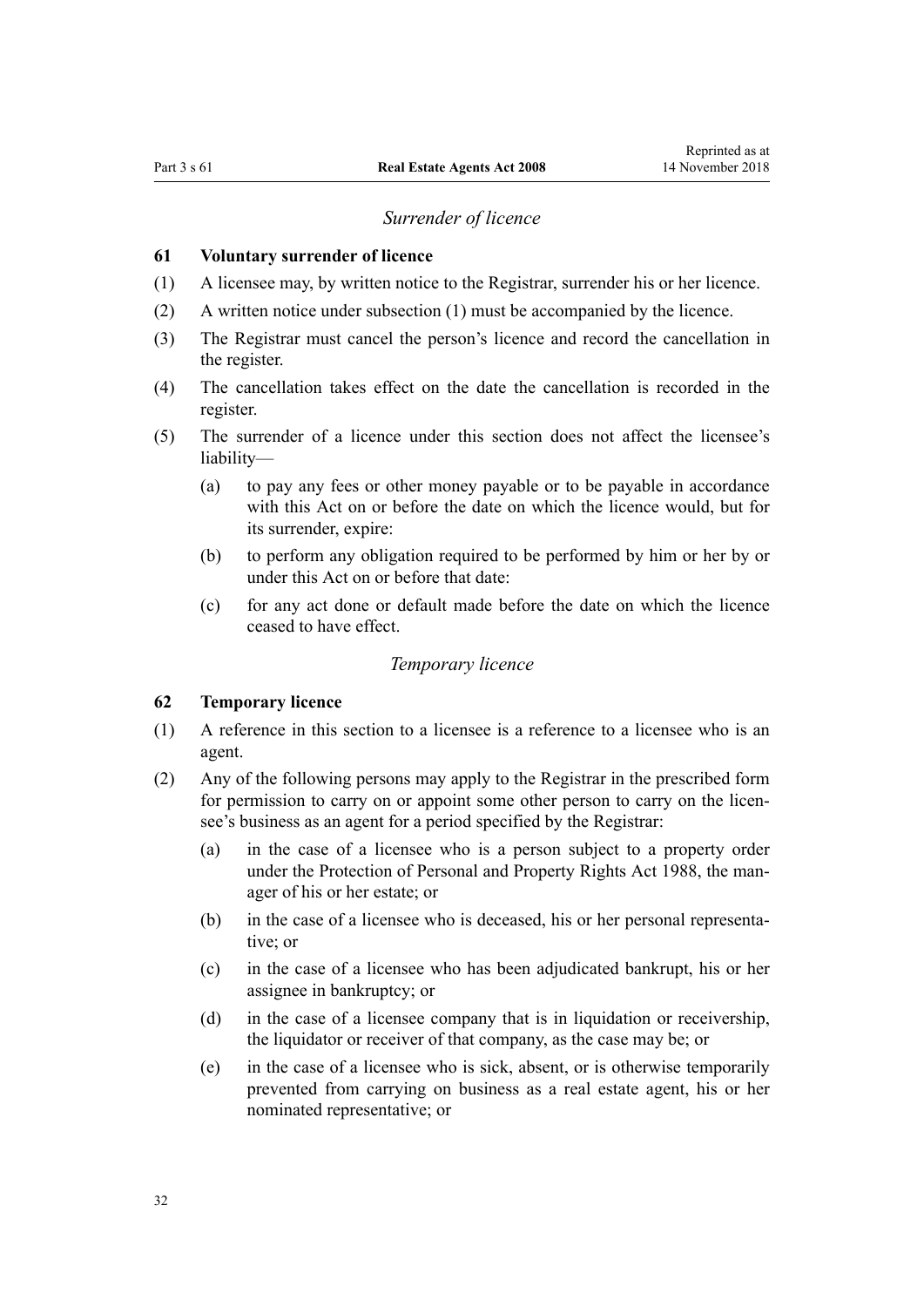### *Surrender of licence*

**61 Voluntary surrender of licence**

(1) A licensee may, by written notice to the Registrar, surrender his or her licence.

(2) A written notice under subsection (1) must be accompanied by the licence.

(3) The Registrar must cancel the person's licence and record the cancellation in the register.

(4) The cancellation takes effect on the date the cancellation is recorded in the register.

(5) The surrender of a licence under this section does not affect the licensee's liability—

- (a) to pay any fees or other money payable or to be payable in accordance with this Act on or before the date on which the licence would, but for its surrender, expire:
- (b) to perform any obligation required to be performed by him or her by or under this Act on or before that date:
- (c) for any act done or default made before the date on which the licence ceased to have effect.

### *Temporary licence*

**62 Temporary licence**

(1) A reference in this section to a licensee is a reference to a licensee who is an agent.

(2) Any of the following persons may apply to the Registrar in the prescribed form for permission to carry on or appoint some other person to carry on the licensee's business as an agent for a period specified by the Registrar:

- (a) in the case of a licensee who is a person subject to a property order under the Protection of Personal and Property Rights Act 1988, the manager of his or her estate; or
- (b) in the case of a licensee who is deceased, his or her personal representative; or
- (c) in the case of a licensee who has been adjudicated bankrupt, his or her assignee in bankruptcy; or
- (d) in the case of a licensee company that is in liquidation or receivership, the liquidator or receiver of that company, as the case may be; or
- (e) in the case of a licensee who is sick, absent, or is otherwise temporarily prevented from carrying on business as a real estate agent, his or her nominated representative; or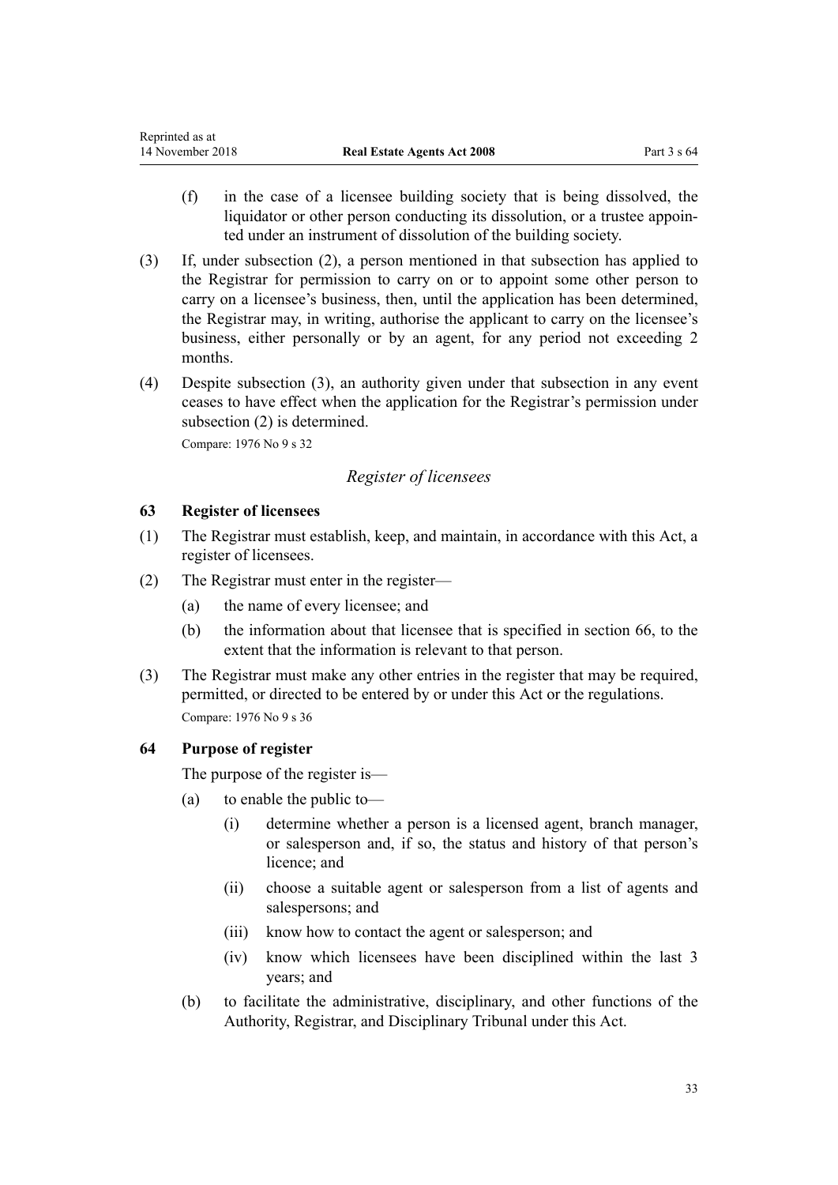(f) in the case of a licensee building society that is being dissolved, the liquidator or other person conducting its dissolution, or a trustee appointed under an instrument of dissolution of the building society.

(3) If, under subsection (2), a person mentioned in that subsection has applied to the Registrar for permission to carry on or to appoint some other person to carry on a licensee's business, then, until the application has been determined, the Registrar may, in writing, authorise the applicant to carry on the licensee's business, either personally or by an agent, for any period not exceeding 2 months.

(4) Despite subsection (3), an authority given under that subsection in any event ceases to have effect when the application for the Registrar's permission under subsection (2) is determined.

Compare: 1976 No 9 s 32

### *Register of licensees*

#### 63 Register of licensees

(1) The Registrar must establish, keep, and maintain, in accordance with this Act, a register of licensees.

(2) The Registrar must enter in the register—

(a) the name of every licensee; and

(b) the information about that licensee that is specified in section 66, to the extent that the information is relevant to that person.

(3) The Registrar must make any other entries in the register that may be required, permitted, or directed to be entered by or under this Act or the regulations.

Compare: 1976 No 9 s 36

#### 64 Purpose of register

The purpose of the register is—

(a) to enable the public to—

(i) determine whether a person is a licensed agent, branch manager, or salesperson and, if so, the status and history of that person's licence; and

(ii) choose a suitable agent or salesperson from a list of agents and salespersons; and

(iii) know how to contact the agent or salesperson; and

(iv) know which licensees have been disciplined within the last 3 years; and

(b) to facilitate the administrative, disciplinary, and other functions of the Authority, Registrar, and Disciplinary Tribunal under this Act.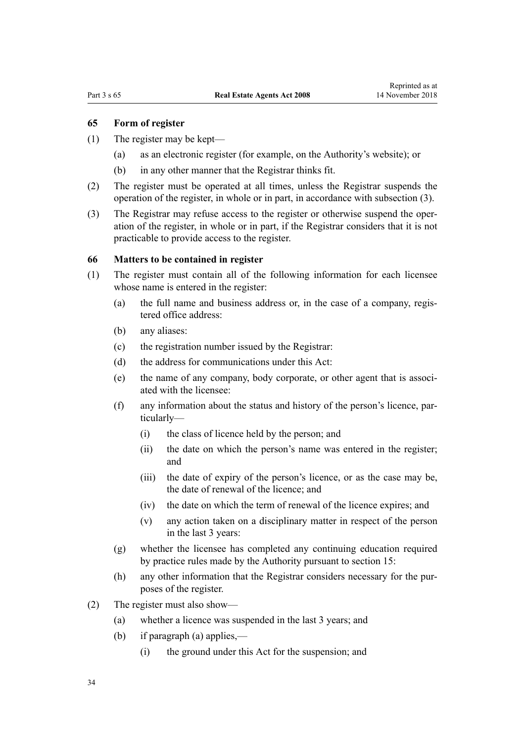### 65 Form of register

(1) The register may be kept—

  (a) as an electronic register (for example, on the Authority's website); or

  (b) in any other manner that the Registrar thinks fit.

(2) The register must be operated at all times, unless the Registrar suspends the operation of the register, in whole or in part, in accordance with subsection (3).

(3) The Registrar may refuse access to the register or otherwise suspend the operation of the register, in whole or in part, if the Registrar considers that it is not practicable to provide access to the register.

### 66 Matters to be contained in register

(1) The register must contain all of the following information for each licensee whose name is entered in the register:

  (a) the full name and business address or, in the case of a company, registered office address:

  (b) any aliases:

  (c) the registration number issued by the Registrar:

  (d) the address for communications under this Act:

  (e) the name of any company, body corporate, or other agent that is associated with the licensee:

  (f) any information about the status and history of the person's licence, particularly—

    (i) the class of licence held by the person; and

    (ii) the date on which the person's name was entered in the register; and

    (iii) the date of expiry of the person's licence, or as the case may be, the date of renewal of the licence; and

    (iv) the date on which the term of renewal of the licence expires; and

    (v) any action taken on a disciplinary matter in respect of the person in the last 3 years:

  (g) whether the licensee has completed any continuing education required by practice rules made by the Authority pursuant to section 15:

  (h) any other information that the Registrar considers necessary for the purposes of the register.

(2) The register must also show—

  (a) whether a licence was suspended in the last 3 years; and

  (b) if paragraph (a) applies,—

    (i) the ground under this Act for the suspension; and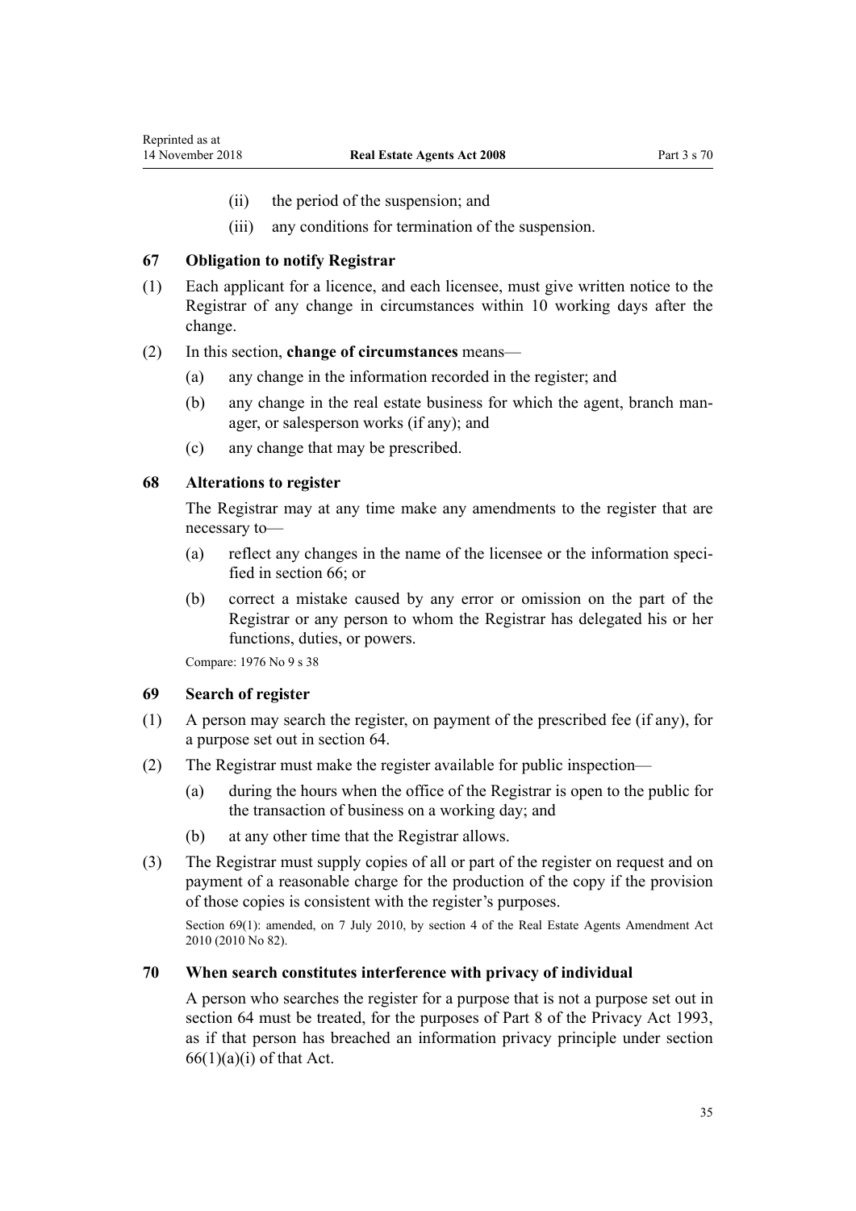(ii) the period of the suspension; and

(iii) any conditions for termination of the suspension.

### 67 Obligation to notify Registrar

(1) Each applicant for a licence, and each licensee, must give written notice to the Registrar of any change in circumstances within 10 working days after the change.

(2) In this section, **change of circumstances** means—

(a) any change in the information recorded in the register; and

(b) any change in the real estate business for which the agent, branch manager, or salesperson works (if any); and

(c) any change that may be prescribed.

### 68 Alterations to register

The Registrar may at any time make any amendments to the register that are necessary to—

(a) reflect any changes in the name of the licensee or the information specified in section 66; or

(b) correct a mistake caused by any error or omission on the part of the Registrar or any person to whom the Registrar has delegated his or her functions, duties, or powers.

Compare: 1976 No 9 s 38

### 69 Search of register

(1) A person may search the register, on payment of the prescribed fee (if any), for a purpose set out in section 64.

(2) The Registrar must make the register available for public inspection—

(a) during the hours when the office of the Registrar is open to the public for the transaction of business on a working day; and

(b) at any other time that the Registrar allows.

(3) The Registrar must supply copies of all or part of the register on request and on payment of a reasonable charge for the production of the copy if the provision of those copies is consistent with the register's purposes.

Section 69(1): amended, on 7 July 2010, by section 4 of the Real Estate Agents Amendment Act 2010 (2010 No 82).

### 70 When search constitutes interference with privacy of individual

A person who searches the register for a purpose that is not a purpose set out in section 64 must be treated, for the purposes of Part 8 of the Privacy Act 1993, as if that person has breached an information privacy principle under section 66(1)(a)(i) of that Act.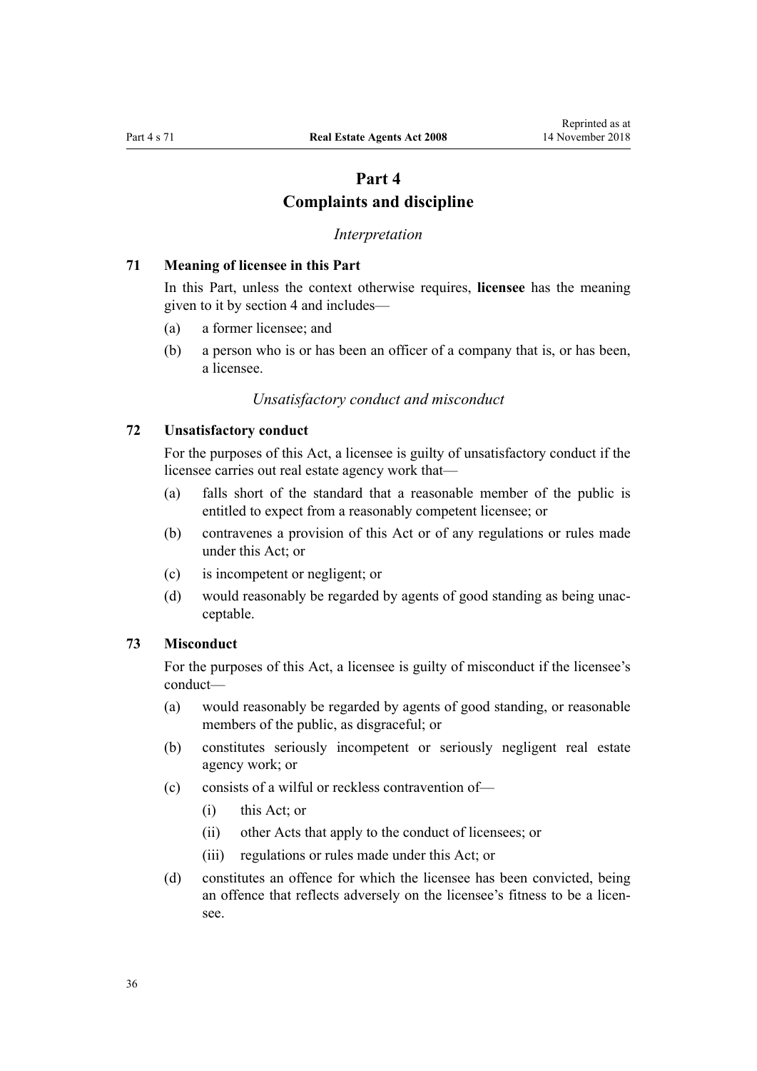# Part 4
# Complaints and discipline

*Interpretation*

## 71 Meaning of licensee in this Part

In this Part, unless the context otherwise requires, **licensee** has the meaning given to it by section 4 and includes—

(a) a former licensee; and

(b) a person who is or has been an officer of a company that is, or has been, a licensee.

*Unsatisfactory conduct and misconduct*

## 72 Unsatisfactory conduct

For the purposes of this Act, a licensee is guilty of unsatisfactory conduct if the licensee carries out real estate agency work that—

(a) falls short of the standard that a reasonable member of the public is entitled to expect from a reasonably competent licensee; or

(b) contravenes a provision of this Act or of any regulations or rules made under this Act; or

(c) is incompetent or negligent; or

(d) would reasonably be regarded by agents of good standing as being unacceptable.

## 73 Misconduct

For the purposes of this Act, a licensee is guilty of misconduct if the licensee's conduct—

(a) would reasonably be regarded by agents of good standing, or reasonable members of the public, as disgraceful; or

(b) constitutes seriously incompetent or seriously negligent real estate agency work; or

(c) consists of a wilful or reckless contravention of—

  (i) this Act; or

  (ii) other Acts that apply to the conduct of licensees; or

  (iii) regulations or rules made under this Act; or

(d) constitutes an offence for which the licensee has been convicted, being an offence that reflects adversely on the licensee's fitness to be a licensee.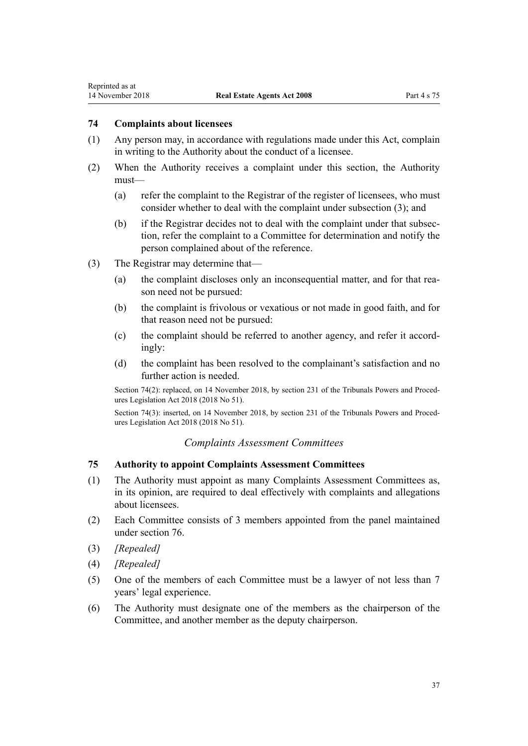### 74 Complaints about licensees

(1) Any person may, in accordance with regulations made under this Act, complain in writing to the Authority about the conduct of a licensee.

(2) When the Authority receives a complaint under this section, the Authority must—

(a) refer the complaint to the Registrar of the register of licensees, who must consider whether to deal with the complaint under subsection (3); and

(b) if the Registrar decides not to deal with the complaint under that subsection, refer the complaint to a Committee for determination and notify the person complained about of the reference.

(3) The Registrar may determine that—

(a) the complaint discloses only an inconsequential matter, and for that reason need not be pursued:

(b) the complaint is frivolous or vexatious or not made in good faith, and for that reason need not be pursued:

(c) the complaint should be referred to another agency, and refer it accordingly:

(d) the complaint has been resolved to the complainant's satisfaction and no further action is needed.

Section 74(2): replaced, on 14 November 2018, by section 231 of the Tribunals Powers and Procedures Legislation Act 2018 (2018 No 51).

Section 74(3): inserted, on 14 November 2018, by section 231 of the Tribunals Powers and Procedures Legislation Act 2018 (2018 No 51).

## *Complaints Assessment Committees*

### 75 Authority to appoint Complaints Assessment Committees

(1) The Authority must appoint as many Complaints Assessment Committees as, in its opinion, are required to deal effectively with complaints and allegations about licensees.

(2) Each Committee consists of 3 members appointed from the panel maintained under section 76.

(3) *[Repealed]*

(4) *[Repealed]*

(5) One of the members of each Committee must be a lawyer of not less than 7 years' legal experience.

(6) The Authority must designate one of the members as the chairperson of the Committee, and another member as the deputy chairperson.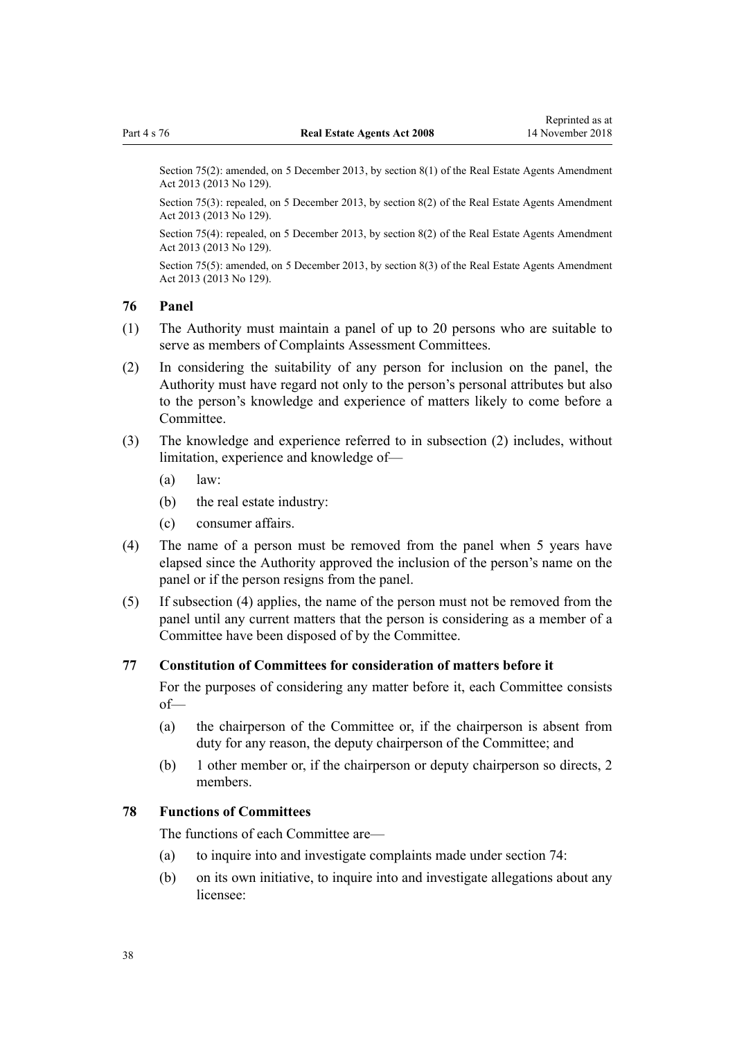Section 75(2): amended, on 5 December 2013, by section 8(1) of the Real Estate Agents Amendment Act 2013 (2013 No 129).

Section 75(3): repealed, on 5 December 2013, by section 8(2) of the Real Estate Agents Amendment Act 2013 (2013 No 129).

Section 75(4): repealed, on 5 December 2013, by section 8(2) of the Real Estate Agents Amendment Act 2013 (2013 No 129).

Section 75(5): amended, on 5 December 2013, by section 8(3) of the Real Estate Agents Amendment Act 2013 (2013 No 129).

### 76 Panel

(1) The Authority must maintain a panel of up to 20 persons who are suitable to serve as members of Complaints Assessment Committees.

(2) In considering the suitability of any person for inclusion on the panel, the Authority must have regard not only to the person's personal attributes but also to the person's knowledge and experience of matters likely to come before a Committee.

(3) The knowledge and experience referred to in subsection (2) includes, without limitation, experience and knowledge of—

(a) law:

(b) the real estate industry:

(c) consumer affairs.

(4) The name of a person must be removed from the panel when 5 years have elapsed since the Authority approved the inclusion of the person's name on the panel or if the person resigns from the panel.

(5) If subsection (4) applies, the name of the person must not be removed from the panel until any current matters that the person is considering as a member of a Committee have been disposed of by the Committee.

### 77 Constitution of Committees for consideration of matters before it

For the purposes of considering any matter before it, each Committee consists of—

(a) the chairperson of the Committee or, if the chairperson is absent from duty for any reason, the deputy chairperson of the Committee; and

(b) 1 other member or, if the chairperson or deputy chairperson so directs, 2 members.

### 78 Functions of Committees

The functions of each Committee are—

(a) to inquire into and investigate complaints made under section 74:

(b) on its own initiative, to inquire into and investigate allegations about any licensee: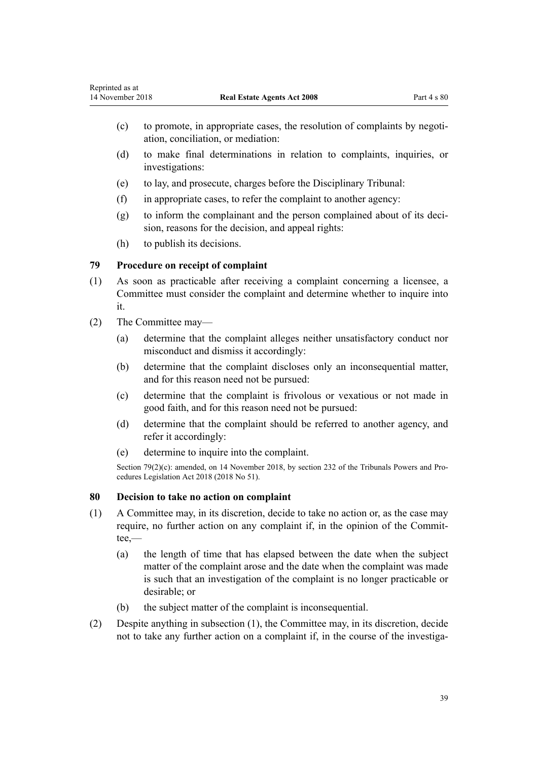(c) to promote, in appropriate cases, the resolution of complaints by negotiation, conciliation, or mediation:

(d) to make final determinations in relation to complaints, inquiries, or investigations:

(e) to lay, and prosecute, charges before the Disciplinary Tribunal:

(f) in appropriate cases, to refer the complaint to another agency:

(g) to inform the complainant and the person complained about of its decision, reasons for the decision, and appeal rights:

(h) to publish its decisions.

### 79 Procedure on receipt of complaint

(1) As soon as practicable after receiving a complaint concerning a licensee, a Committee must consider the complaint and determine whether to inquire into it.

(2) The Committee may—

(a) determine that the complaint alleges neither unsatisfactory conduct nor misconduct and dismiss it accordingly:

(b) determine that the complaint discloses only an inconsequential matter, and for this reason need not be pursued:

(c) determine that the complaint is frivolous or vexatious or not made in good faith, and for this reason need not be pursued:

(d) determine that the complaint should be referred to another agency, and refer it accordingly:

(e) determine to inquire into the complaint.

Section 79(2)(c): amended, on 14 November 2018, by section 232 of the Tribunals Powers and Procedures Legislation Act 2018 (2018 No 51).

### 80 Decision to take no action on complaint

(1) A Committee may, in its discretion, decide to take no action or, as the case may require, no further action on any complaint if, in the opinion of the Committee,—

(a) the length of time that has elapsed between the date when the subject matter of the complaint arose and the date when the complaint was made is such that an investigation of the complaint is no longer practicable or desirable; or

(b) the subject matter of the complaint is inconsequential.

(2) Despite anything in subsection (1), the Committee may, in its discretion, decide not to take any further action on a complaint if, in the course of the investiga-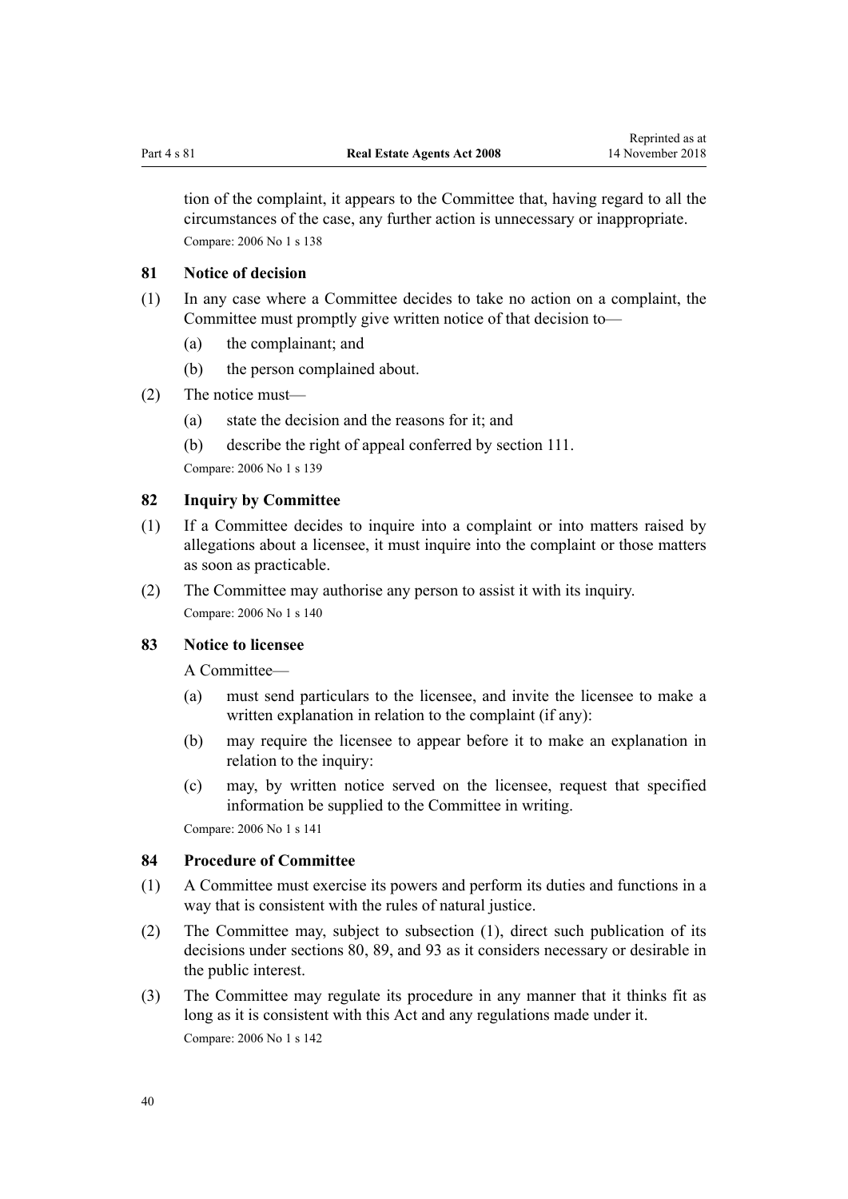tion of the complaint, it appears to the Committee that, having regard to all the circumstances of the case, any further action is unnecessary or inappropriate.

Compare: 2006 No 1 s 138

### 81 Notice of decision

(1) In any case where a Committee decides to take no action on a complaint, the Committee must promptly give written notice of that decision to—

(a) the complainant; and

(b) the person complained about.

(2) The notice must—

(a) state the decision and the reasons for it; and

(b) describe the right of appeal conferred by section 111.

Compare: 2006 No 1 s 139

### 82 Inquiry by Committee

(1) If a Committee decides to inquire into a complaint or into matters raised by allegations about a licensee, it must inquire into the complaint or those matters as soon as practicable.

(2) The Committee may authorise any person to assist it with its inquiry.

Compare: 2006 No 1 s 140

### 83 Notice to licensee

A Committee—

(a) must send particulars to the licensee, and invite the licensee to make a written explanation in relation to the complaint (if any):

(b) may require the licensee to appear before it to make an explanation in relation to the inquiry:

(c) may, by written notice served on the licensee, request that specified information be supplied to the Committee in writing.

Compare: 2006 No 1 s 141

### 84 Procedure of Committee

(1) A Committee must exercise its powers and perform its duties and functions in a way that is consistent with the rules of natural justice.

(2) The Committee may, subject to subsection (1), direct such publication of its decisions under sections 80, 89, and 93 as it considers necessary or desirable in the public interest.

(3) The Committee may regulate its procedure in any manner that it thinks fit as long as it is consistent with this Act and any regulations made under it.

Compare: 2006 No 1 s 142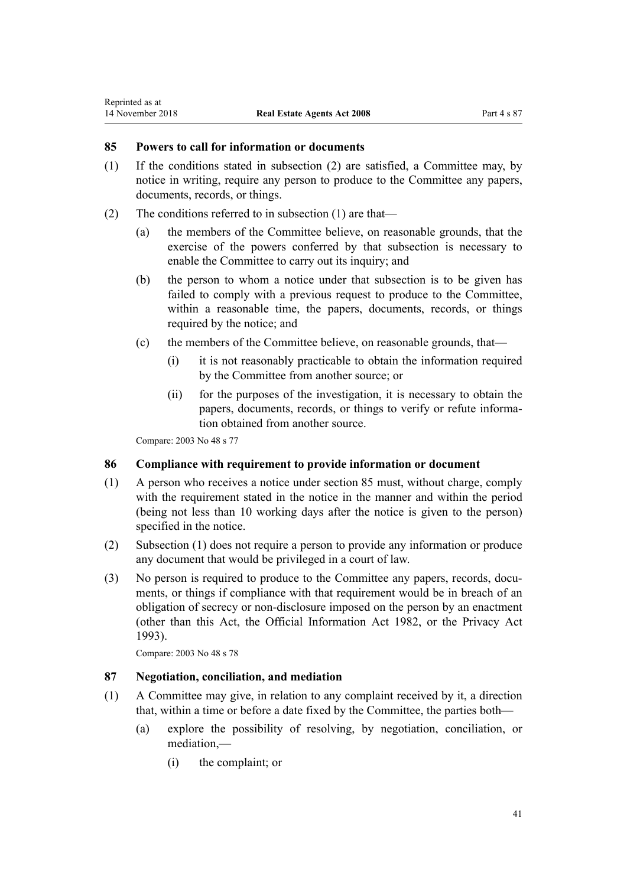### 85 Powers to call for information or documents

(1) If the conditions stated in subsection (2) are satisfied, a Committee may, by notice in writing, require any person to produce to the Committee any papers, documents, records, or things.

(2) The conditions referred to in subsection (1) are that—

(a) the members of the Committee believe, on reasonable grounds, that the exercise of the powers conferred by that subsection is necessary to enable the Committee to carry out its inquiry; and

(b) the person to whom a notice under that subsection is to be given has failed to comply with a previous request to produce to the Committee, within a reasonable time, the papers, documents, records, or things required by the notice; and

(c) the members of the Committee believe, on reasonable grounds, that—

(i) it is not reasonably practicable to obtain the information required by the Committee from another source; or

(ii) for the purposes of the investigation, it is necessary to obtain the papers, documents, records, or things to verify or refute information obtained from another source.

Compare: 2003 No 48 s 77

### 86 Compliance with requirement to provide information or document

(1) A person who receives a notice under section 85 must, without charge, comply with the requirement stated in the notice in the manner and within the period (being not less than 10 working days after the notice is given to the person) specified in the notice.

(2) Subsection (1) does not require a person to provide any information or produce any document that would be privileged in a court of law.

(3) No person is required to produce to the Committee any papers, records, documents, or things if compliance with that requirement would be in breach of an obligation of secrecy or non-disclosure imposed on the person by an enactment (other than this Act, the Official Information Act 1982, or the Privacy Act 1993).

Compare: 2003 No 48 s 78

### 87 Negotiation, conciliation, and mediation

(1) A Committee may give, in relation to any complaint received by it, a direction that, within a time or before a date fixed by the Committee, the parties both—

(a) explore the possibility of resolving, by negotiation, conciliation, or mediation,—

(i) the complaint; or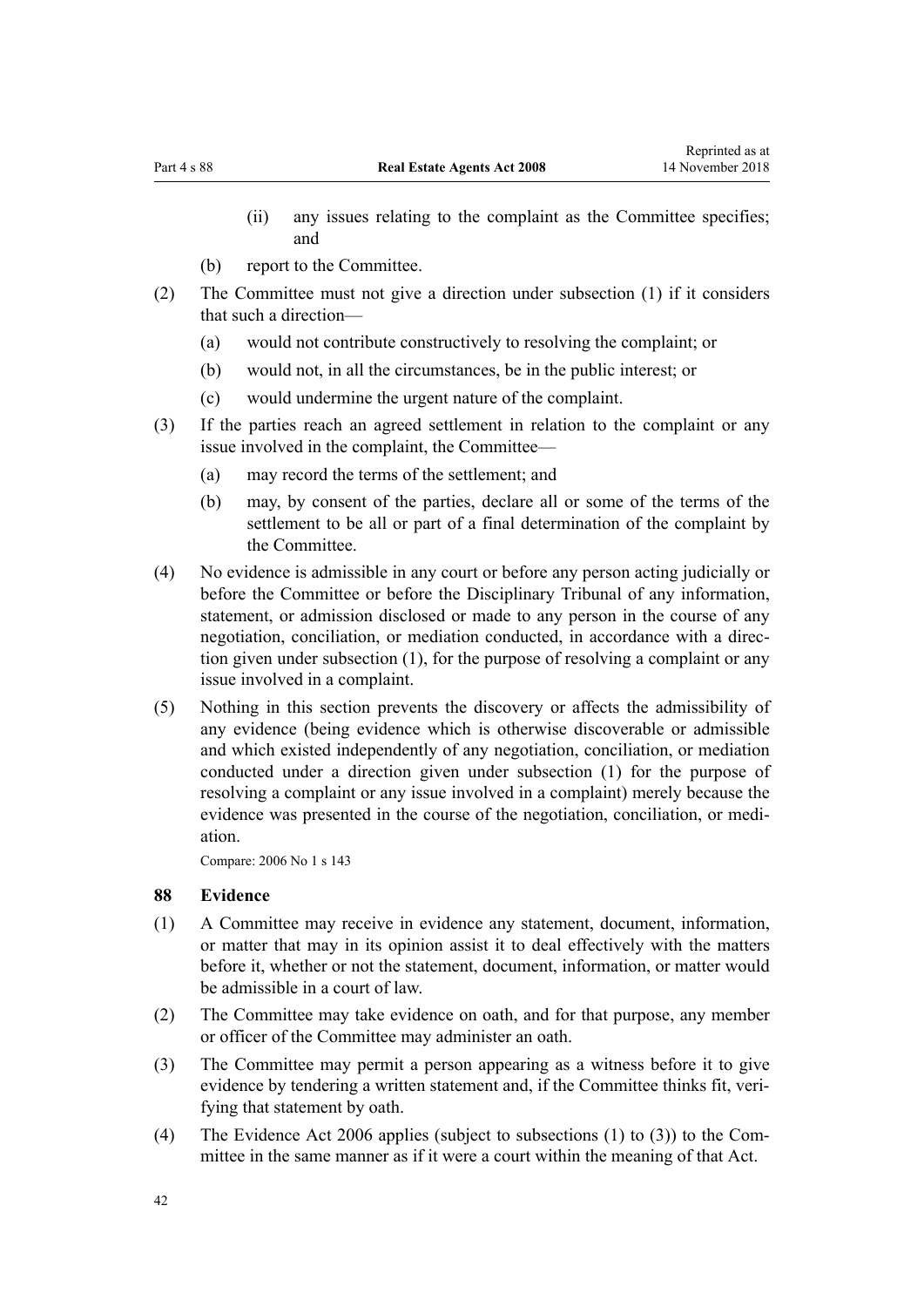(ii) any issues relating to the complaint as the Committee specifies; and

(b) report to the Committee.

(2) The Committee must not give a direction under subsection (1) if it considers that such a direction—

(a) would not contribute constructively to resolving the complaint; or

(b) would not, in all the circumstances, be in the public interest; or

(c) would undermine the urgent nature of the complaint.

(3) If the parties reach an agreed settlement in relation to the complaint or any issue involved in the complaint, the Committee—

(a) may record the terms of the settlement; and

(b) may, by consent of the parties, declare all or some of the terms of the settlement to be all or part of a final determination of the complaint by the Committee.

(4) No evidence is admissible in any court or before any person acting judicially or before the Committee or before the Disciplinary Tribunal of any information, statement, or admission disclosed or made to any person in the course of any negotiation, conciliation, or mediation conducted, in accordance with a direction given under subsection (1), for the purpose of resolving a complaint or any issue involved in a complaint.

(5) Nothing in this section prevents the discovery or affects the admissibility of any evidence (being evidence which is otherwise discoverable or admissible and which existed independently of any negotiation, conciliation, or mediation conducted under a direction given under subsection (1) for the purpose of resolving a complaint or any issue involved in a complaint) merely because the evidence was presented in the course of the negotiation, conciliation, or mediation.

Compare: 2006 No 1 s 143

### 88 Evidence

(1) A Committee may receive in evidence any statement, document, information, or matter that may in its opinion assist it to deal effectively with the matters before it, whether or not the statement, document, information, or matter would be admissible in a court of law.

(2) The Committee may take evidence on oath, and for that purpose, any member or officer of the Committee may administer an oath.

(3) The Committee may permit a person appearing as a witness before it to give evidence by tendering a written statement and, if the Committee thinks fit, verifying that statement by oath.

(4) The Evidence Act 2006 applies (subject to subsections (1) to (3)) to the Committee in the same manner as if it were a court within the meaning of that Act.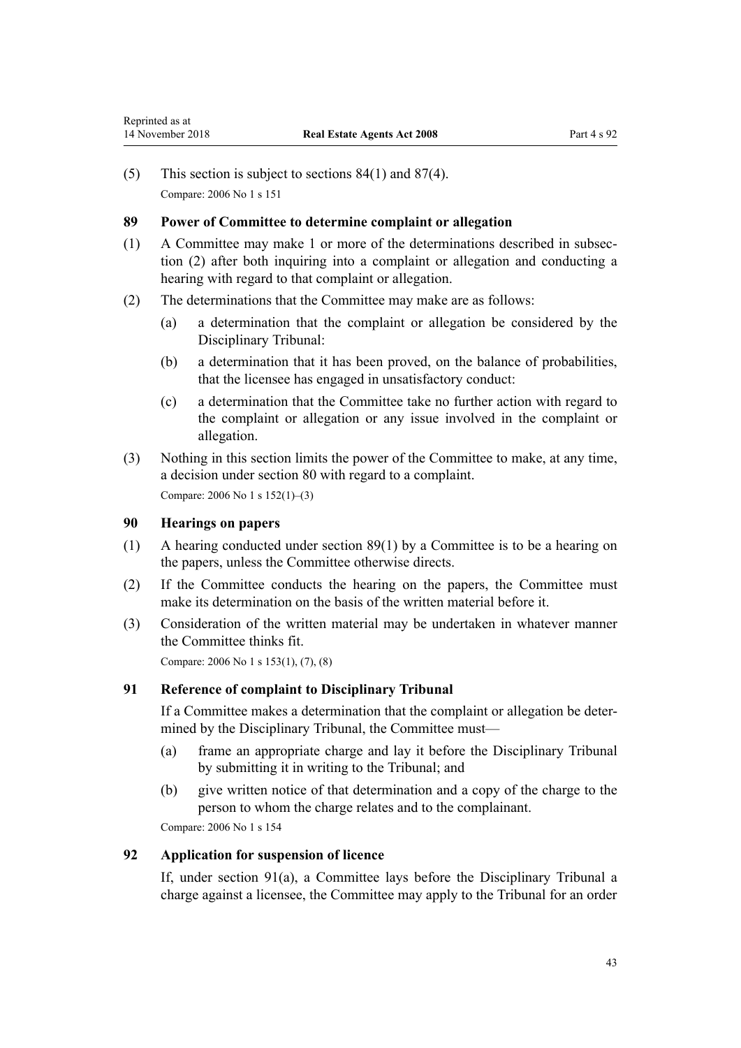(5) This section is subject to sections 84(1) and 87(4).

Compare: 2006 No 1 s 151

### 89 Power of Committee to determine complaint or allegation

(1) A Committee may make 1 or more of the determinations described in subsection (2) after both inquiring into a complaint or allegation and conducting a hearing with regard to that complaint or allegation.

(2) The determinations that the Committee may make are as follows:

(a) a determination that the complaint or allegation be considered by the Disciplinary Tribunal:

(b) a determination that it has been proved, on the balance of probabilities, that the licensee has engaged in unsatisfactory conduct:

(c) a determination that the Committee take no further action with regard to the complaint or allegation or any issue involved in the complaint or allegation.

(3) Nothing in this section limits the power of the Committee to make, at any time, a decision under section 80 with regard to a complaint.

Compare: 2006 No 1 s 152(1)–(3)

### 90 Hearings on papers

(1) A hearing conducted under section 89(1) by a Committee is to be a hearing on the papers, unless the Committee otherwise directs.

(2) If the Committee conducts the hearing on the papers, the Committee must make its determination on the basis of the written material before it.

(3) Consideration of the written material may be undertaken in whatever manner the Committee thinks fit.

Compare: 2006 No 1 s 153(1), (7), (8)

### 91 Reference of complaint to Disciplinary Tribunal

If a Committee makes a determination that the complaint or allegation be determined by the Disciplinary Tribunal, the Committee must—

(a) frame an appropriate charge and lay it before the Disciplinary Tribunal by submitting it in writing to the Tribunal; and

(b) give written notice of that determination and a copy of the charge to the person to whom the charge relates and to the complainant.

Compare: 2006 No 1 s 154

### 92 Application for suspension of licence

If, under section 91(a), a Committee lays before the Disciplinary Tribunal a charge against a licensee, the Committee may apply to the Tribunal for an order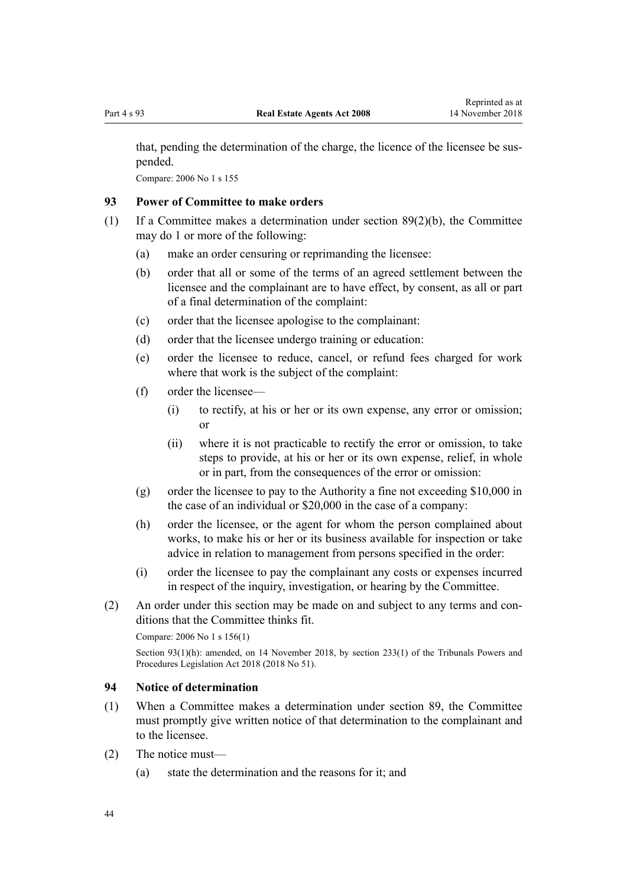that, pending the determination of the charge, the licence of the licensee be suspended.

Compare: 2006 No 1 s 155

### 93 Power of Committee to make orders

(1) If a Committee makes a determination under section 89(2)(b), the Committee may do 1 or more of the following:

  (a) make an order censuring or reprimanding the licensee:

  (b) order that all or some of the terms of an agreed settlement between the licensee and the complainant are to have effect, by consent, as all or part of a final determination of the complaint:

  (c) order that the licensee apologise to the complainant:

  (d) order that the licensee undergo training or education:

  (e) order the licensee to reduce, cancel, or refund fees charged for work where that work is the subject of the complaint:

  (f) order the licensee—

    (i) to rectify, at his or her or its own expense, any error or omission; or

    (ii) where it is not practicable to rectify the error or omission, to take steps to provide, at his or her or its own expense, relief, in whole or in part, from the consequences of the error or omission:

  (g) order the licensee to pay to the Authority a fine not exceeding $10,000 in the case of an individual or $20,000 in the case of a company:

  (h) order the licensee, or the agent for whom the person complained about works, to make his or her or its business available for inspection or take advice in relation to management from persons specified in the order:

  (i) order the licensee to pay the complainant any costs or expenses incurred in respect of the inquiry, investigation, or hearing by the Committee.

(2) An order under this section may be made on and subject to any terms and conditions that the Committee thinks fit.

Compare: 2006 No 1 s 156(1)

Section 93(1)(h): amended, on 14 November 2018, by section 233(1) of the Tribunals Powers and Procedures Legislation Act 2018 (2018 No 51).

### 94 Notice of determination

(1) When a Committee makes a determination under section 89, the Committee must promptly give written notice of that determination to the complainant and to the licensee.

(2) The notice must—

  (a) state the determination and the reasons for it; and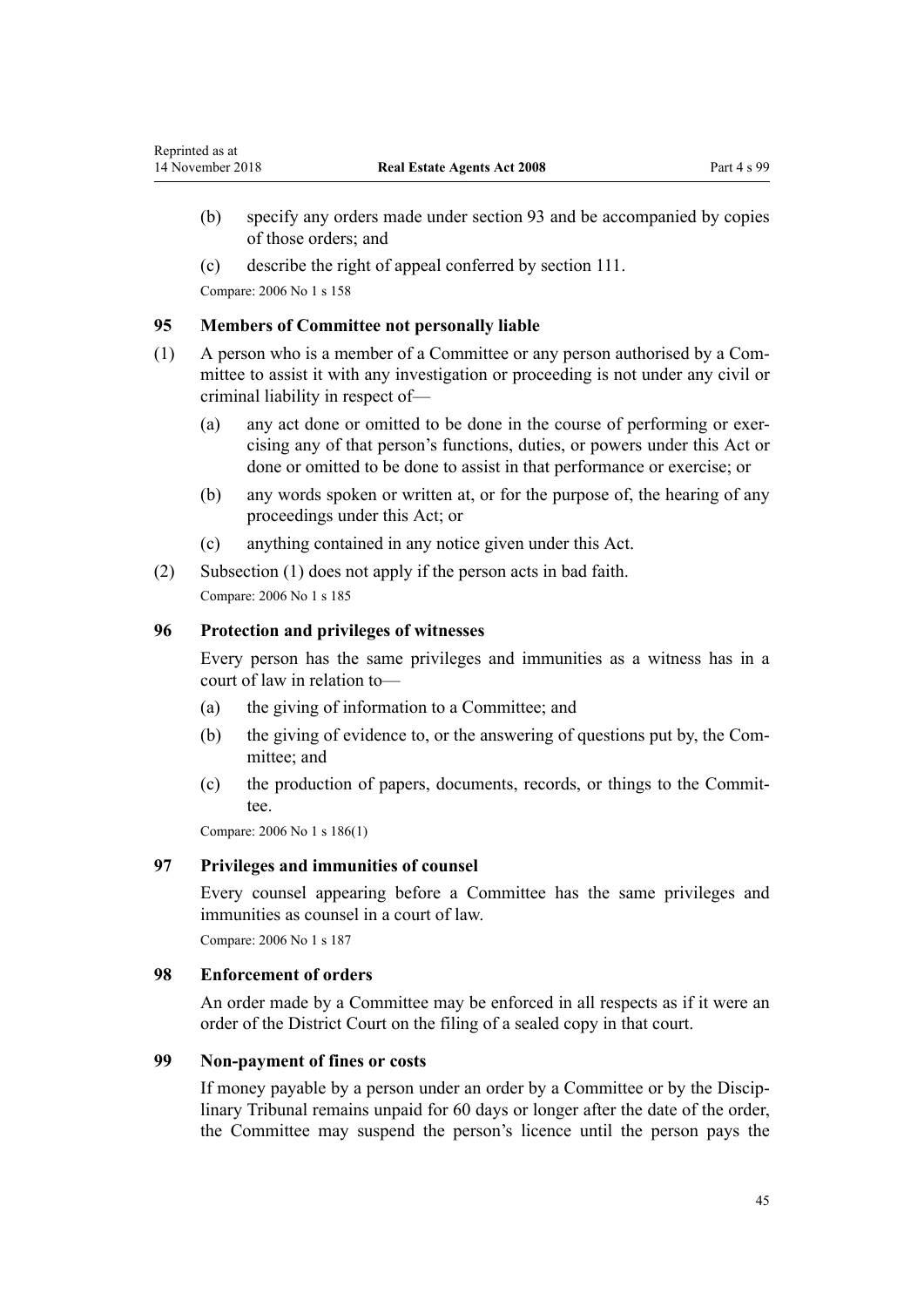(b) specify any orders made under section 93 and be accompanied by copies of those orders; and

(c) describe the right of appeal conferred by section 111.

Compare: 2006 No 1 s 158

### 95 Members of Committee not personally liable

(1) A person who is a member of a Committee or any person authorised by a Committee to assist it with any investigation or proceeding is not under any civil or criminal liability in respect of—

(a) any act done or omitted to be done in the course of performing or exercising any of that person's functions, duties, or powers under this Act or done or omitted to be done to assist in that performance or exercise; or

(b) any words spoken or written at, or for the purpose of, the hearing of any proceedings under this Act; or

(c) anything contained in any notice given under this Act.

(2) Subsection (1) does not apply if the person acts in bad faith.

Compare: 2006 No 1 s 185

### 96 Protection and privileges of witnesses

Every person has the same privileges and immunities as a witness has in a court of law in relation to—

(a) the giving of information to a Committee; and

(b) the giving of evidence to, or the answering of questions put by, the Committee; and

(c) the production of papers, documents, records, or things to the Committee.

Compare: 2006 No 1 s 186(1)

### 97 Privileges and immunities of counsel

Every counsel appearing before a Committee has the same privileges and immunities as counsel in a court of law.

Compare: 2006 No 1 s 187

### 98 Enforcement of orders

An order made by a Committee may be enforced in all respects as if it were an order of the District Court on the filing of a sealed copy in that court.

### 99 Non-payment of fines or costs

If money payable by a person under an order by a Committee or by the Disciplinary Tribunal remains unpaid for 60 days or longer after the date of the order, the Committee may suspend the person's licence until the person pays the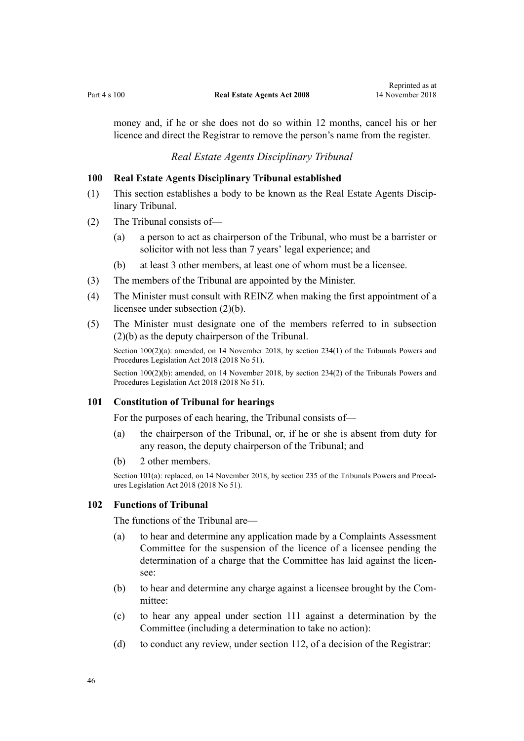money and, if he or she does not do so within 12 months, cancel his or her licence and direct the Registrar to remove the person's name from the register.

### *Real Estate Agents Disciplinary Tribunal*

#### 100 Real Estate Agents Disciplinary Tribunal established

(1) This section establishes a body to be known as the Real Estate Agents Disciplinary Tribunal.

(2) The Tribunal consists of—

(a) a person to act as chairperson of the Tribunal, who must be a barrister or solicitor with not less than 7 years' legal experience; and

(b) at least 3 other members, at least one of whom must be a licensee.

(3) The members of the Tribunal are appointed by the Minister.

(4) The Minister must consult with REINZ when making the first appointment of a licensee under subsection (2)(b).

(5) The Minister must designate one of the members referred to in subsection (2)(b) as the deputy chairperson of the Tribunal.

Section 100(2)(a): amended, on 14 November 2018, by section 234(1) of the Tribunals Powers and Procedures Legislation Act 2018 (2018 No 51).

Section 100(2)(b): amended, on 14 November 2018, by section 234(2) of the Tribunals Powers and Procedures Legislation Act 2018 (2018 No 51).

#### 101 Constitution of Tribunal for hearings

For the purposes of each hearing, the Tribunal consists of—

(a) the chairperson of the Tribunal, or, if he or she is absent from duty for any reason, the deputy chairperson of the Tribunal; and

(b) 2 other members.

Section 101(a): replaced, on 14 November 2018, by section 235 of the Tribunals Powers and Procedures Legislation Act 2018 (2018 No 51).

#### 102 Functions of Tribunal

The functions of the Tribunal are—

(a) to hear and determine any application made by a Complaints Assessment Committee for the suspension of the licence of a licensee pending the determination of a charge that the Committee has laid against the licensee:

(b) to hear and determine any charge against a licensee brought by the Committee:

(c) to hear any appeal under section 111 against a determination by the Committee (including a determination to take no action):

(d) to conduct any review, under section 112, of a decision of the Registrar: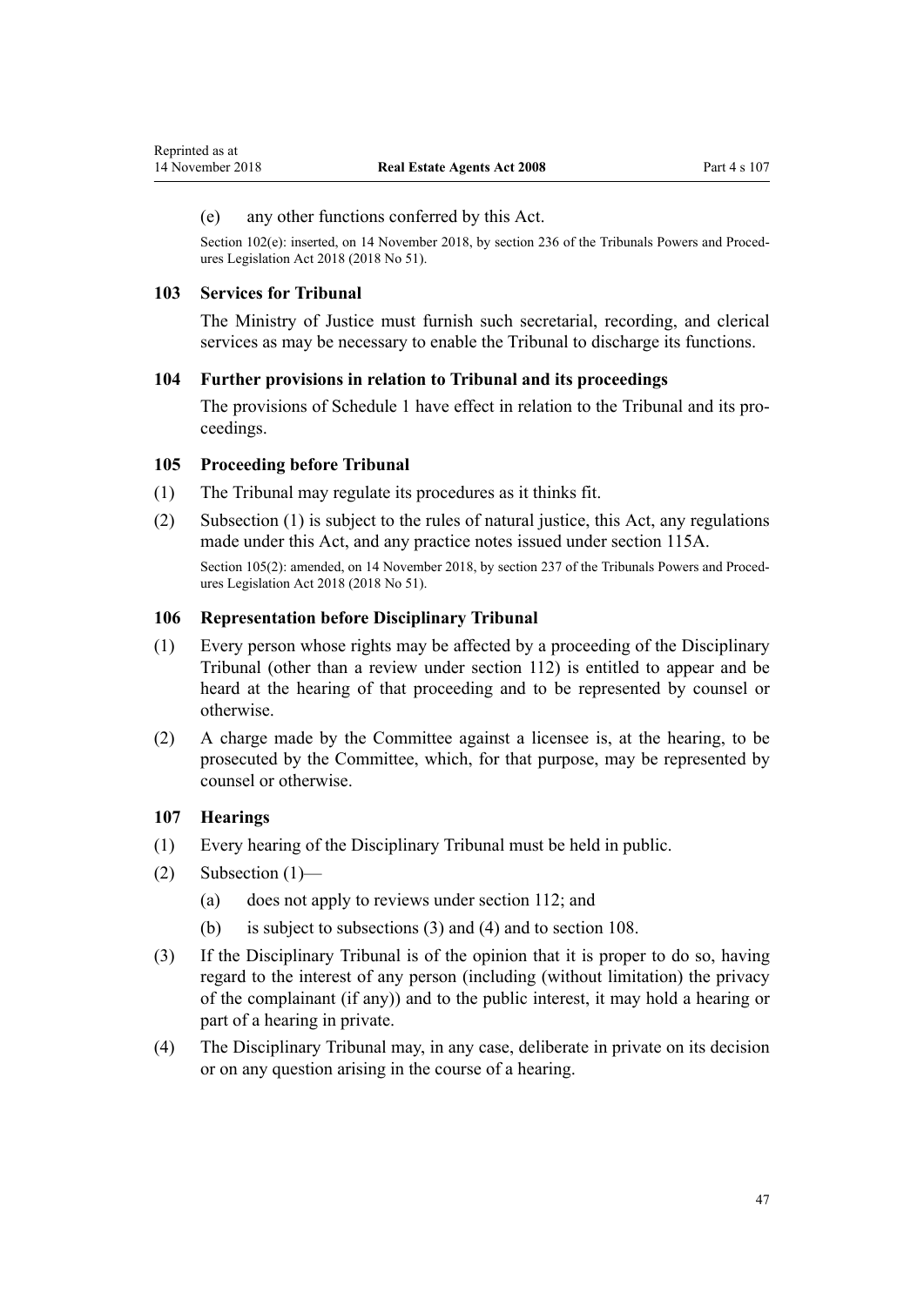(e) any other functions conferred by this Act.

Section 102(e): inserted, on 14 November 2018, by section 236 of the Tribunals Powers and Procedures Legislation Act 2018 (2018 No 51).

## 103 Services for Tribunal

The Ministry of Justice must furnish such secretarial, recording, and clerical services as may be necessary to enable the Tribunal to discharge its functions.

## 104 Further provisions in relation to Tribunal and its proceedings

The provisions of Schedule 1 have effect in relation to the Tribunal and its proceedings.

## 105 Proceeding before Tribunal

(1) The Tribunal may regulate its procedures as it thinks fit.

(2) Subsection (1) is subject to the rules of natural justice, this Act, any regulations made under this Act, and any practice notes issued under section 115A.

Section 105(2): amended, on 14 November 2018, by section 237 of the Tribunals Powers and Procedures Legislation Act 2018 (2018 No 51).

## 106 Representation before Disciplinary Tribunal

(1) Every person whose rights may be affected by a proceeding of the Disciplinary Tribunal (other than a review under section 112) is entitled to appear and be heard at the hearing of that proceeding and to be represented by counsel or otherwise.

(2) A charge made by the Committee against a licensee is, at the hearing, to be prosecuted by the Committee, which, for that purpose, may be represented by counsel or otherwise.

## 107 Hearings

(1) Every hearing of the Disciplinary Tribunal must be held in public.

(2) Subsection (1)—

 (a) does not apply to reviews under section 112; and

 (b) is subject to subsections (3) and (4) and to section 108.

(3) If the Disciplinary Tribunal is of the opinion that it is proper to do so, having regard to the interest of any person (including (without limitation) the privacy of the complainant (if any)) and to the public interest, it may hold a hearing or part of a hearing in private.

(4) The Disciplinary Tribunal may, in any case, deliberate in private on its decision or on any question arising in the course of a hearing.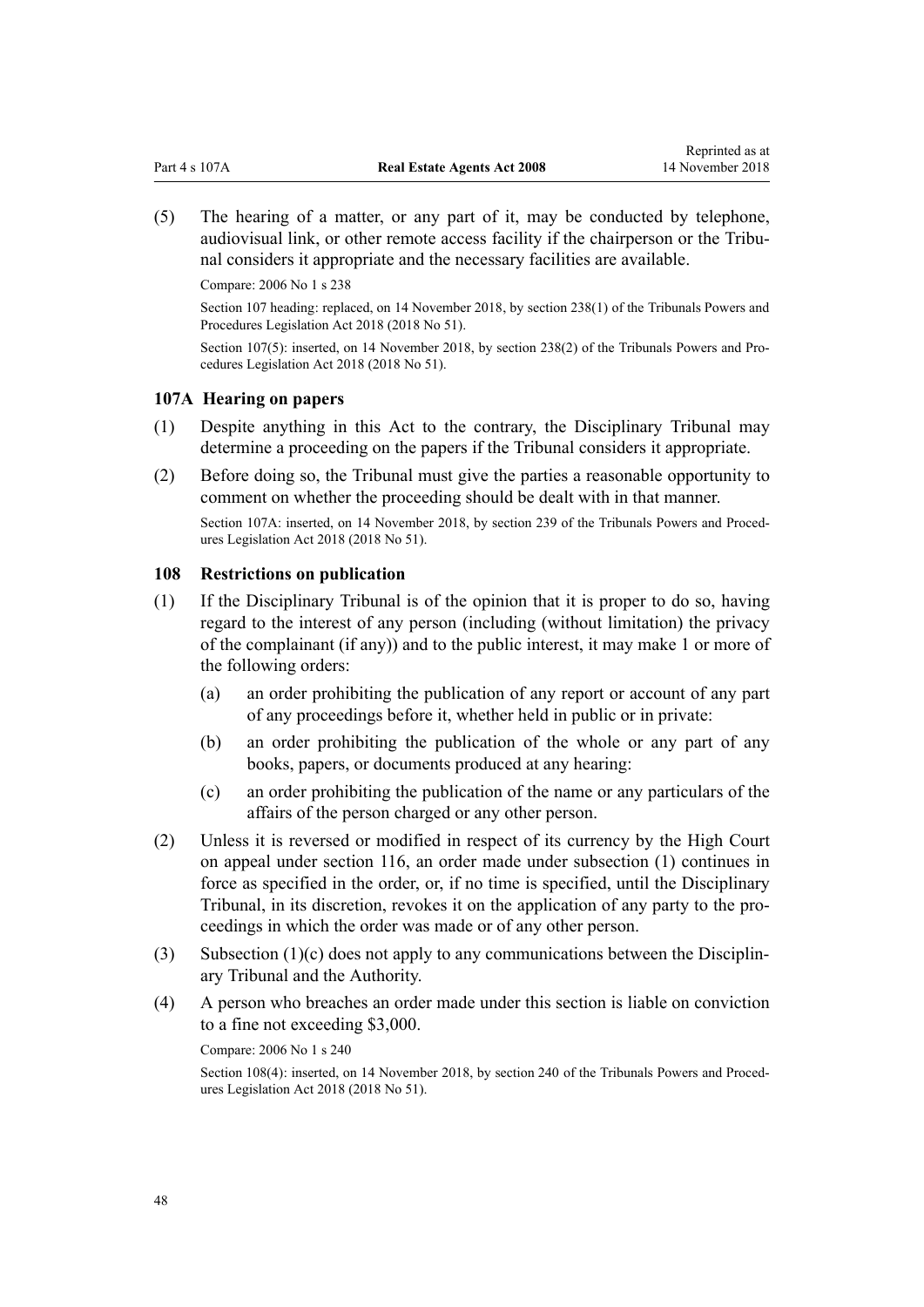(5) The hearing of a matter, or any part of it, may be conducted by telephone, audiovisual link, or other remote access facility if the chairperson or the Tribunal considers it appropriate and the necessary facilities are available.

Compare: 2006 No 1 s 238

Section 107 heading: replaced, on 14 November 2018, by section 238(1) of the Tribunals Powers and Procedures Legislation Act 2018 (2018 No 51).

Section 107(5): inserted, on 14 November 2018, by section 238(2) of the Tribunals Powers and Procedures Legislation Act 2018 (2018 No 51).

### 107A Hearing on papers

(1) Despite anything in this Act to the contrary, the Disciplinary Tribunal may determine a proceeding on the papers if the Tribunal considers it appropriate.

(2) Before doing so, the Tribunal must give the parties a reasonable opportunity to comment on whether the proceeding should be dealt with in that manner.

Section 107A: inserted, on 14 November 2018, by section 239 of the Tribunals Powers and Procedures Legislation Act 2018 (2018 No 51).

### 108 Restrictions on publication

(1) If the Disciplinary Tribunal is of the opinion that it is proper to do so, having regard to the interest of any person (including (without limitation) the privacy of the complainant (if any)) and to the public interest, it may make 1 or more of the following orders:

   (a) an order prohibiting the publication of any report or account of any part of any proceedings before it, whether held in public or in private:

   (b) an order prohibiting the publication of the whole or any part of any books, papers, or documents produced at any hearing:

   (c) an order prohibiting the publication of the name or any particulars of the affairs of the person charged or any other person.

(2) Unless it is reversed or modified in respect of its currency by the High Court on appeal under section 116, an order made under subsection (1) continues in force as specified in the order, or, if no time is specified, until the Disciplinary Tribunal, in its discretion, revokes it on the application of any party to the proceedings in which the order was made or of any other person.

(3) Subsection (1)(c) does not apply to any communications between the Disciplinary Tribunal and the Authority.

(4) A person who breaches an order made under this section is liable on conviction to a fine not exceeding $3,000.

Compare: 2006 No 1 s 240

Section 108(4): inserted, on 14 November 2018, by section 240 of the Tribunals Powers and Procedures Legislation Act 2018 (2018 No 51).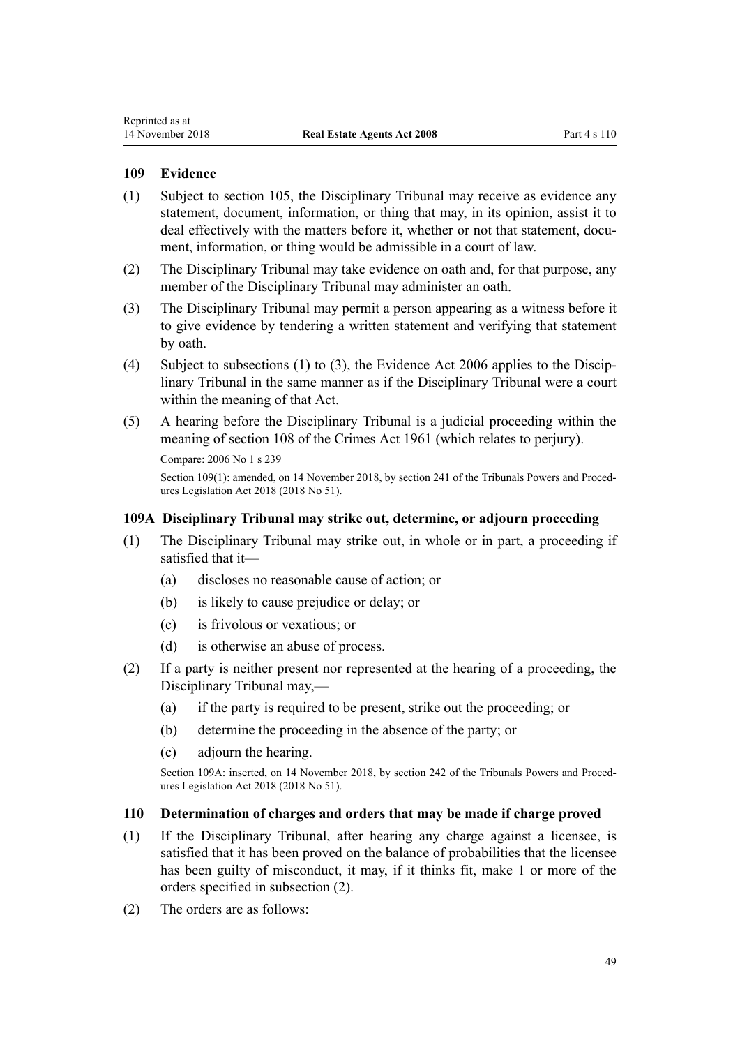### 109 Evidence

(1) Subject to section 105, the Disciplinary Tribunal may receive as evidence any statement, document, information, or thing that may, in its opinion, assist it to deal effectively with the matters before it, whether or not that statement, document, information, or thing would be admissible in a court of law.

(2) The Disciplinary Tribunal may take evidence on oath and, for that purpose, any member of the Disciplinary Tribunal may administer an oath.

(3) The Disciplinary Tribunal may permit a person appearing as a witness before it to give evidence by tendering a written statement and verifying that statement by oath.

(4) Subject to subsections (1) to (3), the Evidence Act 2006 applies to the Disciplinary Tribunal in the same manner as if the Disciplinary Tribunal were a court within the meaning of that Act.

(5) A hearing before the Disciplinary Tribunal is a judicial proceeding within the meaning of section 108 of the Crimes Act 1961 (which relates to perjury).

Compare: 2006 No 1 s 239

Section 109(1): amended, on 14 November 2018, by section 241 of the Tribunals Powers and Procedures Legislation Act 2018 (2018 No 51).

### 109A Disciplinary Tribunal may strike out, determine, or adjourn proceeding

(1) The Disciplinary Tribunal may strike out, in whole or in part, a proceeding if satisfied that it—

(a) discloses no reasonable cause of action; or

(b) is likely to cause prejudice or delay; or

(c) is frivolous or vexatious; or

(d) is otherwise an abuse of process.

(2) If a party is neither present nor represented at the hearing of a proceeding, the Disciplinary Tribunal may,—

(a) if the party is required to be present, strike out the proceeding; or

(b) determine the proceeding in the absence of the party; or

(c) adjourn the hearing.

Section 109A: inserted, on 14 November 2018, by section 242 of the Tribunals Powers and Procedures Legislation Act 2018 (2018 No 51).

### 110 Determination of charges and orders that may be made if charge proved

(1) If the Disciplinary Tribunal, after hearing any charge against a licensee, is satisfied that it has been proved on the balance of probabilities that the licensee has been guilty of misconduct, it may, if it thinks fit, make 1 or more of the orders specified in subsection (2).

(2) The orders are as follows: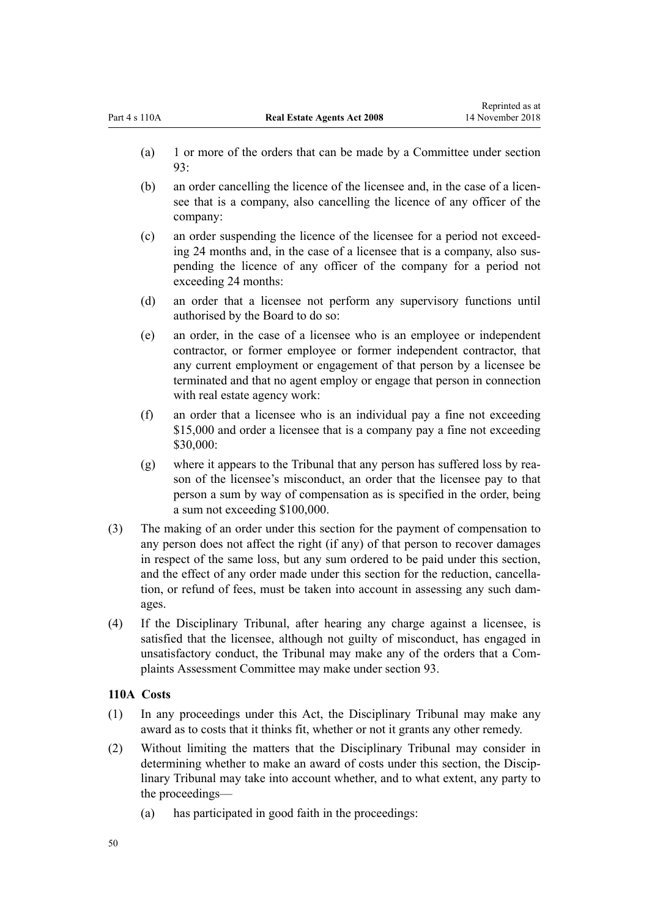(a) 1 or more of the orders that can be made by a Committee under section 93:

(b) an order cancelling the licence of the licensee and, in the case of a licensee that is a company, also cancelling the licence of any officer of the company:

(c) an order suspending the licence of the licensee for a period not exceeding 24 months and, in the case of a licensee that is a company, also suspending the licence of any officer of the company for a period not exceeding 24 months:

(d) an order that a licensee not perform any supervisory functions until authorised by the Board to do so:

(e) an order, in the case of a licensee who is an employee or independent contractor, or former employee or former independent contractor, that any current employment or engagement of that person by a licensee be terminated and that no agent employ or engage that person in connection with real estate agency work:

(f) an order that a licensee who is an individual pay a fine not exceeding $15,000 and order a licensee that is a company pay a fine not exceeding $30,000:

(g) where it appears to the Tribunal that any person has suffered loss by reason of the licensee's misconduct, an order that the licensee pay to that person a sum by way of compensation as is specified in the order, being a sum not exceeding $100,000.

(3) The making of an order under this section for the payment of compensation to any person does not affect the right (if any) of that person to recover damages in respect of the same loss, but any sum ordered to be paid under this section, and the effect of any order made under this section for the reduction, cancellation, or refund of fees, must be taken into account in assessing any such damages.

(4) If the Disciplinary Tribunal, after hearing any charge against a licensee, is satisfied that the licensee, although not guilty of misconduct, has engaged in unsatisfactory conduct, the Tribunal may make any of the orders that a Complaints Assessment Committee may make under section 93.

### 110A Costs

(1) In any proceedings under this Act, the Disciplinary Tribunal may make any award as to costs that it thinks fit, whether or not it grants any other remedy.

(2) Without limiting the matters that the Disciplinary Tribunal may consider in determining whether to make an award of costs under this section, the Disciplinary Tribunal may take into account whether, and to what extent, any party to the proceedings—

(a) has participated in good faith in the proceedings: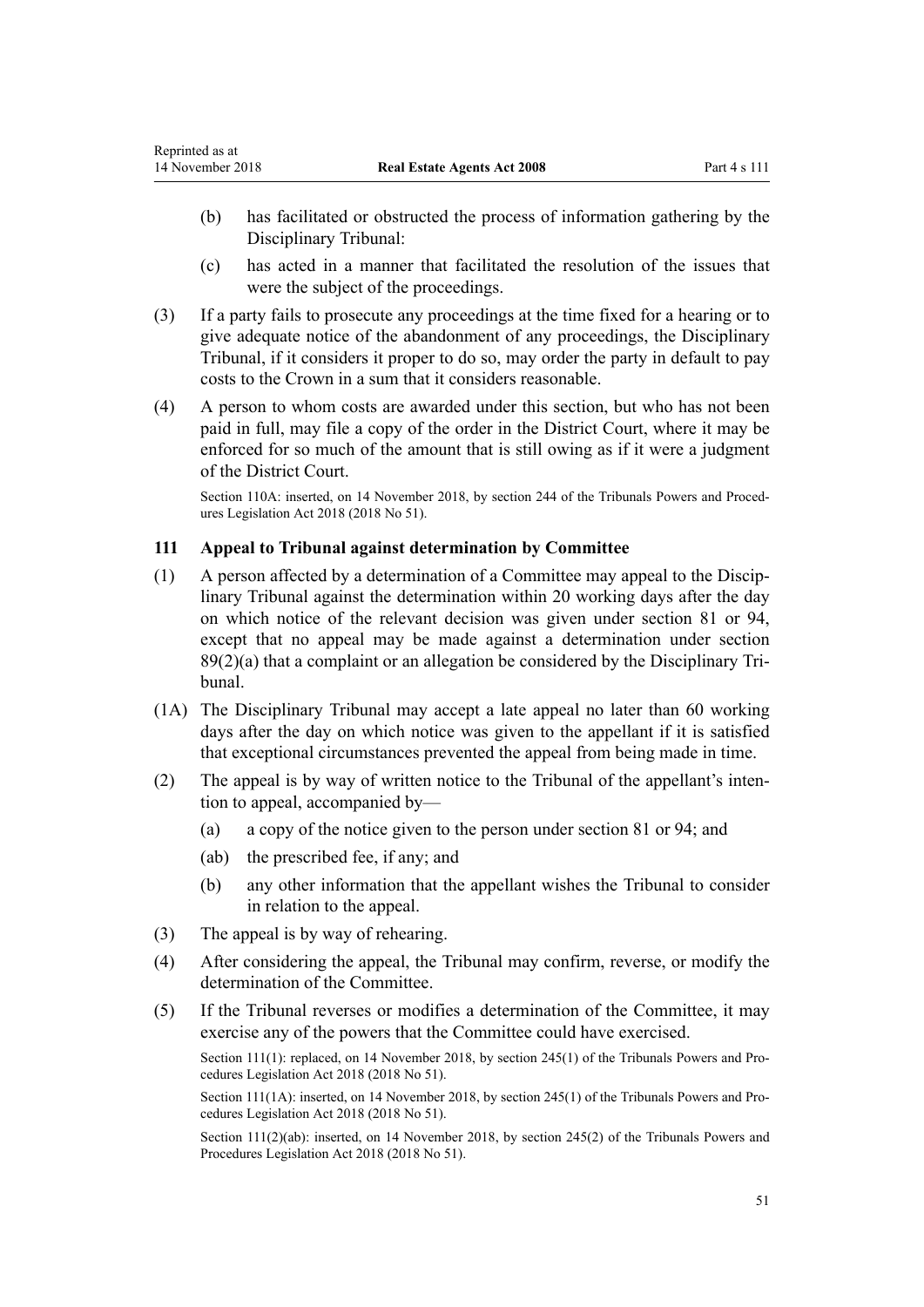(b) has facilitated or obstructed the process of information gathering by the Disciplinary Tribunal:

(c) has acted in a manner that facilitated the resolution of the issues that were the subject of the proceedings.

(3) If a party fails to prosecute any proceedings at the time fixed for a hearing or to give adequate notice of the abandonment of any proceedings, the Disciplinary Tribunal, if it considers it proper to do so, may order the party in default to pay costs to the Crown in a sum that it considers reasonable.

(4) A person to whom costs are awarded under this section, but who has not been paid in full, may file a copy of the order in the District Court, where it may be enforced for so much of the amount that is still owing as if it were a judgment of the District Court.

Section 110A: inserted, on 14 November 2018, by section 244 of the Tribunals Powers and Procedures Legislation Act 2018 (2018 No 51).

### 111 Appeal to Tribunal against determination by Committee

(1) A person affected by a determination of a Committee may appeal to the Disciplinary Tribunal against the determination within 20 working days after the day on which notice of the relevant decision was given under section 81 or 94, except that no appeal may be made against a determination under section 89(2)(a) that a complaint or an allegation be considered by the Disciplinary Tribunal.

(1A) The Disciplinary Tribunal may accept a late appeal no later than 60 working days after the day on which notice was given to the appellant if it is satisfied that exceptional circumstances prevented the appeal from being made in time.

(2) The appeal is by way of written notice to the Tribunal of the appellant's intention to appeal, accompanied by—

(a) a copy of the notice given to the person under section 81 or 94; and

(ab) the prescribed fee, if any; and

(b) any other information that the appellant wishes the Tribunal to consider in relation to the appeal.

(3) The appeal is by way of rehearing.

(4) After considering the appeal, the Tribunal may confirm, reverse, or modify the determination of the Committee.

(5) If the Tribunal reverses or modifies a determination of the Committee, it may exercise any of the powers that the Committee could have exercised.

Section 111(1): replaced, on 14 November 2018, by section 245(1) of the Tribunals Powers and Procedures Legislation Act 2018 (2018 No 51).

Section 111(1A): inserted, on 14 November 2018, by section 245(1) of the Tribunals Powers and Procedures Legislation Act 2018 (2018 No 51).

Section 111(2)(ab): inserted, on 14 November 2018, by section 245(2) of the Tribunals Powers and Procedures Legislation Act 2018 (2018 No 51).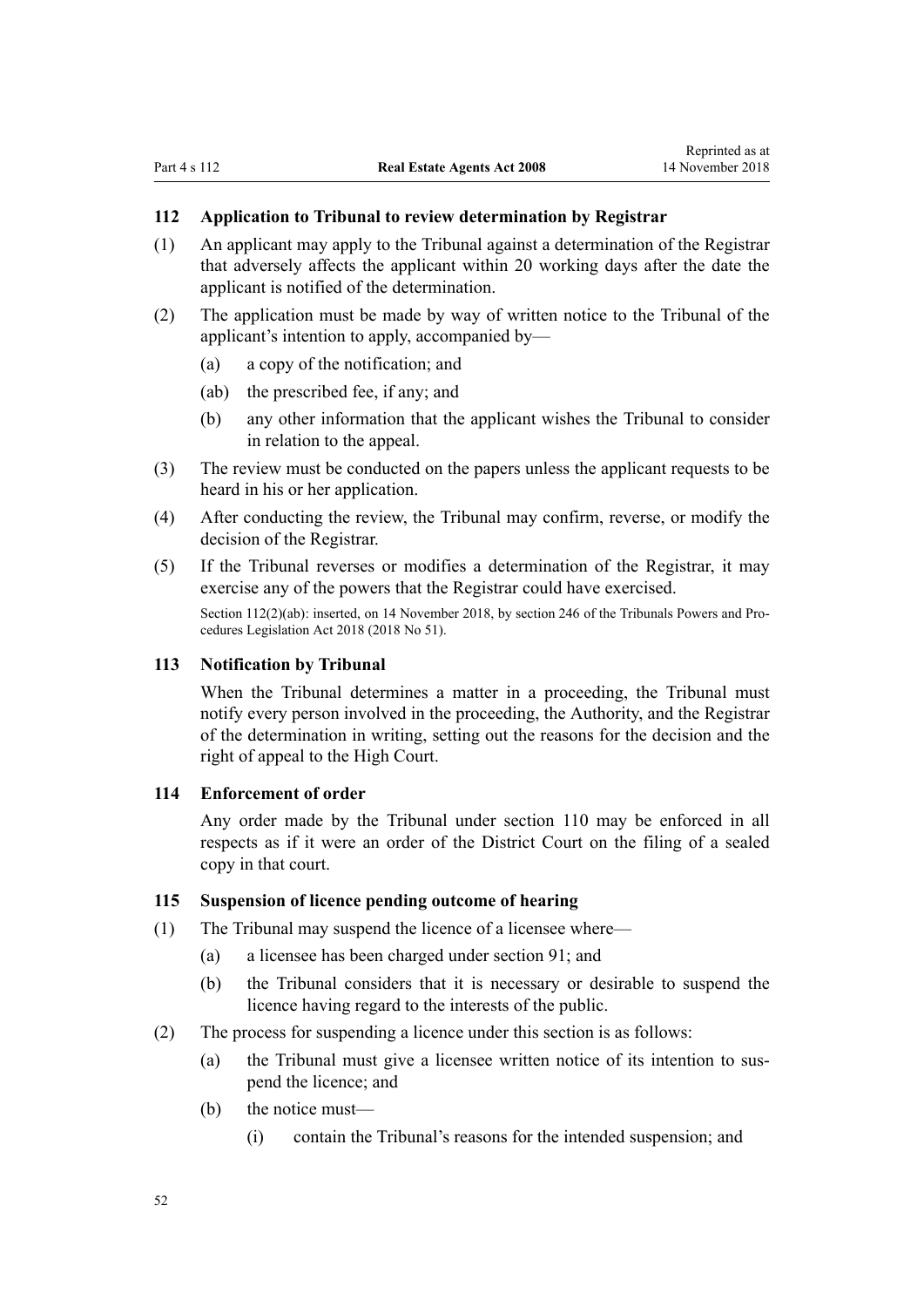### 112 Application to Tribunal to review determination by Registrar

(1) An applicant may apply to the Tribunal against a determination of the Registrar that adversely affects the applicant within 20 working days after the date the applicant is notified of the determination.

(2) The application must be made by way of written notice to the Tribunal of the applicant's intention to apply, accompanied by—

- (a) a copy of the notification; and
- (ab) the prescribed fee, if any; and
- (b) any other information that the applicant wishes the Tribunal to consider in relation to the appeal.

(3) The review must be conducted on the papers unless the applicant requests to be heard in his or her application.

(4) After conducting the review, the Tribunal may confirm, reverse, or modify the decision of the Registrar.

(5) If the Tribunal reverses or modifies a determination of the Registrar, it may exercise any of the powers that the Registrar could have exercised.

Section 112(2)(ab): inserted, on 14 November 2018, by section 246 of the Tribunals Powers and Procedures Legislation Act 2018 (2018 No 51).

### 113 Notification by Tribunal

When the Tribunal determines a matter in a proceeding, the Tribunal must notify every person involved in the proceeding, the Authority, and the Registrar of the determination in writing, setting out the reasons for the decision and the right of appeal to the High Court.

### 114 Enforcement of order

Any order made by the Tribunal under section 110 may be enforced in all respects as if it were an order of the District Court on the filing of a sealed copy in that court.

### 115 Suspension of licence pending outcome of hearing

(1) The Tribunal may suspend the licence of a licensee where—

- (a) a licensee has been charged under section 91; and
- (b) the Tribunal considers that it is necessary or desirable to suspend the licence having regard to the interests of the public.

(2) The process for suspending a licence under this section is as follows:

- (a) the Tribunal must give a licensee written notice of its intention to suspend the licence; and
- (b) the notice must—
  - (i) contain the Tribunal's reasons for the intended suspension; and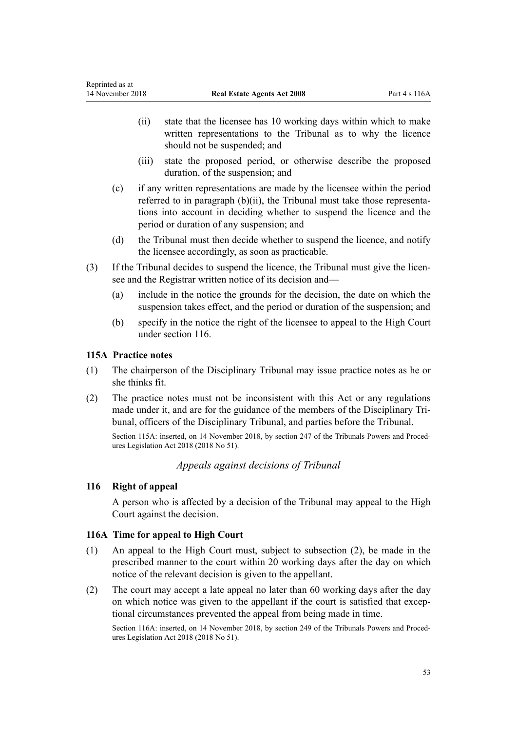(ii) state that the licensee has 10 working days within which to make written representations to the Tribunal as to why the licence should not be suspended; and

(iii) state the proposed period, or otherwise describe the proposed duration, of the suspension; and

(c) if any written representations are made by the licensee within the period referred to in paragraph (b)(ii), the Tribunal must take those representations into account in deciding whether to suspend the licence and the period or duration of any suspension; and

(d) the Tribunal must then decide whether to suspend the licence, and notify the licensee accordingly, as soon as practicable.

(3) If the Tribunal decides to suspend the licence, the Tribunal must give the licensee and the Registrar written notice of its decision and—

(a) include in the notice the grounds for the decision, the date on which the suspension takes effect, and the period or duration of the suspension; and

(b) specify in the notice the right of the licensee to appeal to the High Court under section 116.

### 115A Practice notes

(1) The chairperson of the Disciplinary Tribunal may issue practice notes as he or she thinks fit.

(2) The practice notes must not be inconsistent with this Act or any regulations made under it, and are for the guidance of the members of the Disciplinary Tribunal, officers of the Disciplinary Tribunal, and parties before the Tribunal.

Section 115A: inserted, on 14 November 2018, by section 247 of the Tribunals Powers and Procedures Legislation Act 2018 (2018 No 51).

*Appeals against decisions of Tribunal*

### 116 Right of appeal

A person who is affected by a decision of the Tribunal may appeal to the High Court against the decision.

### 116A Time for appeal to High Court

(1) An appeal to the High Court must, subject to subsection (2), be made in the prescribed manner to the court within 20 working days after the day on which notice of the relevant decision is given to the appellant.

(2) The court may accept a late appeal no later than 60 working days after the day on which notice was given to the appellant if the court is satisfied that exceptional circumstances prevented the appeal from being made in time.

Section 116A: inserted, on 14 November 2018, by section 249 of the Tribunals Powers and Procedures Legislation Act 2018 (2018 No 51).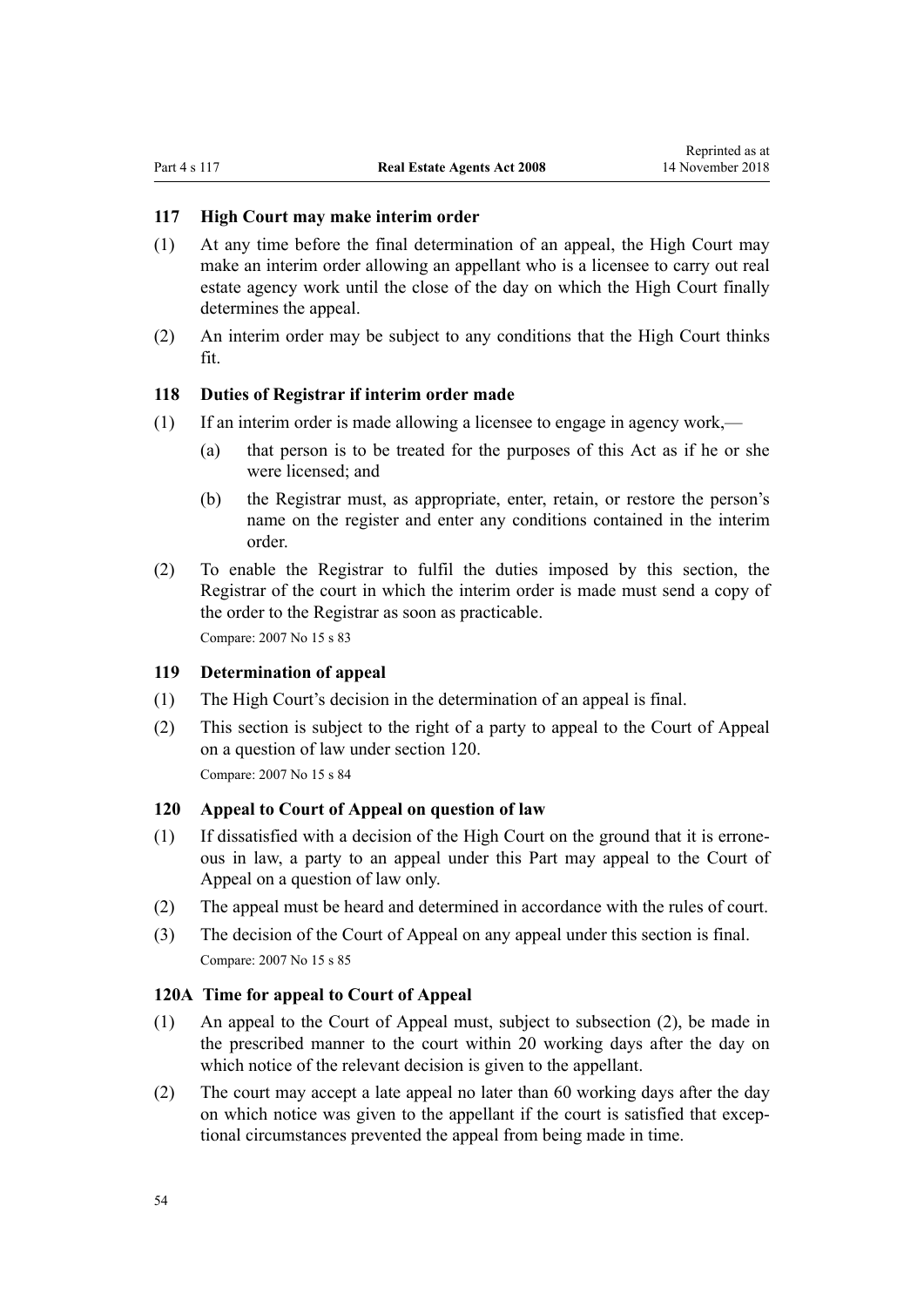### 117 High Court may make interim order

(1) At any time before the final determination of an appeal, the High Court may make an interim order allowing an appellant who is a licensee to carry out real estate agency work until the close of the day on which the High Court finally determines the appeal.

(2) An interim order may be subject to any conditions that the High Court thinks fit.

### 118 Duties of Registrar if interim order made

(1) If an interim order is made allowing a licensee to engage in agency work,—

  (a) that person is to be treated for the purposes of this Act as if he or she were licensed; and

  (b) the Registrar must, as appropriate, enter, retain, or restore the person's name on the register and enter any conditions contained in the interim order.

(2) To enable the Registrar to fulfil the duties imposed by this section, the Registrar of the court in which the interim order is made must send a copy of the order to the Registrar as soon as practicable.

Compare: 2007 No 15 s 83

### 119 Determination of appeal

(1) The High Court's decision in the determination of an appeal is final.

(2) This section is subject to the right of a party to appeal to the Court of Appeal on a question of law under section 120.

Compare: 2007 No 15 s 84

### 120 Appeal to Court of Appeal on question of law

(1) If dissatisfied with a decision of the High Court on the ground that it is erroneous in law, a party to an appeal under this Part may appeal to the Court of Appeal on a question of law only.

(2) The appeal must be heard and determined in accordance with the rules of court.

(3) The decision of the Court of Appeal on any appeal under this section is final.

Compare: 2007 No 15 s 85

### 120A Time for appeal to Court of Appeal

(1) An appeal to the Court of Appeal must, subject to subsection (2), be made in the prescribed manner to the court within 20 working days after the day on which notice of the relevant decision is given to the appellant.

(2) The court may accept a late appeal no later than 60 working days after the day on which notice was given to the appellant if the court is satisfied that exceptional circumstances prevented the appeal from being made in time.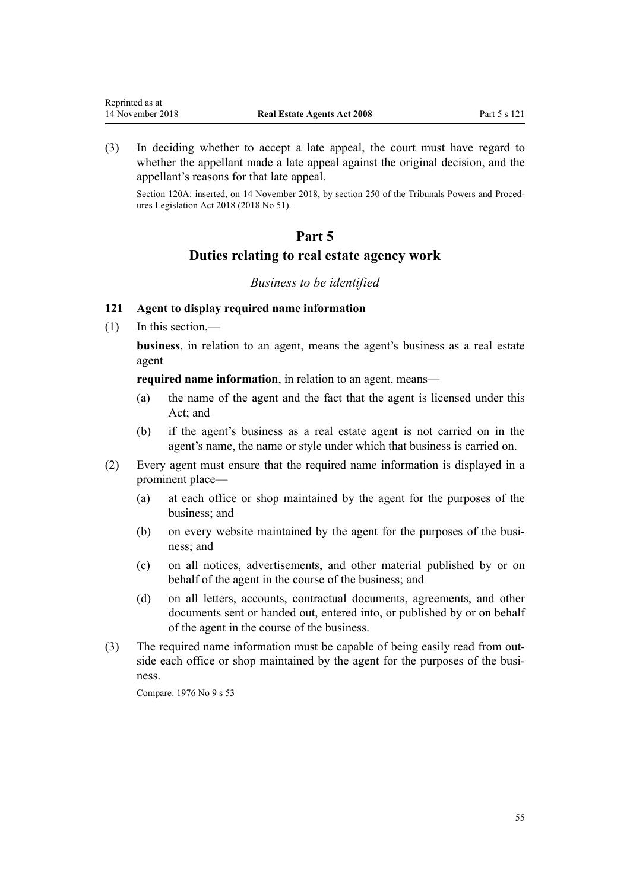(3) In deciding whether to accept a late appeal, the court must have regard to whether the appellant made a late appeal against the original decision, and the appellant's reasons for that late appeal.

Section 120A: inserted, on 14 November 2018, by section 250 of the Tribunals Powers and Procedures Legislation Act 2018 (2018 No 51).

# Part 5
# Duties relating to real estate agency work

### *Business to be identified*

### 121 Agent to display required name information

(1) In this section,—

**business**, in relation to an agent, means the agent's business as a real estate agent

**required name information**, in relation to an agent, means—

(a) the name of the agent and the fact that the agent is licensed under this Act; and

(b) if the agent's business as a real estate agent is not carried on in the agent's name, the name or style under which that business is carried on.

(2) Every agent must ensure that the required name information is displayed in a prominent place—

(a) at each office or shop maintained by the agent for the purposes of the business; and

(b) on every website maintained by the agent for the purposes of the business; and

(c) on all notices, advertisements, and other material published by or on behalf of the agent in the course of the business; and

(d) on all letters, accounts, contractual documents, agreements, and other documents sent or handed out, entered into, or published by or on behalf of the agent in the course of the business.

(3) The required name information must be capable of being easily read from outside each office or shop maintained by the agent for the purposes of the business.

Compare: 1976 No 9 s 53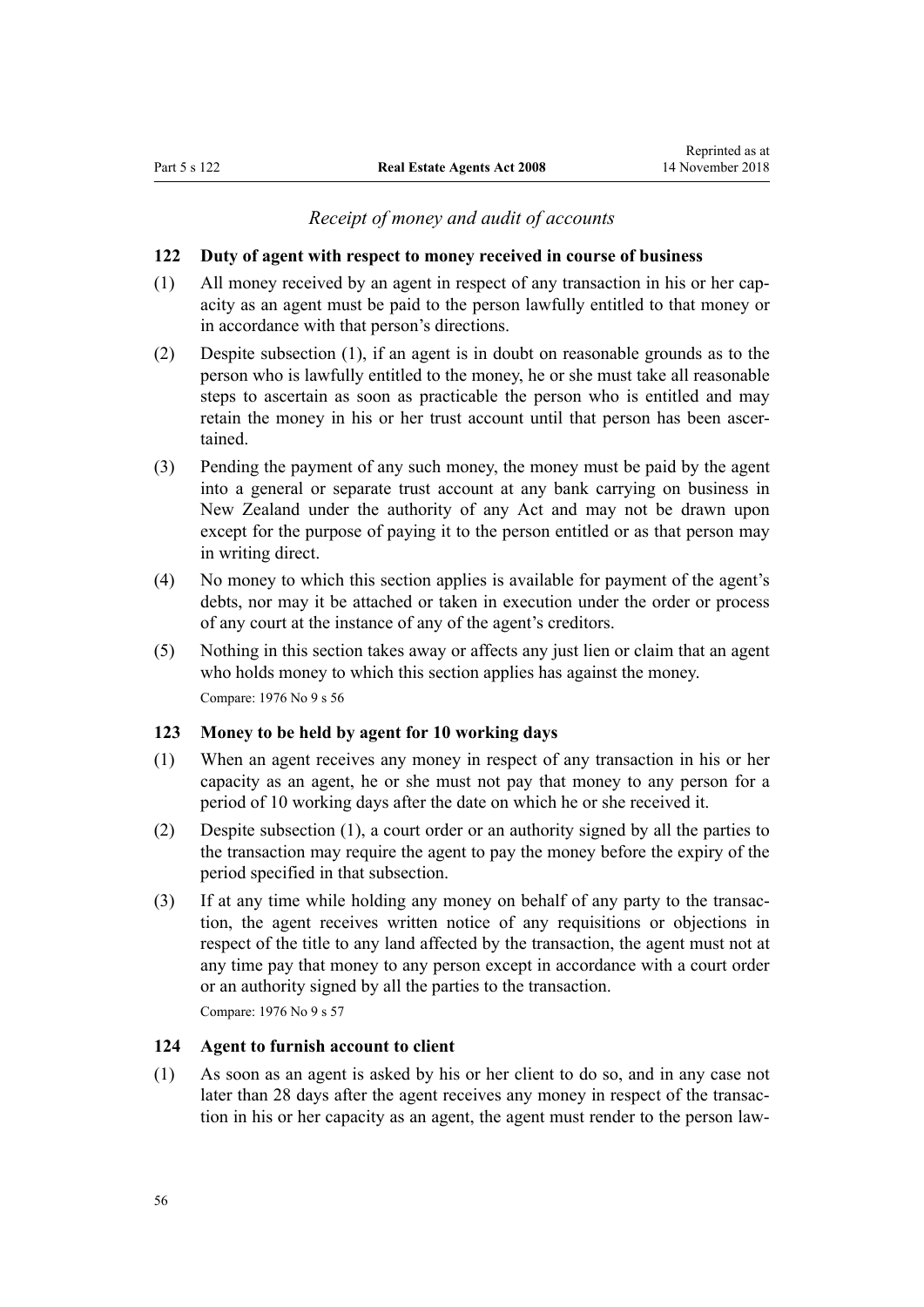*Receipt of money and audit of accounts*

### 122 Duty of agent with respect to money received in course of business

(1) All money received by an agent in respect of any transaction in his or her capacity as an agent must be paid to the person lawfully entitled to that money or in accordance with that person's directions.

(2) Despite subsection (1), if an agent is in doubt on reasonable grounds as to the person who is lawfully entitled to the money, he or she must take all reasonable steps to ascertain as soon as practicable the person who is entitled and may retain the money in his or her trust account until that person has been ascertained.

(3) Pending the payment of any such money, the money must be paid by the agent into a general or separate trust account at any bank carrying on business in New Zealand under the authority of any Act and may not be drawn upon except for the purpose of paying it to the person entitled or as that person may in writing direct.

(4) No money to which this section applies is available for payment of the agent's debts, nor may it be attached or taken in execution under the order or process of any court at the instance of any of the agent's creditors.

(5) Nothing in this section takes away or affects any just lien or claim that an agent who holds money to which this section applies has against the money.

Compare: 1976 No 9 s 56

### 123 Money to be held by agent for 10 working days

(1) When an agent receives any money in respect of any transaction in his or her capacity as an agent, he or she must not pay that money to any person for a period of 10 working days after the date on which he or she received it.

(2) Despite subsection (1), a court order or an authority signed by all the parties to the transaction may require the agent to pay the money before the expiry of the period specified in that subsection.

(3) If at any time while holding any money on behalf of any party to the transaction, the agent receives written notice of any requisitions or objections in respect of the title to any land affected by the transaction, the agent must not at any time pay that money to any person except in accordance with a court order or an authority signed by all the parties to the transaction.

Compare: 1976 No 9 s 57

### 124 Agent to furnish account to client

(1) As soon as an agent is asked by his or her client to do so, and in any case not later than 28 days after the agent receives any money in respect of the transaction in his or her capacity as an agent, the agent must render to the person law-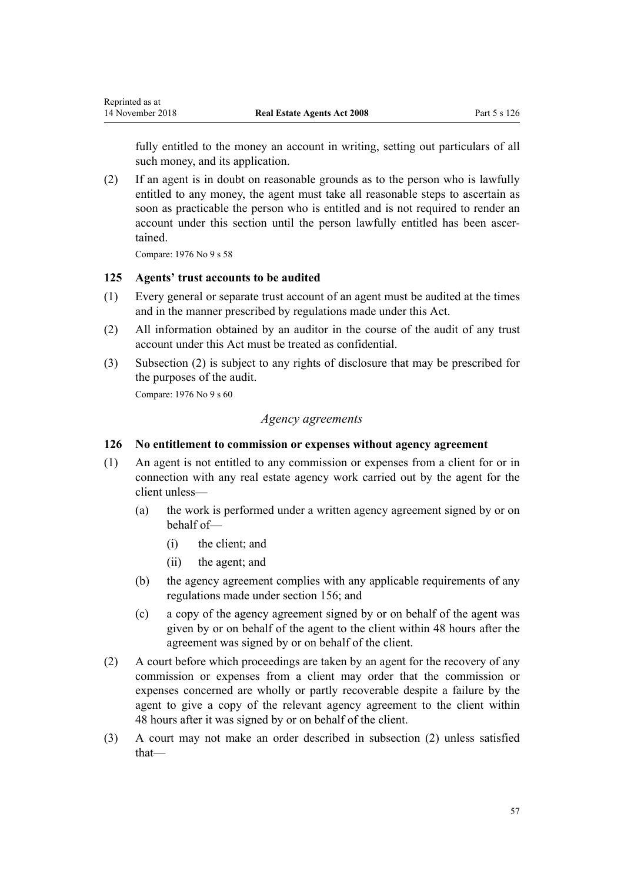fully entitled to the money an account in writing, setting out particulars of all such money, and its application.

(2) If an agent is in doubt on reasonable grounds as to the person who is lawfully entitled to any money, the agent must take all reasonable steps to ascertain as soon as practicable the person who is entitled and is not required to render an account under this section until the person lawfully entitled has been ascertained.

Compare: 1976 No 9 s 58

### 125 Agents' trust accounts to be audited

(1) Every general or separate trust account of an agent must be audited at the times and in the manner prescribed by regulations made under this Act.

(2) All information obtained by an auditor in the course of the audit of any trust account under this Act must be treated as confidential.

(3) Subsection (2) is subject to any rights of disclosure that may be prescribed for the purposes of the audit.

Compare: 1976 No 9 s 60

*Agency agreements*

### 126 No entitlement to commission or expenses without agency agreement

(1) An agent is not entitled to any commission or expenses from a client for or in connection with any real estate agency work carried out by the agent for the client unless—

(a) the work is performed under a written agency agreement signed by or on behalf of—

(i) the client; and

(ii) the agent; and

(b) the agency agreement complies with any applicable requirements of any regulations made under section 156; and

(c) a copy of the agency agreement signed by or on behalf of the agent was given by or on behalf of the agent to the client within 48 hours after the agreement was signed by or on behalf of the client.

(2) A court before which proceedings are taken by an agent for the recovery of any commission or expenses from a client may order that the commission or expenses concerned are wholly or partly recoverable despite a failure by the agent to give a copy of the relevant agency agreement to the client within 48 hours after it was signed by or on behalf of the client.

(3) A court may not make an order described in subsection (2) unless satisfied that—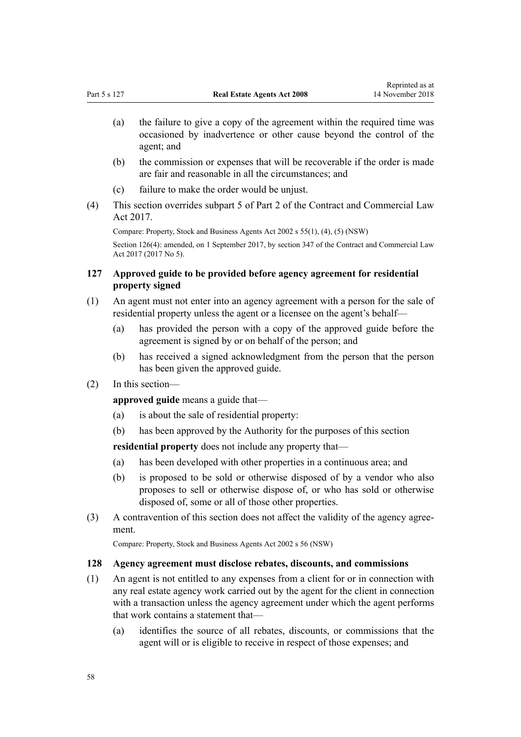(a) the failure to give a copy of the agreement within the required time was occasioned by inadvertence or other cause beyond the control of the agent; and

(b) the commission or expenses that will be recoverable if the order is made are fair and reasonable in all the circumstances; and

(c) failure to make the order would be unjust.

(4) This section overrides subpart 5 of Part 2 of the Contract and Commercial Law Act 2017.

Compare: Property, Stock and Business Agents Act 2002 s 55(1), (4), (5) (NSW)

Section 126(4): amended, on 1 September 2017, by section 347 of the Contract and Commercial Law Act 2017 (2017 No 5).

### 127 Approved guide to be provided before agency agreement for residential property signed

(1) An agent must not enter into an agency agreement with a person for the sale of residential property unless the agent or a licensee on the agent's behalf—

(a) has provided the person with a copy of the approved guide before the agreement is signed by or on behalf of the person; and

(b) has received a signed acknowledgment from the person that the person has been given the approved guide.

(2) In this section—

**approved guide** means a guide that—

(a) is about the sale of residential property:

(b) has been approved by the Authority for the purposes of this section

**residential property** does not include any property that—

(a) has been developed with other properties in a continuous area; and

(b) is proposed to be sold or otherwise disposed of by a vendor who also proposes to sell or otherwise dispose of, or who has sold or otherwise disposed of, some or all of those other properties.

(3) A contravention of this section does not affect the validity of the agency agreement.

Compare: Property, Stock and Business Agents Act 2002 s 56 (NSW)

### 128 Agency agreement must disclose rebates, discounts, and commissions

(1) An agent is not entitled to any expenses from a client for or in connection with any real estate agency work carried out by the agent for the client in connection with a transaction unless the agency agreement under which the agent performs that work contains a statement that—

(a) identifies the source of all rebates, discounts, or commissions that the agent will or is eligible to receive in respect of those expenses; and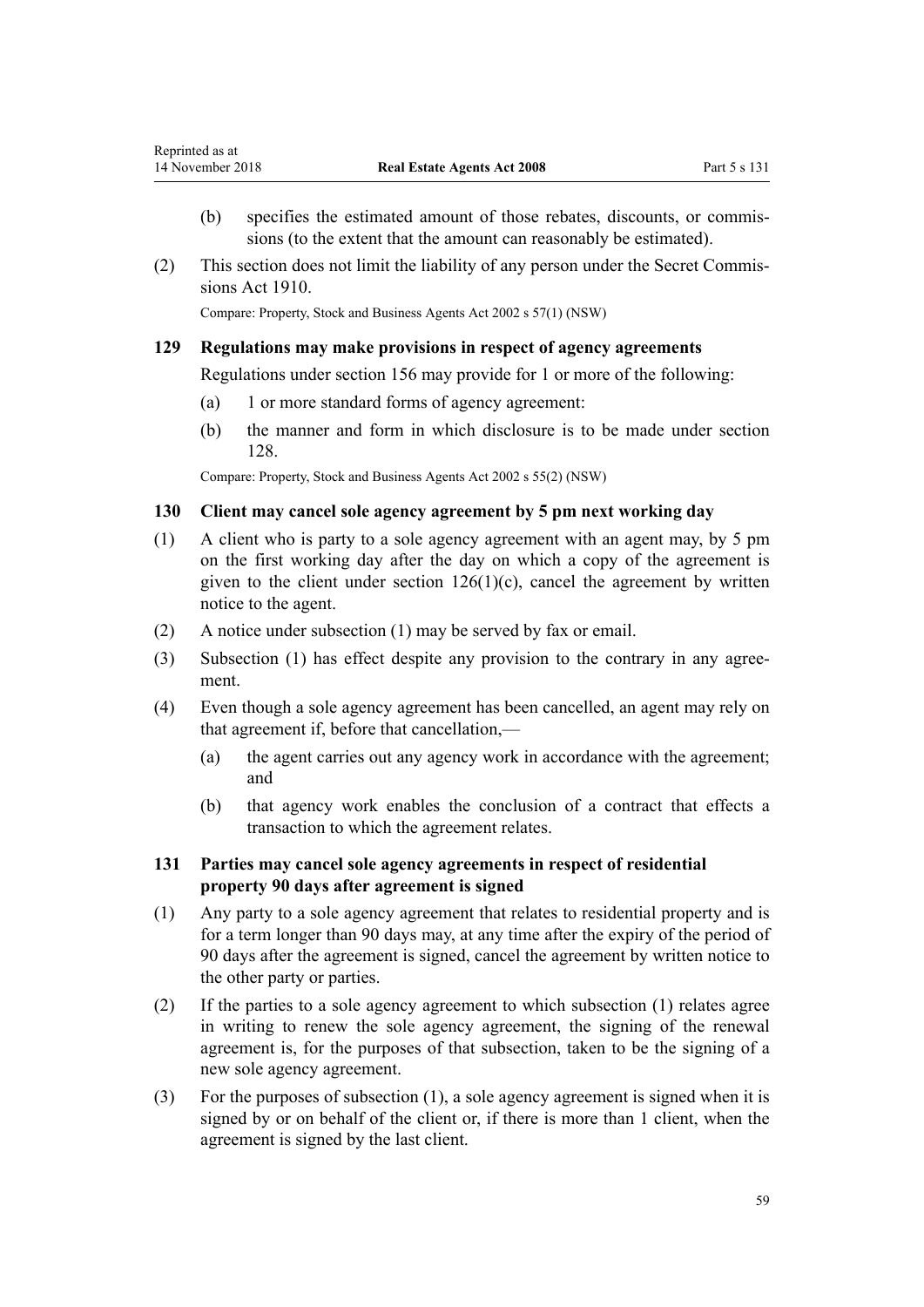(b) specifies the estimated amount of those rebates, discounts, or commissions (to the extent that the amount can reasonably be estimated).

(2) This section does not limit the liability of any person under the Secret Commissions Act 1910.

Compare: Property, Stock and Business Agents Act 2002 s 57(1) (NSW)

### 129 Regulations may make provisions in respect of agency agreements

Regulations under section 156 may provide for 1 or more of the following:

(a) 1 or more standard forms of agency agreement:

(b) the manner and form in which disclosure is to be made under section 128.

Compare: Property, Stock and Business Agents Act 2002 s 55(2) (NSW)

### 130 Client may cancel sole agency agreement by 5 pm next working day

(1) A client who is party to a sole agency agreement with an agent may, by 5 pm on the first working day after the day on which a copy of the agreement is given to the client under section 126(1)(c), cancel the agreement by written notice to the agent.

(2) A notice under subsection (1) may be served by fax or email.

(3) Subsection (1) has effect despite any provision to the contrary in any agreement.

(4) Even though a sole agency agreement has been cancelled, an agent may rely on that agreement if, before that cancellation,—

(a) the agent carries out any agency work in accordance with the agreement; and

(b) that agency work enables the conclusion of a contract that effects a transaction to which the agreement relates.

### 131 Parties may cancel sole agency agreements in respect of residential property 90 days after agreement is signed

(1) Any party to a sole agency agreement that relates to residential property and is for a term longer than 90 days may, at any time after the expiry of the period of 90 days after the agreement is signed, cancel the agreement by written notice to the other party or parties.

(2) If the parties to a sole agency agreement to which subsection (1) relates agree in writing to renew the sole agency agreement, the signing of the renewal agreement is, for the purposes of that subsection, taken to be the signing of a new sole agency agreement.

(3) For the purposes of subsection (1), a sole agency agreement is signed when it is signed by or on behalf of the client or, if there is more than 1 client, when the agreement is signed by the last client.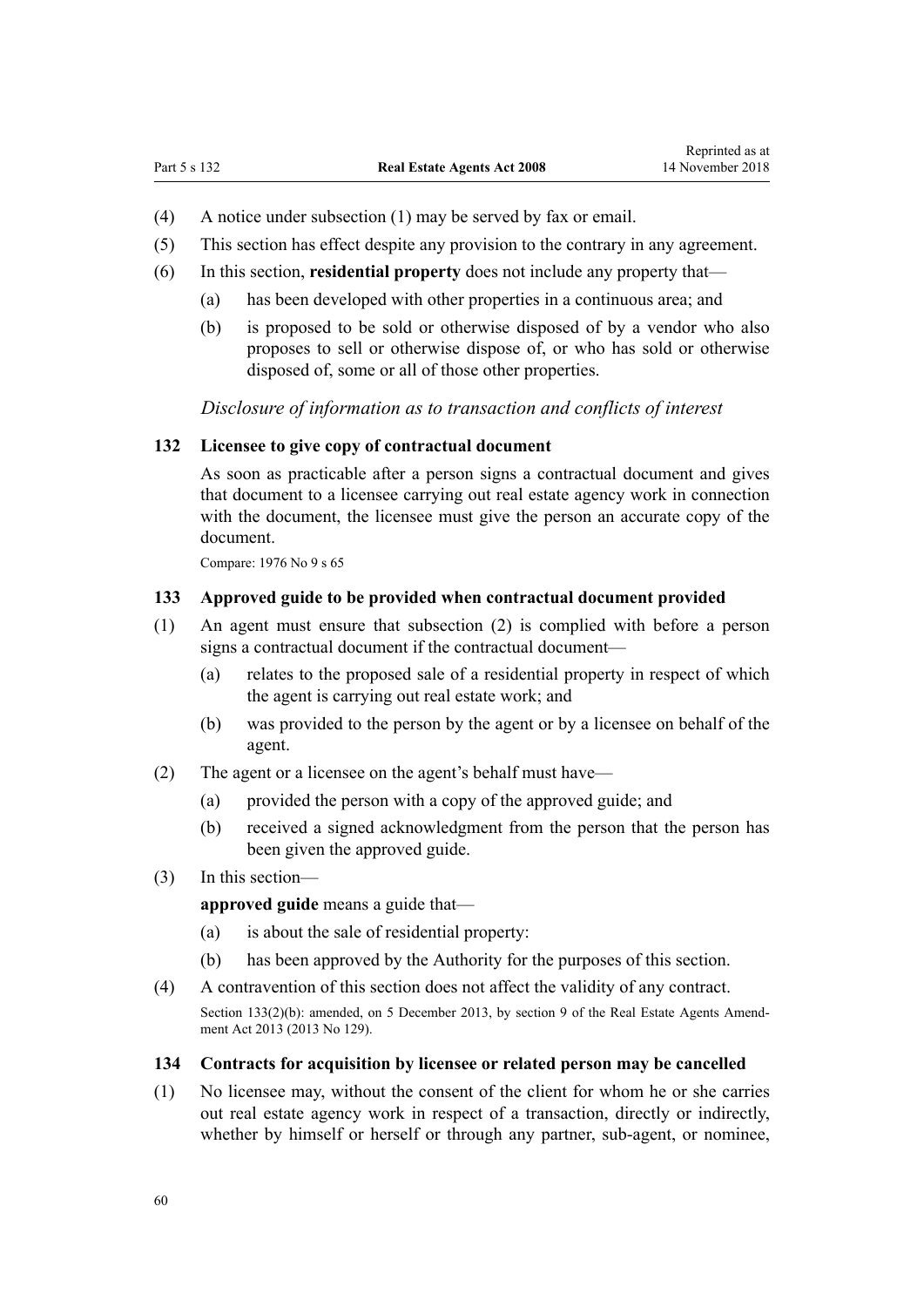(4) A notice under subsection (1) may be served by fax or email.

(5) This section has effect despite any provision to the contrary in any agreement.

(6) In this section, **residential property** does not include any property that—

   (a) has been developed with other properties in a continuous area; and

   (b) is proposed to be sold or otherwise disposed of by a vendor who also proposes to sell or otherwise dispose of, or who has sold or otherwise disposed of, some or all of those other properties.

*Disclosure of information as to transaction and conflicts of interest*

### 132 Licensee to give copy of contractual document

As soon as practicable after a person signs a contractual document and gives that document to a licensee carrying out real estate agency work in connection with the document, the licensee must give the person an accurate copy of the document.

Compare: 1976 No 9 s 65

### 133 Approved guide to be provided when contractual document provided

(1) An agent must ensure that subsection (2) is complied with before a person signs a contractual document if the contractual document—

   (a) relates to the proposed sale of a residential property in respect of which the agent is carrying out real estate work; and

   (b) was provided to the person by the agent or by a licensee on behalf of the agent.

(2) The agent or a licensee on the agent's behalf must have—

   (a) provided the person with a copy of the approved guide; and

   (b) received a signed acknowledgment from the person that the person has been given the approved guide.

(3) In this section—

   **approved guide** means a guide that—

   (a) is about the sale of residential property:

   (b) has been approved by the Authority for the purposes of this section.

(4) A contravention of this section does not affect the validity of any contract.

Section 133(2)(b): amended, on 5 December 2013, by section 9 of the Real Estate Agents Amendment Act 2013 (2013 No 129).

### 134 Contracts for acquisition by licensee or related person may be cancelled

(1) No licensee may, without the consent of the client for whom he or she carries out real estate agency work in respect of a transaction, directly or indirectly, whether by himself or herself or through any partner, sub-agent, or nominee,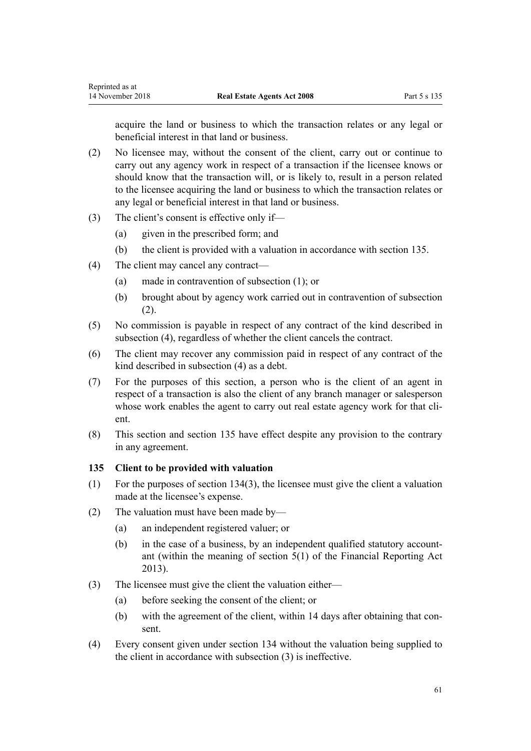acquire the land or business to which the transaction relates or any legal or beneficial interest in that land or business.

(2) No licensee may, without the consent of the client, carry out or continue to carry out any agency work in respect of a transaction if the licensee knows or should know that the transaction will, or is likely to, result in a person related to the licensee acquiring the land or business to which the transaction relates or any legal or beneficial interest in that land or business.

(3) The client's consent is effective only if—

  (a) given in the prescribed form; and

  (b) the client is provided with a valuation in accordance with section 135.

(4) The client may cancel any contract—

  (a) made in contravention of subsection (1); or

  (b) brought about by agency work carried out in contravention of subsection (2).

(5) No commission is payable in respect of any contract of the kind described in subsection (4), regardless of whether the client cancels the contract.

(6) The client may recover any commission paid in respect of any contract of the kind described in subsection (4) as a debt.

(7) For the purposes of this section, a person who is the client of an agent in respect of a transaction is also the client of any branch manager or salesperson whose work enables the agent to carry out real estate agency work for that client.

(8) This section and section 135 have effect despite any provision to the contrary in any agreement.

### 135 Client to be provided with valuation

(1) For the purposes of section 134(3), the licensee must give the client a valuation made at the licensee's expense.

(2) The valuation must have been made by—

  (a) an independent registered valuer; or

  (b) in the case of a business, by an independent qualified statutory accountant (within the meaning of section 5(1) of the Financial Reporting Act 2013).

(3) The licensee must give the client the valuation either—

  (a) before seeking the consent of the client; or

  (b) with the agreement of the client, within 14 days after obtaining that consent.

(4) Every consent given under section 134 without the valuation being supplied to the client in accordance with subsection (3) is ineffective.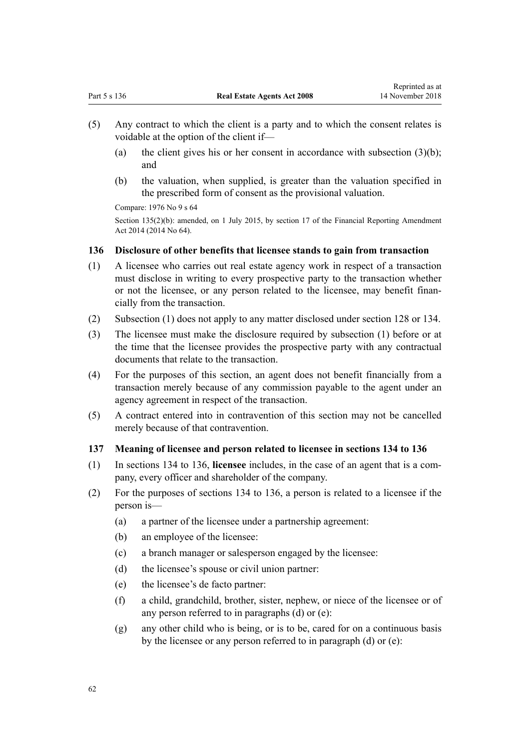(5) Any contract to which the client is a party and to which the consent relates is voidable at the option of the client if—

  (a) the client gives his or her consent in accordance with subsection (3)(b); and

  (b) the valuation, when supplied, is greater than the valuation specified in the prescribed form of consent as the provisional valuation.

Compare: 1976 No 9 s 64

Section 135(2)(b): amended, on 1 July 2015, by section 17 of the Financial Reporting Amendment Act 2014 (2014 No 64).

### 136 Disclosure of other benefits that licensee stands to gain from transaction

(1) A licensee who carries out real estate agency work in respect of a transaction must disclose in writing to every prospective party to the transaction whether or not the licensee, or any person related to the licensee, may benefit financially from the transaction.

(2) Subsection (1) does not apply to any matter disclosed under section 128 or 134.

(3) The licensee must make the disclosure required by subsection (1) before or at the time that the licensee provides the prospective party with any contractual documents that relate to the transaction.

(4) For the purposes of this section, an agent does not benefit financially from a transaction merely because of any commission payable to the agent under an agency agreement in respect of the transaction.

(5) A contract entered into in contravention of this section may not be cancelled merely because of that contravention.

### 137 Meaning of licensee and person related to licensee in sections 134 to 136

(1) In sections 134 to 136, **licensee** includes, in the case of an agent that is a company, every officer and shareholder of the company.

(2) For the purposes of sections 134 to 136, a person is related to a licensee if the person is—

  (a) a partner of the licensee under a partnership agreement:

  (b) an employee of the licensee:

  (c) a branch manager or salesperson engaged by the licensee:

  (d) the licensee's spouse or civil union partner:

  (e) the licensee's de facto partner:

  (f) a child, grandchild, brother, sister, nephew, or niece of the licensee or of any person referred to in paragraphs (d) or (e):

  (g) any other child who is being, or is to be, cared for on a continuous basis by the licensee or any person referred to in paragraph (d) or (e):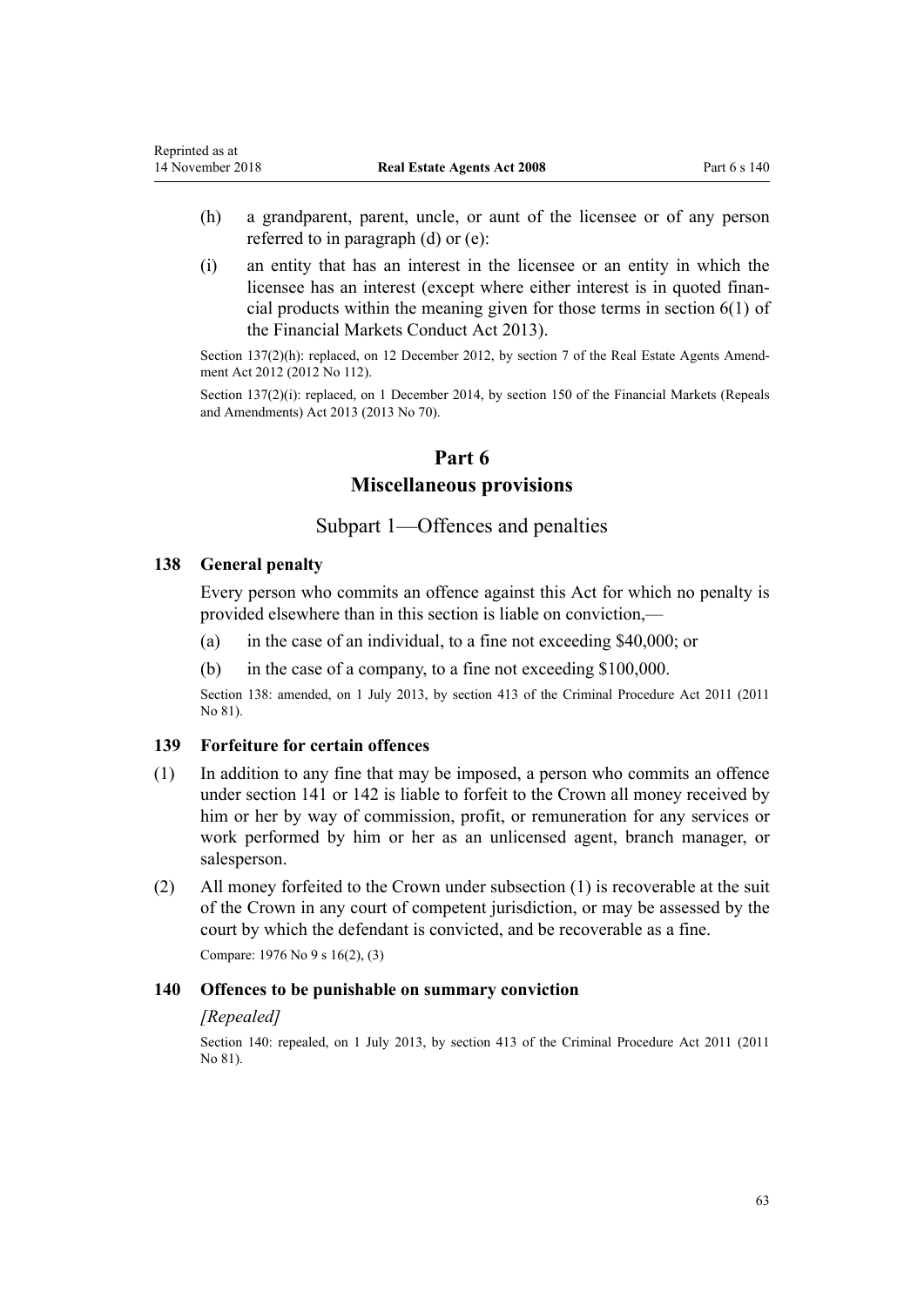(h) a grandparent, parent, uncle, or aunt of the licensee or of any person referred to in paragraph (d) or (e):

(i) an entity that has an interest in the licensee or an entity in which the licensee has an interest (except where either interest is in quoted financial products within the meaning given for those terms in section 6(1) of the Financial Markets Conduct Act 2013).

Section 137(2)(h): replaced, on 12 December 2012, by section 7 of the Real Estate Agents Amendment Act 2012 (2012 No 112).

Section 137(2)(i): replaced, on 1 December 2014, by section 150 of the Financial Markets (Repeals and Amendments) Act 2013 (2013 No 70).

# Part 6
# Miscellaneous provisions

## Subpart 1—Offences and penalties

### 138 General penalty

Every person who commits an offence against this Act for which no penalty is provided elsewhere than in this section is liable on conviction,—

(a) in the case of an individual, to a fine not exceeding $40,000; or

(b) in the case of a company, to a fine not exceeding $100,000.

Section 138: amended, on 1 July 2013, by section 413 of the Criminal Procedure Act 2011 (2011 No 81).

### 139 Forfeiture for certain offences

(1) In addition to any fine that may be imposed, a person who commits an offence under section 141 or 142 is liable to forfeit to the Crown all money received by him or her by way of commission, profit, or remuneration for any services or work performed by him or her as an unlicensed agent, branch manager, or salesperson.

(2) All money forfeited to the Crown under subsection (1) is recoverable at the suit of the Crown in any court of competent jurisdiction, or may be assessed by the court by which the defendant is convicted, and be recoverable as a fine.

Compare: 1976 No 9 s 16(2), (3)

### 140 Offences to be punishable on summary conviction

*[Repealed]*

Section 140: repealed, on 1 July 2013, by section 413 of the Criminal Procedure Act 2011 (2011 No 81).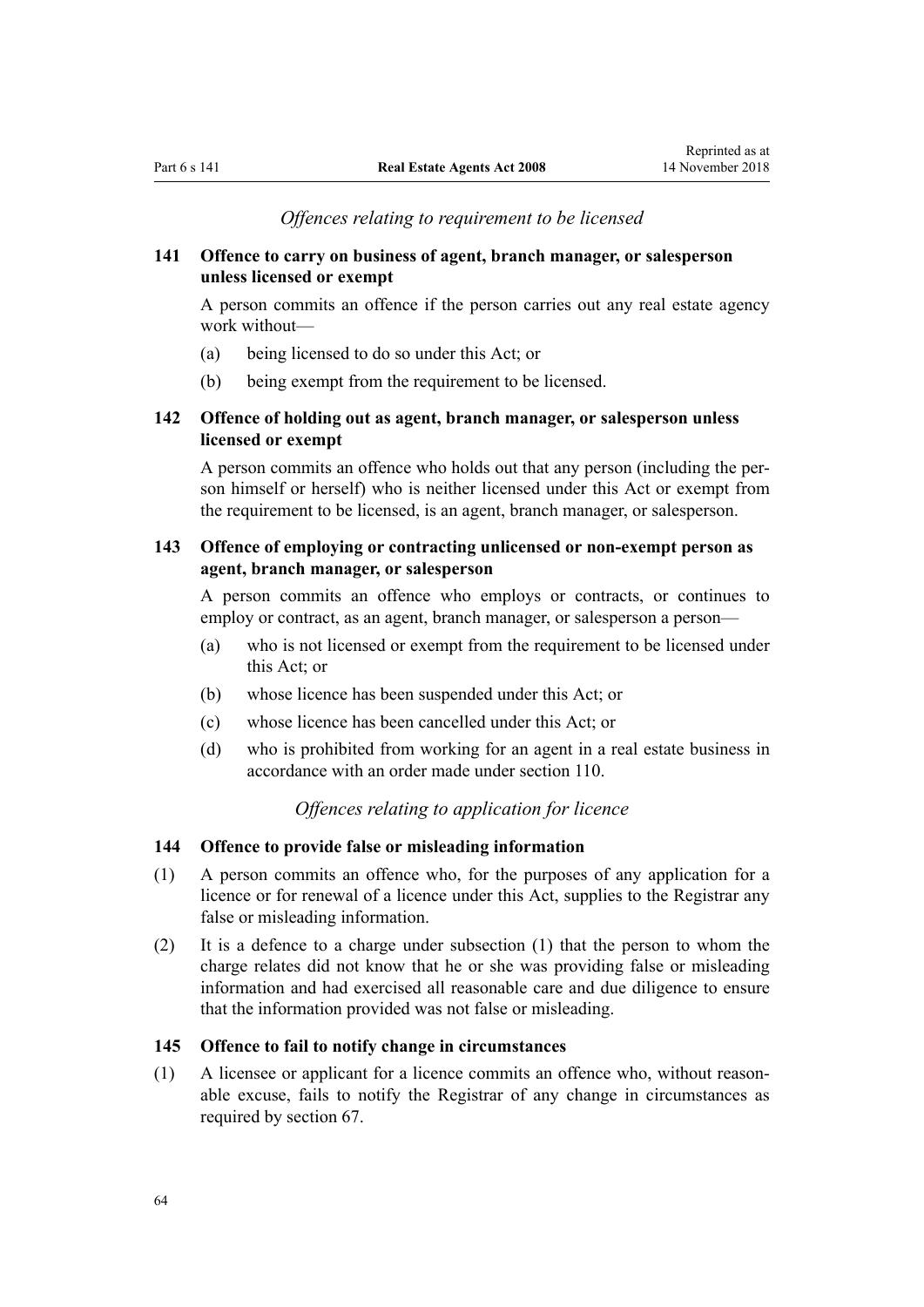*Offences relating to requirement to be licensed*

**141 Offence to carry on business of agent, branch manager, or salesperson unless licensed or exempt**

A person commits an offence if the person carries out any real estate agency work without—

(a) being licensed to do so under this Act; or

(b) being exempt from the requirement to be licensed.

**142 Offence of holding out as agent, branch manager, or salesperson unless licensed or exempt**

A person commits an offence who holds out that any person (including the person himself or herself) who is neither licensed under this Act or exempt from the requirement to be licensed, is an agent, branch manager, or salesperson.

**143 Offence of employing or contracting unlicensed or non-exempt person as agent, branch manager, or salesperson**

A person commits an offence who employs or contracts, or continues to employ or contract, as an agent, branch manager, or salesperson a person—

(a) who is not licensed or exempt from the requirement to be licensed under this Act; or

(b) whose licence has been suspended under this Act; or

(c) whose licence has been cancelled under this Act; or

(d) who is prohibited from working for an agent in a real estate business in accordance with an order made under section 110.

*Offences relating to application for licence*

**144 Offence to provide false or misleading information**

(1) A person commits an offence who, for the purposes of any application for a licence or for renewal of a licence under this Act, supplies to the Registrar any false or misleading information.

(2) It is a defence to a charge under subsection (1) that the person to whom the charge relates did not know that he or she was providing false or misleading information and had exercised all reasonable care and due diligence to ensure that the information provided was not false or misleading.

**145 Offence to fail to notify change in circumstances**

(1) A licensee or applicant for a licence commits an offence who, without reasonable excuse, fails to notify the Registrar of any change in circumstances as required by section 67.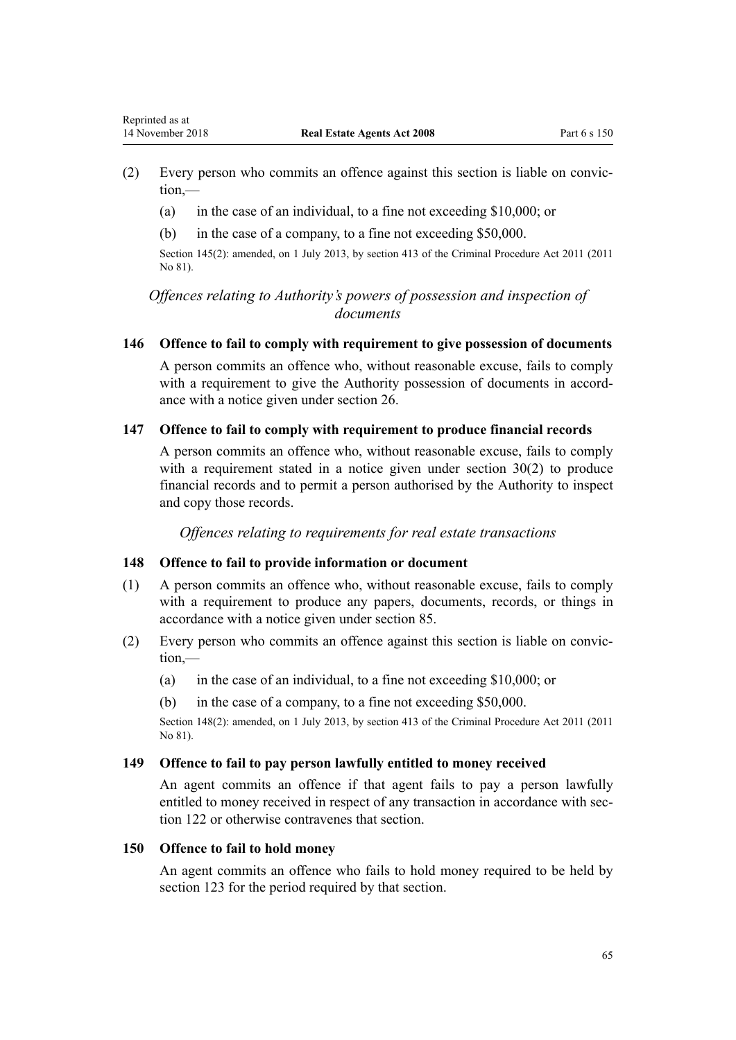(2) Every person who commits an offence against this section is liable on conviction,—

(a) in the case of an individual, to a fine not exceeding $10,000; or

(b) in the case of a company, to a fine not exceeding $50,000.

Section 145(2): amended, on 1 July 2013, by section 413 of the Criminal Procedure Act 2011 (2011 No 81).

*Offences relating to Authority's powers of possession and inspection of documents*

### 146 Offence to fail to comply with requirement to give possession of documents

A person commits an offence who, without reasonable excuse, fails to comply with a requirement to give the Authority possession of documents in accordance with a notice given under section 26.

### 147 Offence to fail to comply with requirement to produce financial records

A person commits an offence who, without reasonable excuse, fails to comply with a requirement stated in a notice given under section 30(2) to produce financial records and to permit a person authorised by the Authority to inspect and copy those records.

*Offences relating to requirements for real estate transactions*

### 148 Offence to fail to provide information or document

(1) A person commits an offence who, without reasonable excuse, fails to comply with a requirement to produce any papers, documents, records, or things in accordance with a notice given under section 85.

(2) Every person who commits an offence against this section is liable on conviction,—

(a) in the case of an individual, to a fine not exceeding $10,000; or

(b) in the case of a company, to a fine not exceeding $50,000.

Section 148(2): amended, on 1 July 2013, by section 413 of the Criminal Procedure Act 2011 (2011 No 81).

### 149 Offence to fail to pay person lawfully entitled to money received

An agent commits an offence if that agent fails to pay a person lawfully entitled to money received in respect of any transaction in accordance with section 122 or otherwise contravenes that section.

### 150 Offence to fail to hold money

An agent commits an offence who fails to hold money required to be held by section 123 for the period required by that section.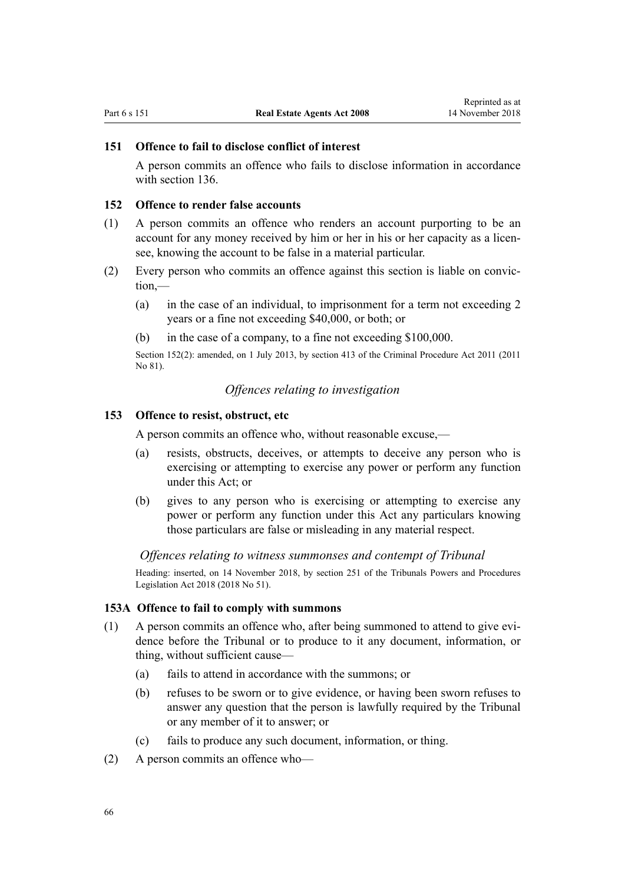### 151 Offence to fail to disclose conflict of interest

A person commits an offence who fails to disclose information in accordance with section 136.

### 152 Offence to render false accounts

(1) A person commits an offence who renders an account purporting to be an account for any money received by him or her in his or her capacity as a licensee, knowing the account to be false in a material particular.

(2) Every person who commits an offence against this section is liable on conviction,—

(a) in the case of an individual, to imprisonment for a term not exceeding 2 years or a fine not exceeding $40,000, or both; or

(b) in the case of a company, to a fine not exceeding $100,000.

Section 152(2): amended, on 1 July 2013, by section 413 of the Criminal Procedure Act 2011 (2011 No 81).

*Offences relating to investigation*

### 153 Offence to resist, obstruct, etc

A person commits an offence who, without reasonable excuse,—

(a) resists, obstructs, deceives, or attempts to deceive any person who is exercising or attempting to exercise any power or perform any function under this Act; or

(b) gives to any person who is exercising or attempting to exercise any power or perform any function under this Act any particulars knowing those particulars are false or misleading in any material respect.

*Offences relating to witness summonses and contempt of Tribunal*

Heading: inserted, on 14 November 2018, by section 251 of the Tribunals Powers and Procedures Legislation Act 2018 (2018 No 51).

### 153A Offence to fail to comply with summons

(1) A person commits an offence who, after being summoned to attend to give evidence before the Tribunal or to produce to it any document, information, or thing, without sufficient cause—

(a) fails to attend in accordance with the summons; or

(b) refuses to be sworn or to give evidence, or having been sworn refuses to answer any question that the person is lawfully required by the Tribunal or any member of it to answer; or

(c) fails to produce any such document, information, or thing.

(2) A person commits an offence who—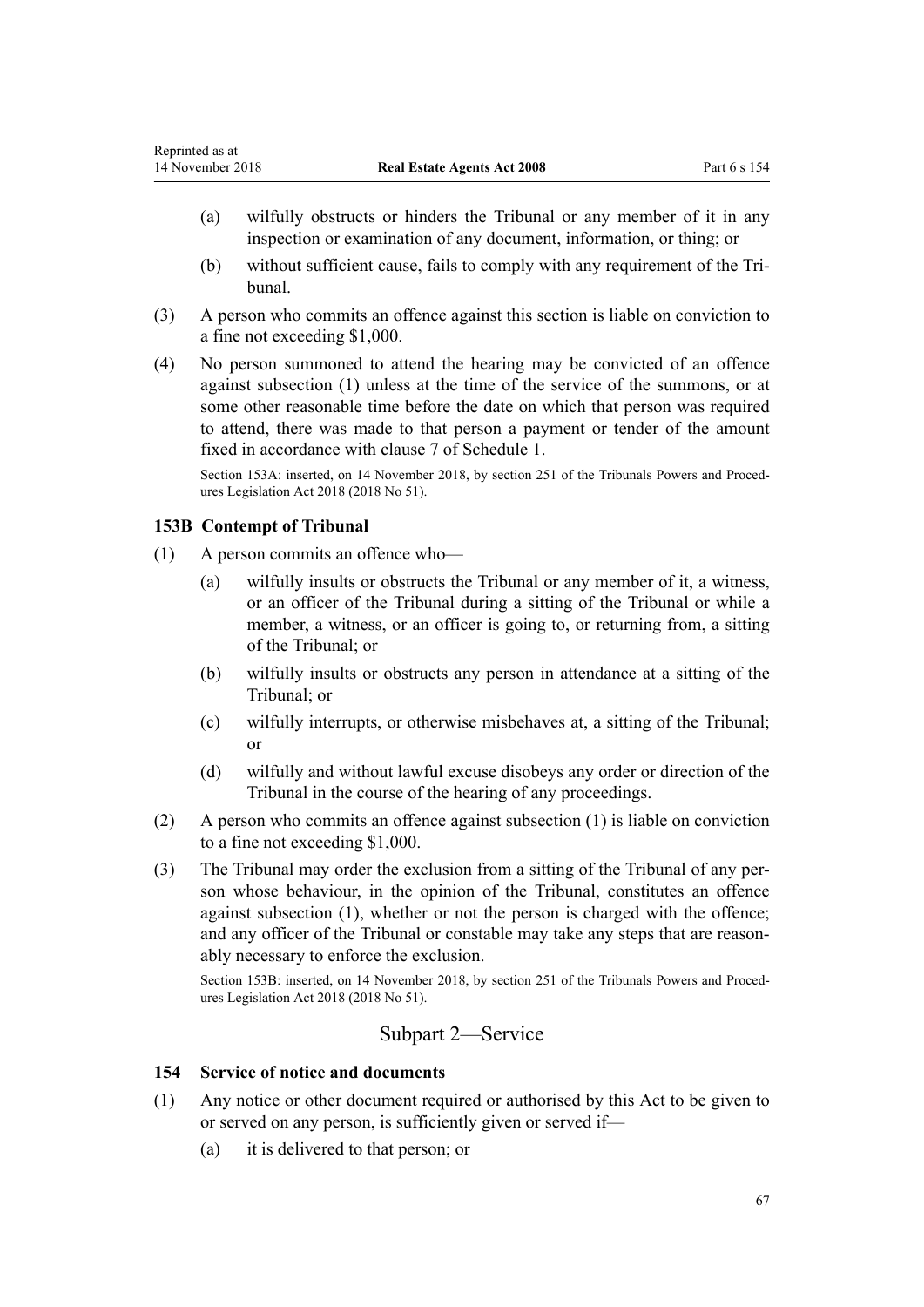(a) wilfully obstructs or hinders the Tribunal or any member of it in any inspection or examination of any document, information, or thing; or

(b) without sufficient cause, fails to comply with any requirement of the Tribunal.

(3) A person who commits an offence against this section is liable on conviction to a fine not exceeding $1,000.

(4) No person summoned to attend the hearing may be convicted of an offence against subsection (1) unless at the time of the service of the summons, or at some other reasonable time before the date on which that person was required to attend, there was made to that person a payment or tender of the amount fixed in accordance with clause 7 of Schedule 1.

Section 153A: inserted, on 14 November 2018, by section 251 of the Tribunals Powers and Procedures Legislation Act 2018 (2018 No 51).

### 153B Contempt of Tribunal

(1) A person commits an offence who—

(a) wilfully insults or obstructs the Tribunal or any member of it, a witness, or an officer of the Tribunal during a sitting of the Tribunal or while a member, a witness, or an officer is going to, or returning from, a sitting of the Tribunal; or

(b) wilfully insults or obstructs any person in attendance at a sitting of the Tribunal; or

(c) wilfully interrupts, or otherwise misbehaves at, a sitting of the Tribunal; or

(d) wilfully and without lawful excuse disobeys any order or direction of the Tribunal in the course of the hearing of any proceedings.

(2) A person who commits an offence against subsection (1) is liable on conviction to a fine not exceeding $1,000.

(3) The Tribunal may order the exclusion from a sitting of the Tribunal of any person whose behaviour, in the opinion of the Tribunal, constitutes an offence against subsection (1), whether or not the person is charged with the offence; and any officer of the Tribunal or constable may take any steps that are reasonably necessary to enforce the exclusion.

Section 153B: inserted, on 14 November 2018, by section 251 of the Tribunals Powers and Procedures Legislation Act 2018 (2018 No 51).

## Subpart 2—Service

### 154 Service of notice and documents

(1) Any notice or other document required or authorised by this Act to be given to or served on any person, is sufficiently given or served if—

(a) it is delivered to that person; or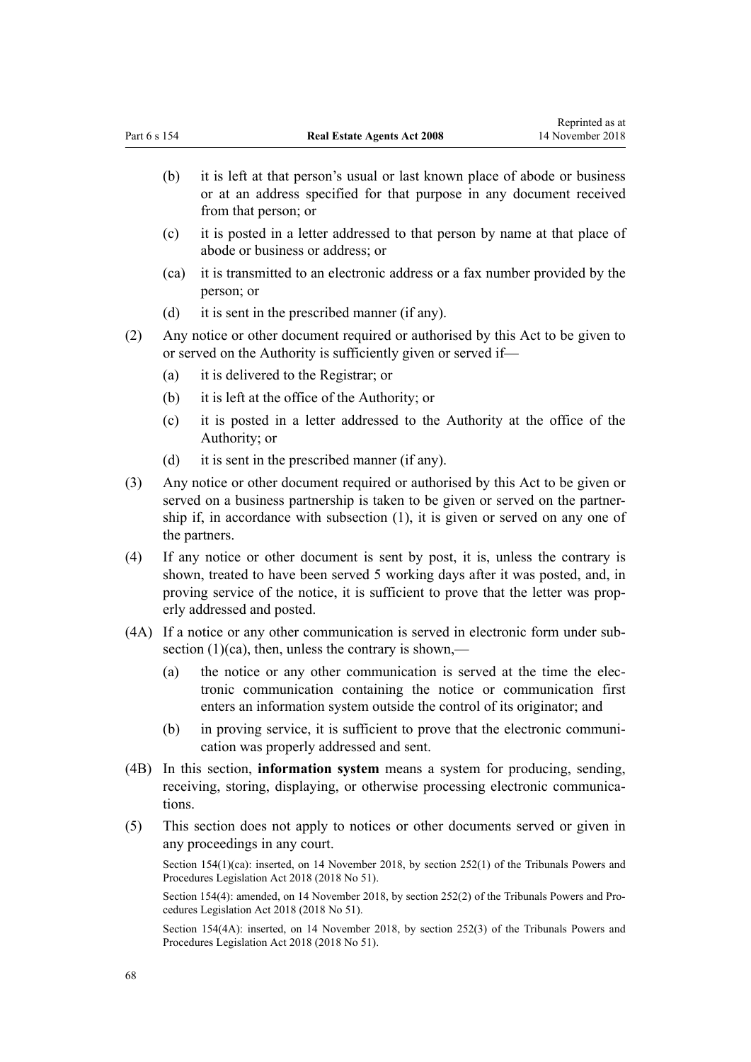- (b) it is left at that person's usual or last known place of abode or business or at an address specified for that purpose in any document received from that person; or
- (c) it is posted in a letter addressed to that person by name at that place of abode or business or address; or
- (ca) it is transmitted to an electronic address or a fax number provided by the person; or
- (d) it is sent in the prescribed manner (if any).

(2) Any notice or other document required or authorised by this Act to be given to or served on the Authority is sufficiently given or served if—

- (a) it is delivered to the Registrar; or
- (b) it is left at the office of the Authority; or
- (c) it is posted in a letter addressed to the Authority at the office of the Authority; or
- (d) it is sent in the prescribed manner (if any).

(3) Any notice or other document required or authorised by this Act to be given or served on a business partnership is taken to be given or served on the partnership if, in accordance with subsection (1), it is given or served on any one of the partners.

(4) If any notice or other document is sent by post, it is, unless the contrary is shown, treated to have been served 5 working days after it was posted, and, in proving service of the notice, it is sufficient to prove that the letter was properly addressed and posted.

(4A) If a notice or any other communication is served in electronic form under subsection (1)(ca), then, unless the contrary is shown,—

- (a) the notice or any other communication is served at the time the electronic communication containing the notice or communication first enters an information system outside the control of its originator; and
- (b) in proving service, it is sufficient to prove that the electronic communication was properly addressed and sent.

(4B) In this section, **information system** means a system for producing, sending, receiving, storing, displaying, or otherwise processing electronic communications.

(5) This section does not apply to notices or other documents served or given in any proceedings in any court.

Section 154(1)(ca): inserted, on 14 November 2018, by section 252(1) of the Tribunals Powers and Procedures Legislation Act 2018 (2018 No 51).

Section 154(4): amended, on 14 November 2018, by section 252(2) of the Tribunals Powers and Procedures Legislation Act 2018 (2018 No 51).

Section 154(4A): inserted, on 14 November 2018, by section 252(3) of the Tribunals Powers and Procedures Legislation Act 2018 (2018 No 51).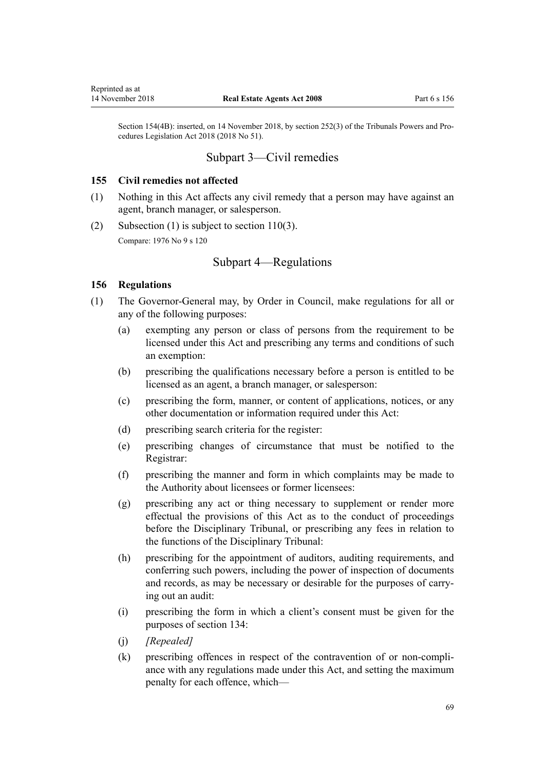Section 154(4B): inserted, on 14 November 2018, by section 252(3) of the Tribunals Powers and Procedures Legislation Act 2018 (2018 No 51).

## Subpart 3—Civil remedies

### 155 Civil remedies not affected

(1) Nothing in this Act affects any civil remedy that a person may have against an agent, branch manager, or salesperson.

(2) Subsection (1) is subject to section 110(3).

Compare: 1976 No 9 s 120

## Subpart 4—Regulations

### 156 Regulations

(1) The Governor-General may, by Order in Council, make regulations for all or any of the following purposes:

(a) exempting any person or class of persons from the requirement to be licensed under this Act and prescribing any terms and conditions of such an exemption:

(b) prescribing the qualifications necessary before a person is entitled to be licensed as an agent, a branch manager, or salesperson:

(c) prescribing the form, manner, or content of applications, notices, or any other documentation or information required under this Act:

(d) prescribing search criteria for the register:

(e) prescribing changes of circumstance that must be notified to the Registrar:

(f) prescribing the manner and form in which complaints may be made to the Authority about licensees or former licensees:

(g) prescribing any act or thing necessary to supplement or render more effectual the provisions of this Act as to the conduct of proceedings before the Disciplinary Tribunal, or prescribing any fees in relation to the functions of the Disciplinary Tribunal:

(h) prescribing for the appointment of auditors, auditing requirements, and conferring such powers, including the power of inspection of documents and records, as may be necessary or desirable for the purposes of carrying out an audit:

(i) prescribing the form in which a client's consent must be given for the purposes of section 134:

(j) *[Repealed]*

(k) prescribing offences in respect of the contravention of or non-compliance with any regulations made under this Act, and setting the maximum penalty for each offence, which—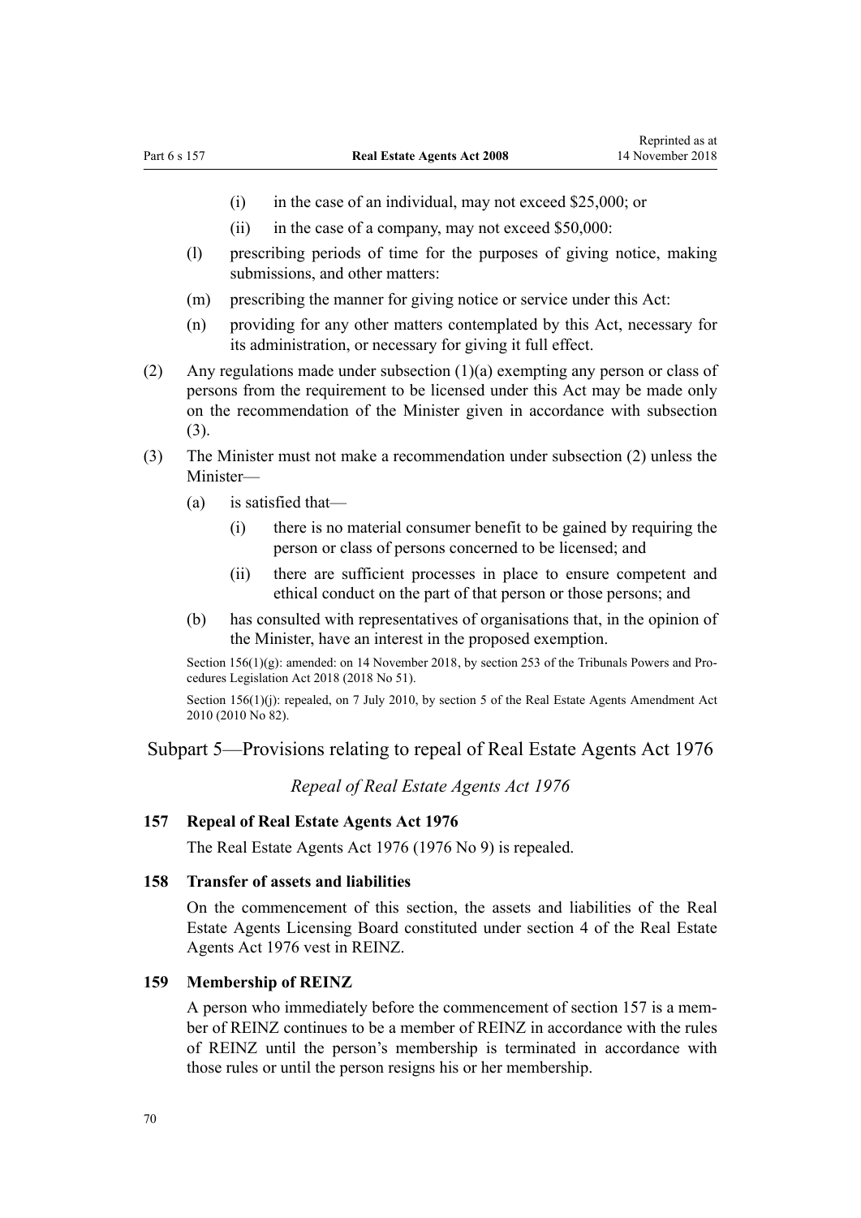(i) in the case of an individual, may not exceed $25,000; or

(ii) in the case of a company, may not exceed $50,000:

(l) prescribing periods of time for the purposes of giving notice, making submissions, and other matters:

(m) prescribing the manner for giving notice or service under this Act:

(n) providing for any other matters contemplated by this Act, necessary for its administration, or necessary for giving it full effect.

(2) Any regulations made under subsection (1)(a) exempting any person or class of persons from the requirement to be licensed under this Act may be made only on the recommendation of the Minister given in accordance with subsection (3).

(3) The Minister must not make a recommendation under subsection (2) unless the Minister—

(a) is satisfied that—

(i) there is no material consumer benefit to be gained by requiring the person or class of persons concerned to be licensed; and

(ii) there are sufficient processes in place to ensure competent and ethical conduct on the part of that person or those persons; and

(b) has consulted with representatives of organisations that, in the opinion of the Minister, have an interest in the proposed exemption.

Section 156(1)(g): amended: on 14 November 2018, by section 253 of the Tribunals Powers and Procedures Legislation Act 2018 (2018 No 51).

Section 156(1)(j): repealed, on 7 July 2010, by section 5 of the Real Estate Agents Amendment Act 2010 (2010 No 82).

## Subpart 5—Provisions relating to repeal of Real Estate Agents Act 1976

*Repeal of Real Estate Agents Act 1976*

### 157 Repeal of Real Estate Agents Act 1976

The Real Estate Agents Act 1976 (1976 No 9) is repealed.

### 158 Transfer of assets and liabilities

On the commencement of this section, the assets and liabilities of the Real Estate Agents Licensing Board constituted under section 4 of the Real Estate Agents Act 1976 vest in REINZ.

### 159 Membership of REINZ

A person who immediately before the commencement of section 157 is a member of REINZ continues to be a member of REINZ in accordance with the rules of REINZ until the person's membership is terminated in accordance with those rules or until the person resigns his or her membership.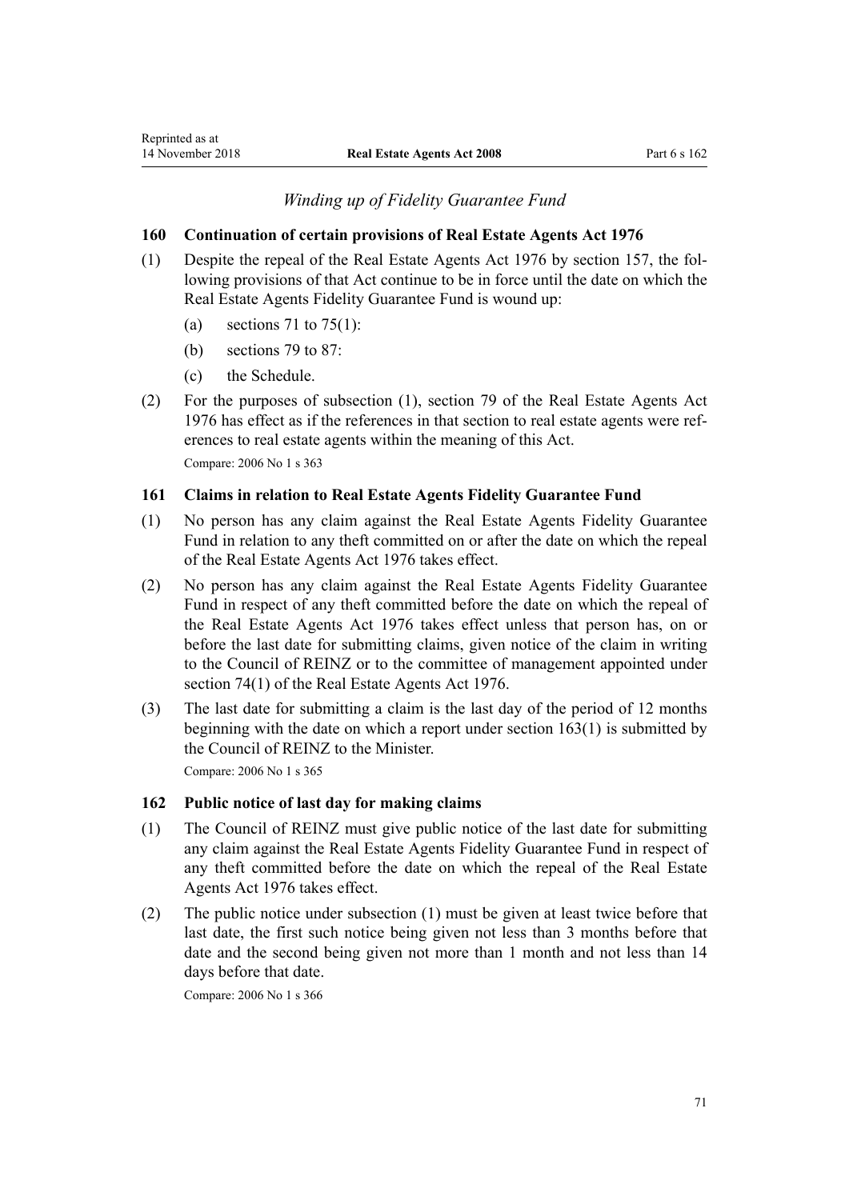## *Winding up of Fidelity Guarantee Fund*

### 160 Continuation of certain provisions of Real Estate Agents Act 1976

(1) Despite the repeal of the Real Estate Agents Act 1976 by section 157, the following provisions of that Act continue to be in force until the date on which the Real Estate Agents Fidelity Guarantee Fund is wound up:

- (a) sections 71 to 75(1):
- (b) sections 79 to 87:
- (c) the Schedule.

(2) For the purposes of subsection (1), section 79 of the Real Estate Agents Act 1976 has effect as if the references in that section to real estate agents were references to real estate agents within the meaning of this Act.

Compare: 2006 No 1 s 363

### 161 Claims in relation to Real Estate Agents Fidelity Guarantee Fund

(1) No person has any claim against the Real Estate Agents Fidelity Guarantee Fund in relation to any theft committed on or after the date on which the repeal of the Real Estate Agents Act 1976 takes effect.

(2) No person has any claim against the Real Estate Agents Fidelity Guarantee Fund in respect of any theft committed before the date on which the repeal of the Real Estate Agents Act 1976 takes effect unless that person has, on or before the last date for submitting claims, given notice of the claim in writing to the Council of REINZ or to the committee of management appointed under section 74(1) of the Real Estate Agents Act 1976.

(3) The last date for submitting a claim is the last day of the period of 12 months beginning with the date on which a report under section 163(1) is submitted by the Council of REINZ to the Minister.

Compare: 2006 No 1 s 365

### 162 Public notice of last day for making claims

(1) The Council of REINZ must give public notice of the last date for submitting any claim against the Real Estate Agents Fidelity Guarantee Fund in respect of any theft committed before the date on which the repeal of the Real Estate Agents Act 1976 takes effect.

(2) The public notice under subsection (1) must be given at least twice before that last date, the first such notice being given not less than 3 months before that date and the second being given not more than 1 month and not less than 14 days before that date.

Compare: 2006 No 1 s 366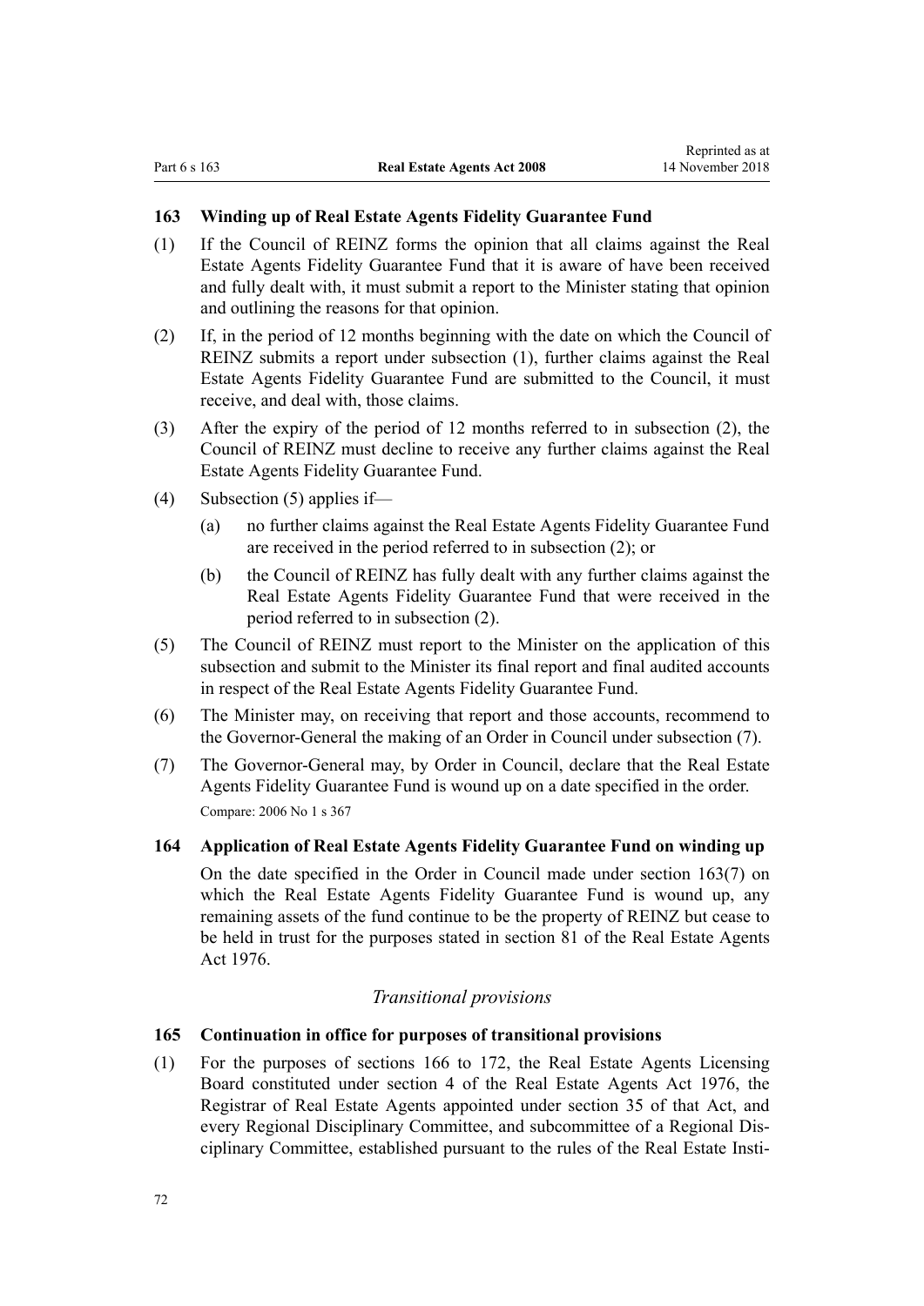### 163 Winding up of Real Estate Agents Fidelity Guarantee Fund

(1) If the Council of REINZ forms the opinion that all claims against the Real Estate Agents Fidelity Guarantee Fund that it is aware of have been received and fully dealt with, it must submit a report to the Minister stating that opinion and outlining the reasons for that opinion.

(2) If, in the period of 12 months beginning with the date on which the Council of REINZ submits a report under subsection (1), further claims against the Real Estate Agents Fidelity Guarantee Fund are submitted to the Council, it must receive, and deal with, those claims.

(3) After the expiry of the period of 12 months referred to in subsection (2), the Council of REINZ must decline to receive any further claims against the Real Estate Agents Fidelity Guarantee Fund.

(4) Subsection (5) applies if—

  (a) no further claims against the Real Estate Agents Fidelity Guarantee Fund are received in the period referred to in subsection (2); or

  (b) the Council of REINZ has fully dealt with any further claims against the Real Estate Agents Fidelity Guarantee Fund that were received in the period referred to in subsection (2).

(5) The Council of REINZ must report to the Minister on the application of this subsection and submit to the Minister its final report and final audited accounts in respect of the Real Estate Agents Fidelity Guarantee Fund.

(6) The Minister may, on receiving that report and those accounts, recommend to the Governor-General the making of an Order in Council under subsection (7).

(7) The Governor-General may, by Order in Council, declare that the Real Estate Agents Fidelity Guarantee Fund is wound up on a date specified in the order.

Compare: 2006 No 1 s 367

### 164 Application of Real Estate Agents Fidelity Guarantee Fund on winding up

On the date specified in the Order in Council made under section 163(7) on which the Real Estate Agents Fidelity Guarantee Fund is wound up, any remaining assets of the fund continue to be the property of REINZ but cease to be held in trust for the purposes stated in section 81 of the Real Estate Agents Act 1976.

*Transitional provisions*

### 165 Continuation in office for purposes of transitional provisions

(1) For the purposes of sections 166 to 172, the Real Estate Agents Licensing Board constituted under section 4 of the Real Estate Agents Act 1976, the Registrar of Real Estate Agents appointed under section 35 of that Act, and every Regional Disciplinary Committee, and subcommittee of a Regional Disciplinary Committee, established pursuant to the rules of the Real Estate Insti-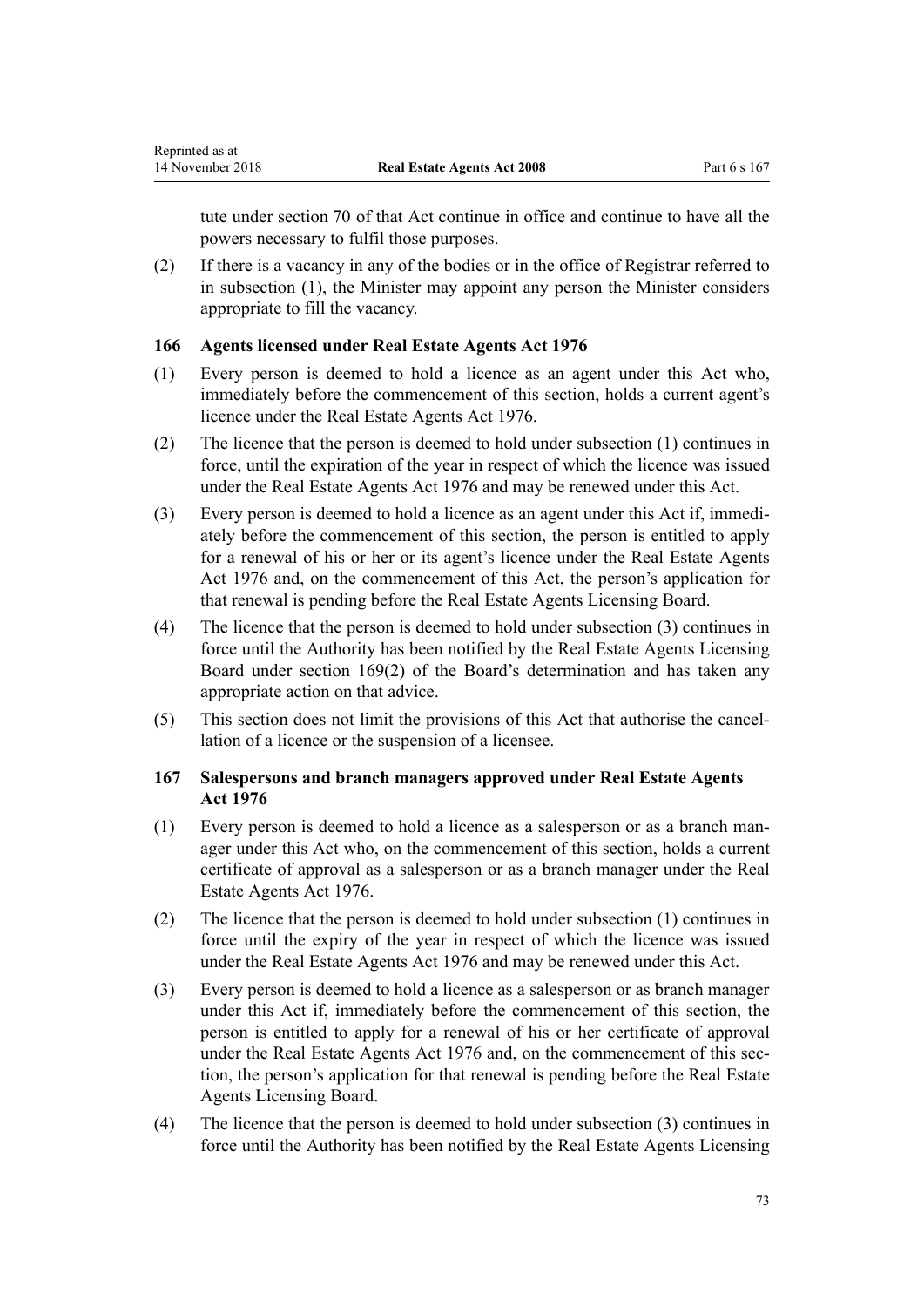tute under section 70 of that Act continue in office and continue to have all the powers necessary to fulfil those purposes.

(2) If there is a vacancy in any of the bodies or in the office of Registrar referred to in subsection (1), the Minister may appoint any person the Minister considers appropriate to fill the vacancy.

### 166 Agents licensed under Real Estate Agents Act 1976

(1) Every person is deemed to hold a licence as an agent under this Act who, immediately before the commencement of this section, holds a current agent's licence under the Real Estate Agents Act 1976.

(2) The licence that the person is deemed to hold under subsection (1) continues in force, until the expiration of the year in respect of which the licence was issued under the Real Estate Agents Act 1976 and may be renewed under this Act.

(3) Every person is deemed to hold a licence as an agent under this Act if, immediately before the commencement of this section, the person is entitled to apply for a renewal of his or her or its agent's licence under the Real Estate Agents Act 1976 and, on the commencement of this Act, the person's application for that renewal is pending before the Real Estate Agents Licensing Board.

(4) The licence that the person is deemed to hold under subsection (3) continues in force until the Authority has been notified by the Real Estate Agents Licensing Board under section 169(2) of the Board's determination and has taken any appropriate action on that advice.

(5) This section does not limit the provisions of this Act that authorise the cancellation of a licence or the suspension of a licensee.

### 167 Salespersons and branch managers approved under Real Estate Agents Act 1976

(1) Every person is deemed to hold a licence as a salesperson or as a branch manager under this Act who, on the commencement of this section, holds a current certificate of approval as a salesperson or as a branch manager under the Real Estate Agents Act 1976.

(2) The licence that the person is deemed to hold under subsection (1) continues in force until the expiry of the year in respect of which the licence was issued under the Real Estate Agents Act 1976 and may be renewed under this Act.

(3) Every person is deemed to hold a licence as a salesperson or as branch manager under this Act if, immediately before the commencement of this section, the person is entitled to apply for a renewal of his or her certificate of approval under the Real Estate Agents Act 1976 and, on the commencement of this section, the person's application for that renewal is pending before the Real Estate Agents Licensing Board.

(4) The licence that the person is deemed to hold under subsection (3) continues in force until the Authority has been notified by the Real Estate Agents Licensing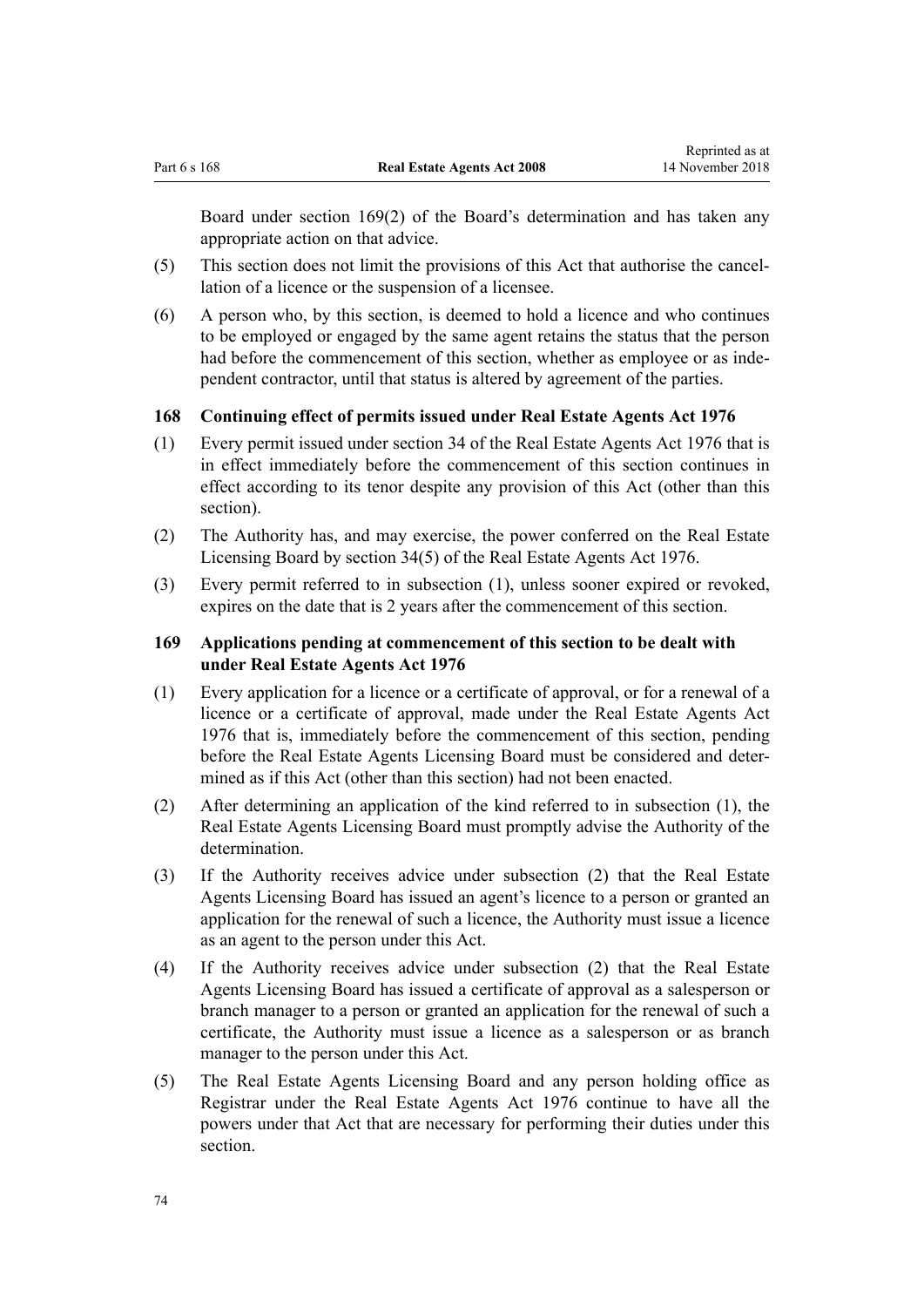Board under section 169(2) of the Board's determination and has taken any appropriate action on that advice.

(5) This section does not limit the provisions of this Act that authorise the cancellation of a licence or the suspension of a licensee.

(6) A person who, by this section, is deemed to hold a licence and who continues to be employed or engaged by the same agent retains the status that the person had before the commencement of this section, whether as employee or as independent contractor, until that status is altered by agreement of the parties.

### 168 Continuing effect of permits issued under Real Estate Agents Act 1976

(1) Every permit issued under section 34 of the Real Estate Agents Act 1976 that is in effect immediately before the commencement of this section continues in effect according to its tenor despite any provision of this Act (other than this section).

(2) The Authority has, and may exercise, the power conferred on the Real Estate Licensing Board by section 34(5) of the Real Estate Agents Act 1976.

(3) Every permit referred to in subsection (1), unless sooner expired or revoked, expires on the date that is 2 years after the commencement of this section.

### 169 Applications pending at commencement of this section to be dealt with under Real Estate Agents Act 1976

(1) Every application for a licence or a certificate of approval, or for a renewal of a licence or a certificate of approval, made under the Real Estate Agents Act 1976 that is, immediately before the commencement of this section, pending before the Real Estate Agents Licensing Board must be considered and determined as if this Act (other than this section) had not been enacted.

(2) After determining an application of the kind referred to in subsection (1), the Real Estate Agents Licensing Board must promptly advise the Authority of the determination.

(3) If the Authority receives advice under subsection (2) that the Real Estate Agents Licensing Board has issued an agent's licence to a person or granted an application for the renewal of such a licence, the Authority must issue a licence as an agent to the person under this Act.

(4) If the Authority receives advice under subsection (2) that the Real Estate Agents Licensing Board has issued a certificate of approval as a salesperson or branch manager to a person or granted an application for the renewal of such a certificate, the Authority must issue a licence as a salesperson or as branch manager to the person under this Act.

(5) The Real Estate Agents Licensing Board and any person holding office as Registrar under the Real Estate Agents Act 1976 continue to have all the powers under that Act that are necessary for performing their duties under this section.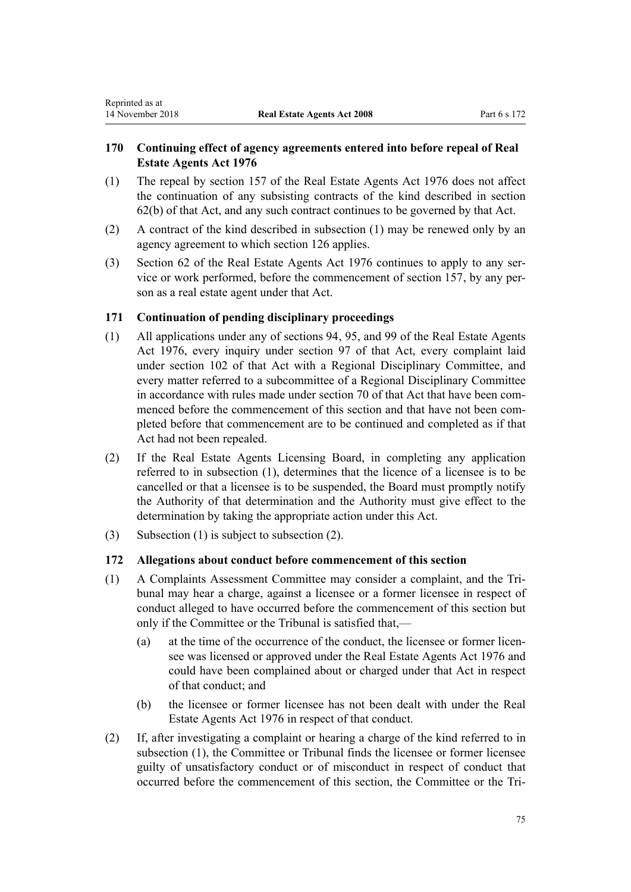### 170 Continuing effect of agency agreements entered into before repeal of Real Estate Agents Act 1976

(1) The repeal by section 157 of the Real Estate Agents Act 1976 does not affect the continuation of any subsisting contracts of the kind described in section 62(b) of that Act, and any such contract continues to be governed by that Act.

(2) A contract of the kind described in subsection (1) may be renewed only by an agency agreement to which section 126 applies.

(3) Section 62 of the Real Estate Agents Act 1976 continues to apply to any service or work performed, before the commencement of section 157, by any person as a real estate agent under that Act.

### 171 Continuation of pending disciplinary proceedings

(1) All applications under any of sections 94, 95, and 99 of the Real Estate Agents Act 1976, every inquiry under section 97 of that Act, every complaint laid under section 102 of that Act with a Regional Disciplinary Committee, and every matter referred to a subcommittee of a Regional Disciplinary Committee in accordance with rules made under section 70 of that Act that have been commenced before the commencement of this section and that have not been completed before that commencement are to be continued and completed as if that Act had not been repealed.

(2) If the Real Estate Agents Licensing Board, in completing any application referred to in subsection (1), determines that the licence of a licensee is to be cancelled or that a licensee is to be suspended, the Board must promptly notify the Authority of that determination and the Authority must give effect to the determination by taking the appropriate action under this Act.

(3) Subsection (1) is subject to subsection (2).

### 172 Allegations about conduct before commencement of this section

(1) A Complaints Assessment Committee may consider a complaint, and the Tribunal may hear a charge, against a licensee or a former licensee in respect of conduct alleged to have occurred before the commencement of this section but only if the Committee or the Tribunal is satisfied that,—

   (a) at the time of the occurrence of the conduct, the licensee or former licensee was licensed or approved under the Real Estate Agents Act 1976 and could have been complained about or charged under that Act in respect of that conduct; and

   (b) the licensee or former licensee has not been dealt with under the Real Estate Agents Act 1976 in respect of that conduct.

(2) If, after investigating a complaint or hearing a charge of the kind referred to in subsection (1), the Committee or Tribunal finds the licensee or former licensee guilty of unsatisfactory conduct or of misconduct in respect of conduct that occurred before the commencement of this section, the Committee or the Tri-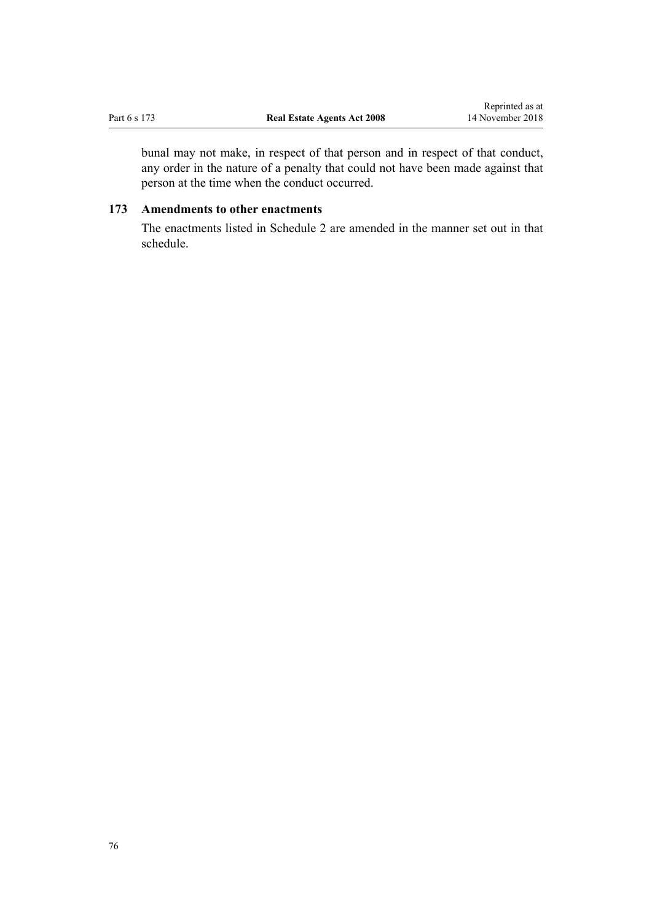bunal may not make, in respect of that person and in respect of that conduct, any order in the nature of a penalty that could not have been made against that person at the time when the conduct occurred.

### 173 Amendments to other enactments

The enactments listed in Schedule 2 are amended in the manner set out in that schedule.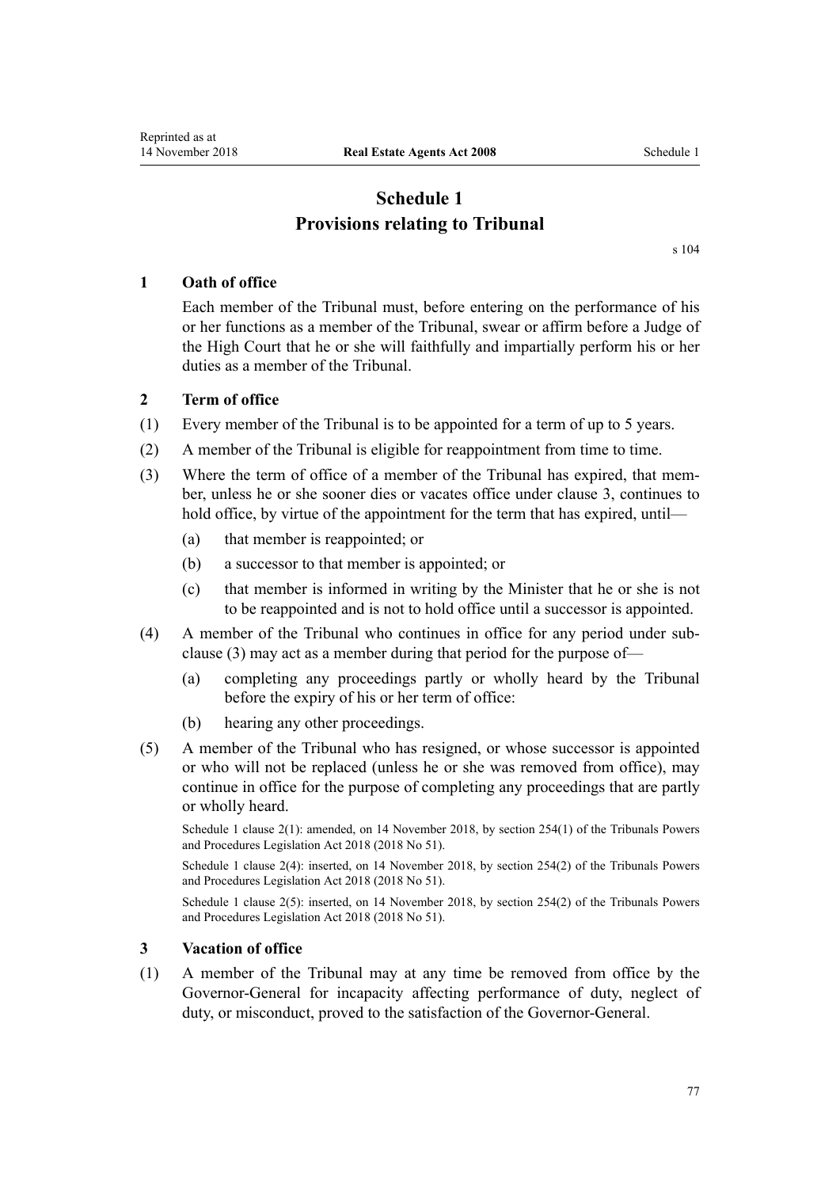# Schedule 1
# Provisions relating to Tribunal

s 104

### 1 Oath of office

Each member of the Tribunal must, before entering on the performance of his or her functions as a member of the Tribunal, swear or affirm before a Judge of the High Court that he or she will faithfully and impartially perform his or her duties as a member of the Tribunal.

### 2 Term of office

(1) Every member of the Tribunal is to be appointed for a term of up to 5 years.

(2) A member of the Tribunal is eligible for reappointment from time to time.

(3) Where the term of office of a member of the Tribunal has expired, that member, unless he or she sooner dies or vacates office under clause 3, continues to hold office, by virtue of the appointment for the term that has expired, until—

  (a) that member is reappointed; or

  (b) a successor to that member is appointed; or

  (c) that member is informed in writing by the Minister that he or she is not to be reappointed and is not to hold office until a successor is appointed.

(4) A member of the Tribunal who continues in office for any period under subclause (3) may act as a member during that period for the purpose of—

  (a) completing any proceedings partly or wholly heard by the Tribunal before the expiry of his or her term of office:

  (b) hearing any other proceedings.

(5) A member of the Tribunal who has resigned, or whose successor is appointed or who will not be replaced (unless he or she was removed from office), may continue in office for the purpose of completing any proceedings that are partly or wholly heard.

Schedule 1 clause 2(1): amended, on 14 November 2018, by section 254(1) of the Tribunals Powers and Procedures Legislation Act 2018 (2018 No 51).

Schedule 1 clause 2(4): inserted, on 14 November 2018, by section 254(2) of the Tribunals Powers and Procedures Legislation Act 2018 (2018 No 51).

Schedule 1 clause 2(5): inserted, on 14 November 2018, by section 254(2) of the Tribunals Powers and Procedures Legislation Act 2018 (2018 No 51).

### 3 Vacation of office

(1) A member of the Tribunal may at any time be removed from office by the Governor-General for incapacity affecting performance of duty, neglect of duty, or misconduct, proved to the satisfaction of the Governor-General.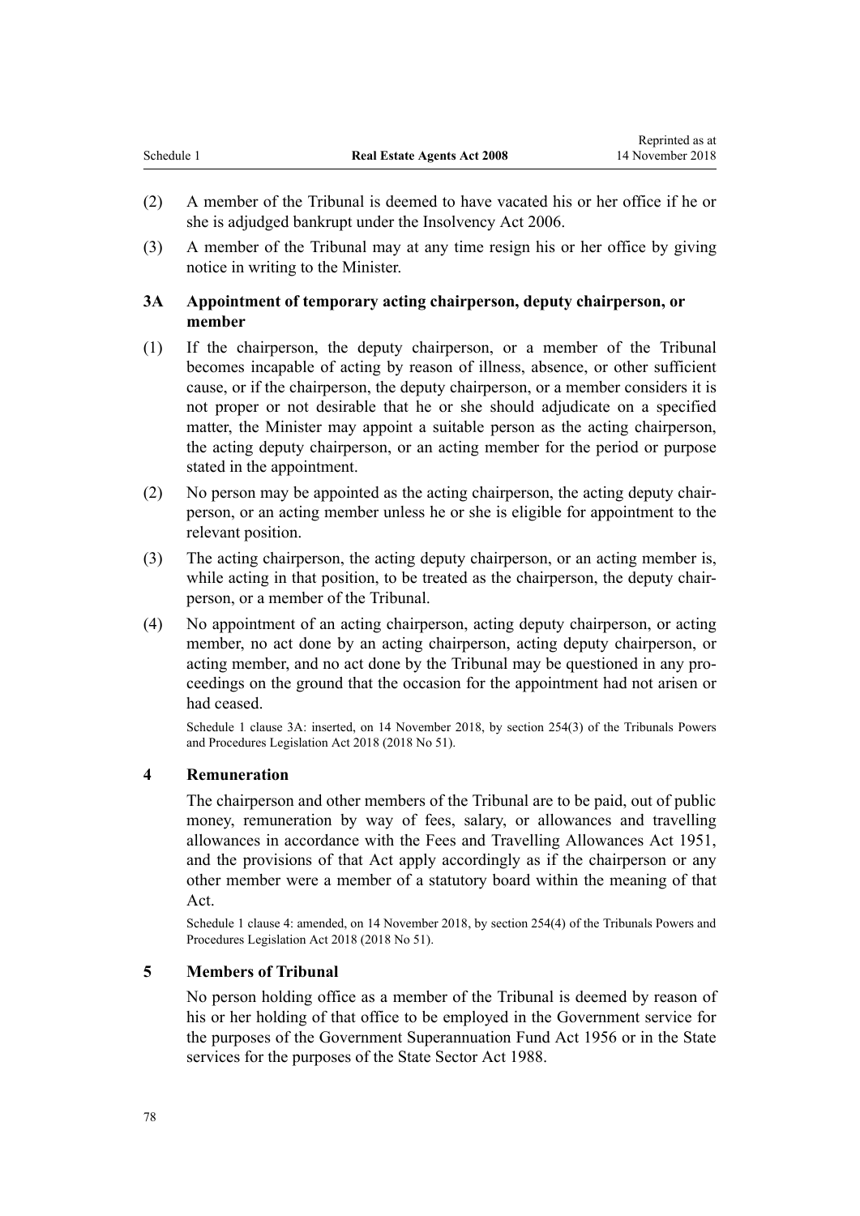(2) A member of the Tribunal is deemed to have vacated his or her office if he or she is adjudged bankrupt under the Insolvency Act 2006.

(3) A member of the Tribunal may at any time resign his or her office by giving notice in writing to the Minister.

### 3A Appointment of temporary acting chairperson, deputy chairperson, or member

(1) If the chairperson, the deputy chairperson, or a member of the Tribunal becomes incapable of acting by reason of illness, absence, or other sufficient cause, or if the chairperson, the deputy chairperson, or a member considers it is not proper or not desirable that he or she should adjudicate on a specified matter, the Minister may appoint a suitable person as the acting chairperson, the acting deputy chairperson, or an acting member for the period or purpose stated in the appointment.

(2) No person may be appointed as the acting chairperson, the acting deputy chairperson, or an acting member unless he or she is eligible for appointment to the relevant position.

(3) The acting chairperson, the acting deputy chairperson, or an acting member is, while acting in that position, to be treated as the chairperson, the deputy chairperson, or a member of the Tribunal.

(4) No appointment of an acting chairperson, acting deputy chairperson, or acting member, no act done by an acting chairperson, acting deputy chairperson, or acting member, and no act done by the Tribunal may be questioned in any proceedings on the ground that the occasion for the appointment had not arisen or had ceased.

Schedule 1 clause 3A: inserted, on 14 November 2018, by section 254(3) of the Tribunals Powers and Procedures Legislation Act 2018 (2018 No 51).

### 4 Remuneration

The chairperson and other members of the Tribunal are to be paid, out of public money, remuneration by way of fees, salary, or allowances and travelling allowances in accordance with the Fees and Travelling Allowances Act 1951, and the provisions of that Act apply accordingly as if the chairperson or any other member were a member of a statutory board within the meaning of that Act.

Schedule 1 clause 4: amended, on 14 November 2018, by section 254(4) of the Tribunals Powers and Procedures Legislation Act 2018 (2018 No 51).

### 5 Members of Tribunal

No person holding office as a member of the Tribunal is deemed by reason of his or her holding of that office to be employed in the Government service for the purposes of the Government Superannuation Fund Act 1956 or in the State services for the purposes of the State Sector Act 1988.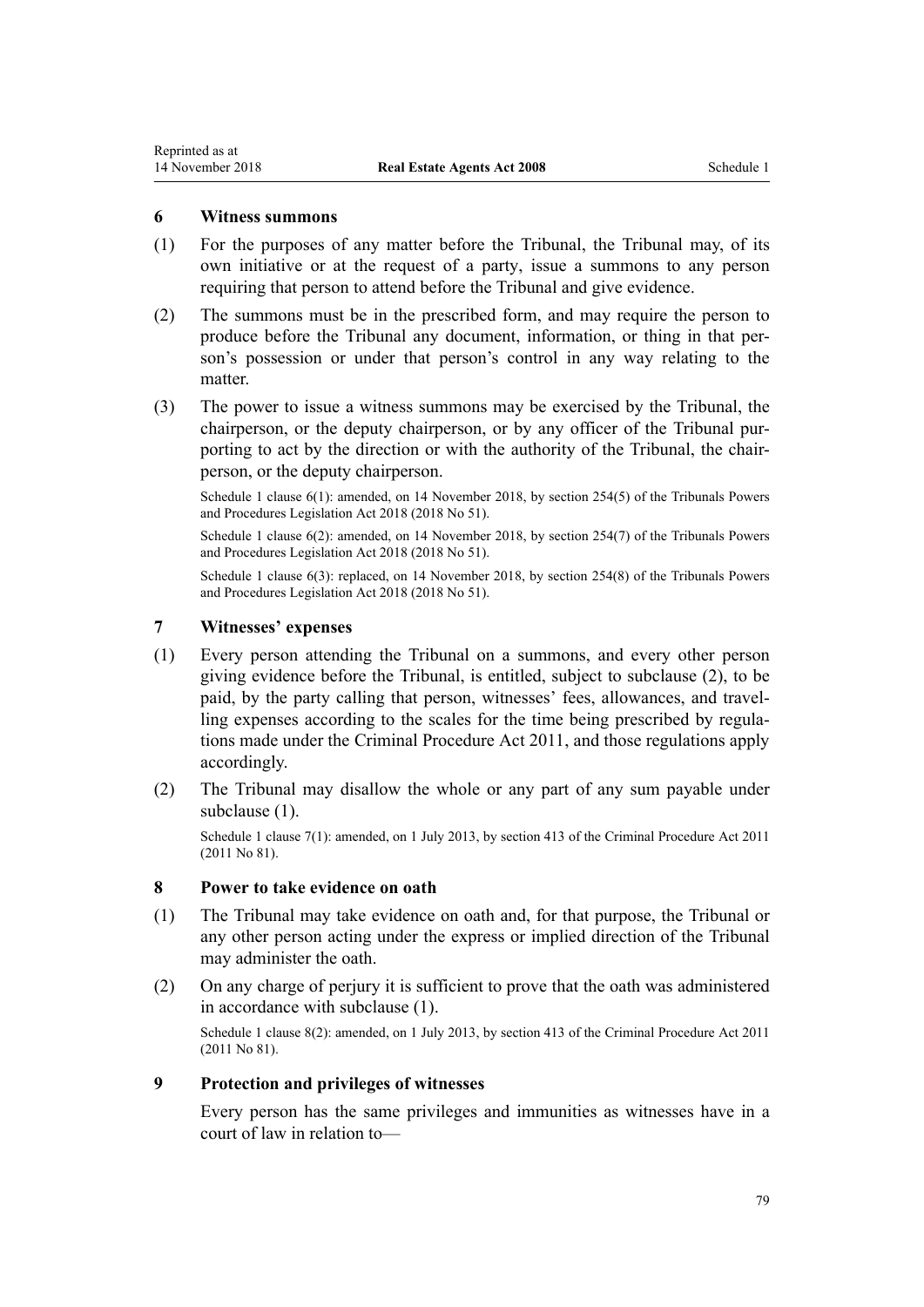### 6 Witness summons

(1) For the purposes of any matter before the Tribunal, the Tribunal may, of its own initiative or at the request of a party, issue a summons to any person requiring that person to attend before the Tribunal and give evidence.

(2) The summons must be in the prescribed form, and may require the person to produce before the Tribunal any document, information, or thing in that person's possession or under that person's control in any way relating to the matter.

(3) The power to issue a witness summons may be exercised by the Tribunal, the chairperson, or the deputy chairperson, or by any officer of the Tribunal purporting to act by the direction or with the authority of the Tribunal, the chairperson, or the deputy chairperson.

Schedule 1 clause 6(1): amended, on 14 November 2018, by section 254(5) of the Tribunals Powers and Procedures Legislation Act 2018 (2018 No 51).

Schedule 1 clause 6(2): amended, on 14 November 2018, by section 254(7) of the Tribunals Powers and Procedures Legislation Act 2018 (2018 No 51).

Schedule 1 clause 6(3): replaced, on 14 November 2018, by section 254(8) of the Tribunals Powers and Procedures Legislation Act 2018 (2018 No 51).

### 7 Witnesses' expenses

(1) Every person attending the Tribunal on a summons, and every other person giving evidence before the Tribunal, is entitled, subject to subclause (2), to be paid, by the party calling that person, witnesses' fees, allowances, and travelling expenses according to the scales for the time being prescribed by regulations made under the Criminal Procedure Act 2011, and those regulations apply accordingly.

(2) The Tribunal may disallow the whole or any part of any sum payable under subclause (1).

Schedule 1 clause 7(1): amended, on 1 July 2013, by section 413 of the Criminal Procedure Act 2011 (2011 No 81).

### 8 Power to take evidence on oath

(1) The Tribunal may take evidence on oath and, for that purpose, the Tribunal or any other person acting under the express or implied direction of the Tribunal may administer the oath.

(2) On any charge of perjury it is sufficient to prove that the oath was administered in accordance with subclause (1).

Schedule 1 clause 8(2): amended, on 1 July 2013, by section 413 of the Criminal Procedure Act 2011 (2011 No 81).

### 9 Protection and privileges of witnesses

Every person has the same privileges and immunities as witnesses have in a court of law in relation to—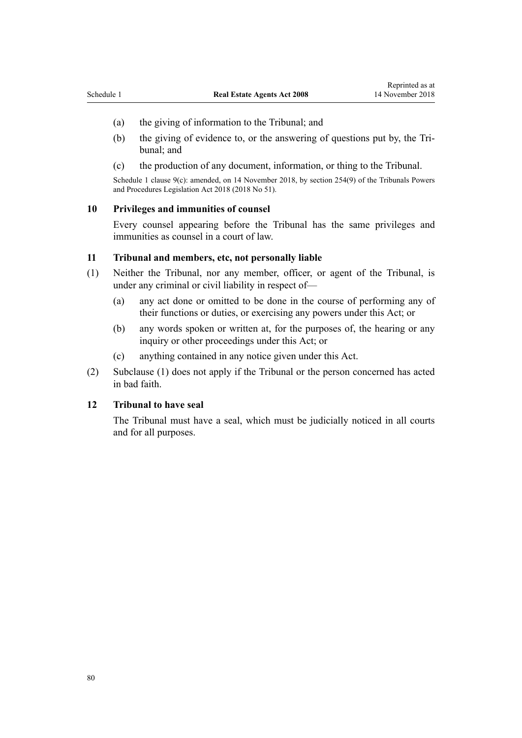(a) the giving of information to the Tribunal; and

(b) the giving of evidence to, or the answering of questions put by, the Tribunal; and

(c) the production of any document, information, or thing to the Tribunal.

Schedule 1 clause 9(c): amended, on 14 November 2018, by section 254(9) of the Tribunals Powers and Procedures Legislation Act 2018 (2018 No 51).

### 10 Privileges and immunities of counsel

Every counsel appearing before the Tribunal has the same privileges and immunities as counsel in a court of law.

### 11 Tribunal and members, etc, not personally liable

(1) Neither the Tribunal, nor any member, officer, or agent of the Tribunal, is under any criminal or civil liability in respect of—

(a) any act done or omitted to be done in the course of performing any of their functions or duties, or exercising any powers under this Act; or

(b) any words spoken or written at, for the purposes of, the hearing or any inquiry or other proceedings under this Act; or

(c) anything contained in any notice given under this Act.

(2) Subclause (1) does not apply if the Tribunal or the person concerned has acted in bad faith.

### 12 Tribunal to have seal

The Tribunal must have a seal, which must be judicially noticed in all courts and for all purposes.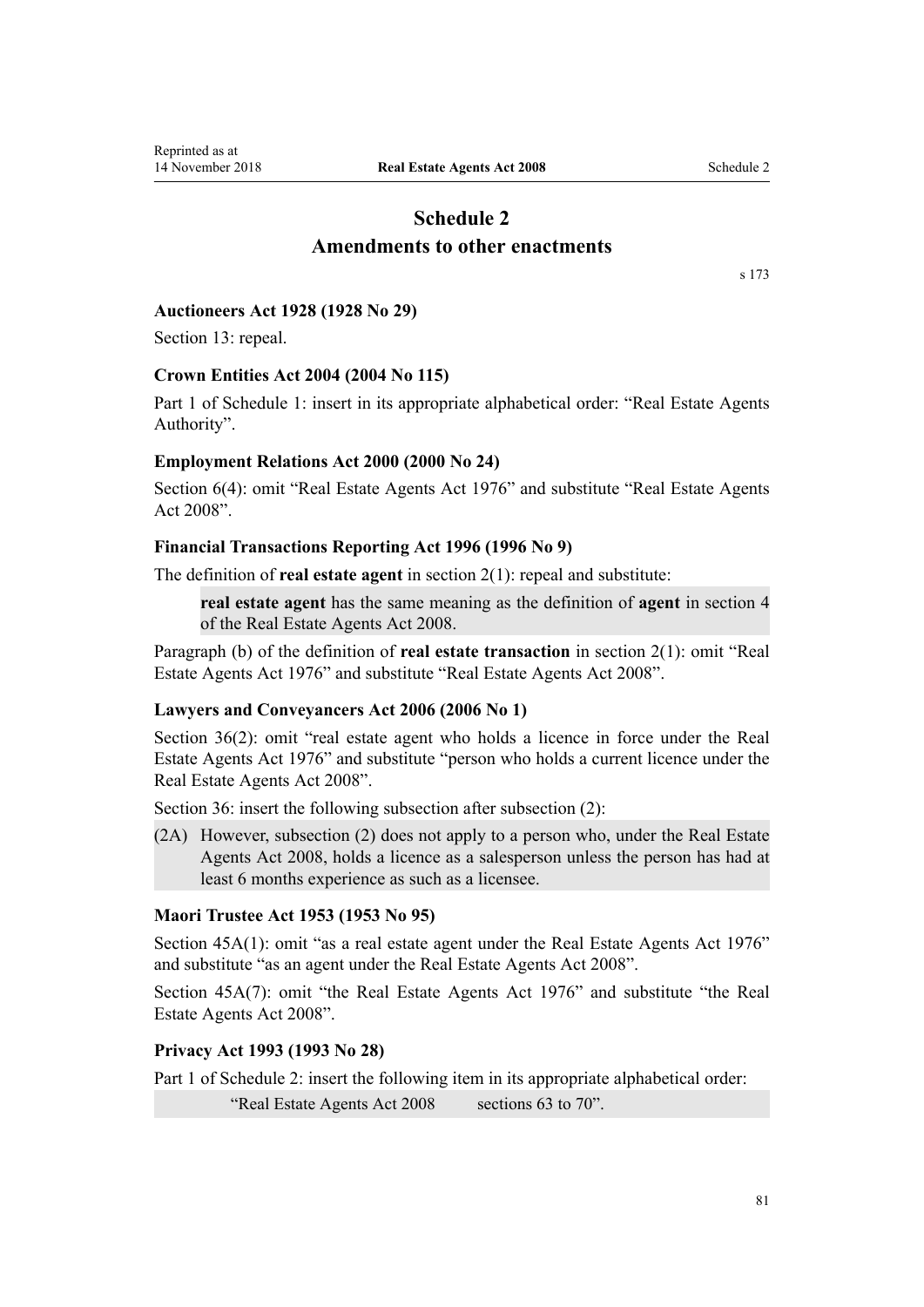# Schedule 2
# Amendments to other enactments

s 173

### Auctioneers Act 1928 (1928 No 29)

Section 13: repeal.

### Crown Entities Act 2004 (2004 No 115)

Part 1 of Schedule 1: insert in its appropriate alphabetical order: "Real Estate Agents Authority".

### Employment Relations Act 2000 (2000 No 24)

Section 6(4): omit "Real Estate Agents Act 1976" and substitute "Real Estate Agents Act 2008".

### Financial Transactions Reporting Act 1996 (1996 No 9)

The definition of **real estate agent** in section 2(1): repeal and substitute:

> **real estate agent** has the same meaning as the definition of **agent** in section 4 of the Real Estate Agents Act 2008.

Paragraph (b) of the definition of **real estate transaction** in section 2(1): omit "Real Estate Agents Act 1976" and substitute "Real Estate Agents Act 2008".

### Lawyers and Conveyancers Act 2006 (2006 No 1)

Section 36(2): omit "real estate agent who holds a licence in force under the Real Estate Agents Act 1976" and substitute "person who holds a current licence under the Real Estate Agents Act 2008".

Section 36: insert the following subsection after subsection (2):

> (2A) However, subsection (2) does not apply to a person who, under the Real Estate Agents Act 2008, holds a licence as a salesperson unless the person has had at least 6 months experience as such as a licensee.

### Maori Trustee Act 1953 (1953 No 95)

Section 45A(1): omit "as a real estate agent under the Real Estate Agents Act 1976" and substitute "as an agent under the Real Estate Agents Act 2008".

Section 45A(7): omit "the Real Estate Agents Act 1976" and substitute "the Real Estate Agents Act 2008".

### Privacy Act 1993 (1993 No 28)

Part 1 of Schedule 2: insert the following item in its appropriate alphabetical order:

> "Real Estate Agents Act 2008 sections 63 to 70".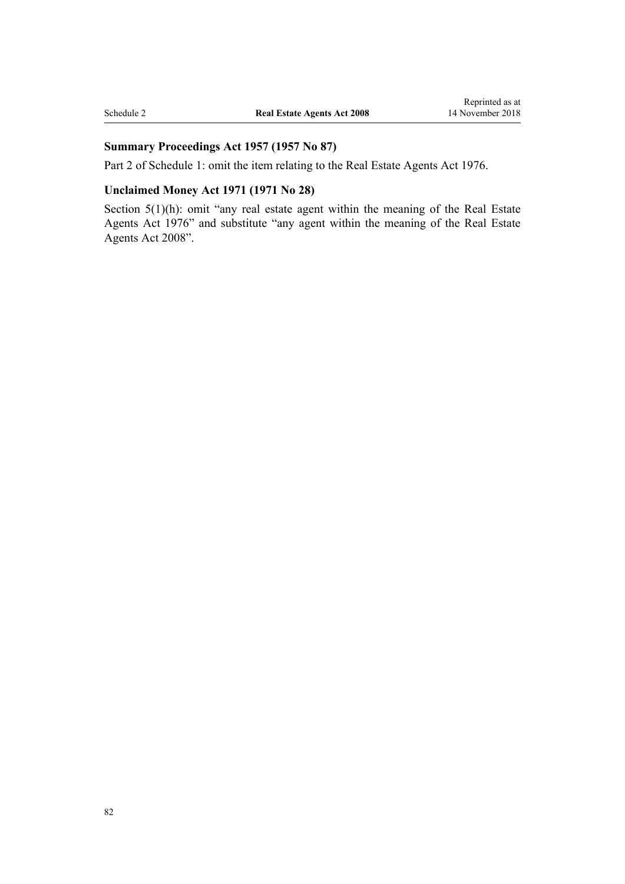### Summary Proceedings Act 1957 (1957 No 87)

Part 2 of Schedule 1: omit the item relating to the Real Estate Agents Act 1976.

### Unclaimed Money Act 1971 (1971 No 28)

Section 5(1)(h): omit "any real estate agent within the meaning of the Real Estate Agents Act 1976" and substitute "any agent within the meaning of the Real Estate Agents Act 2008".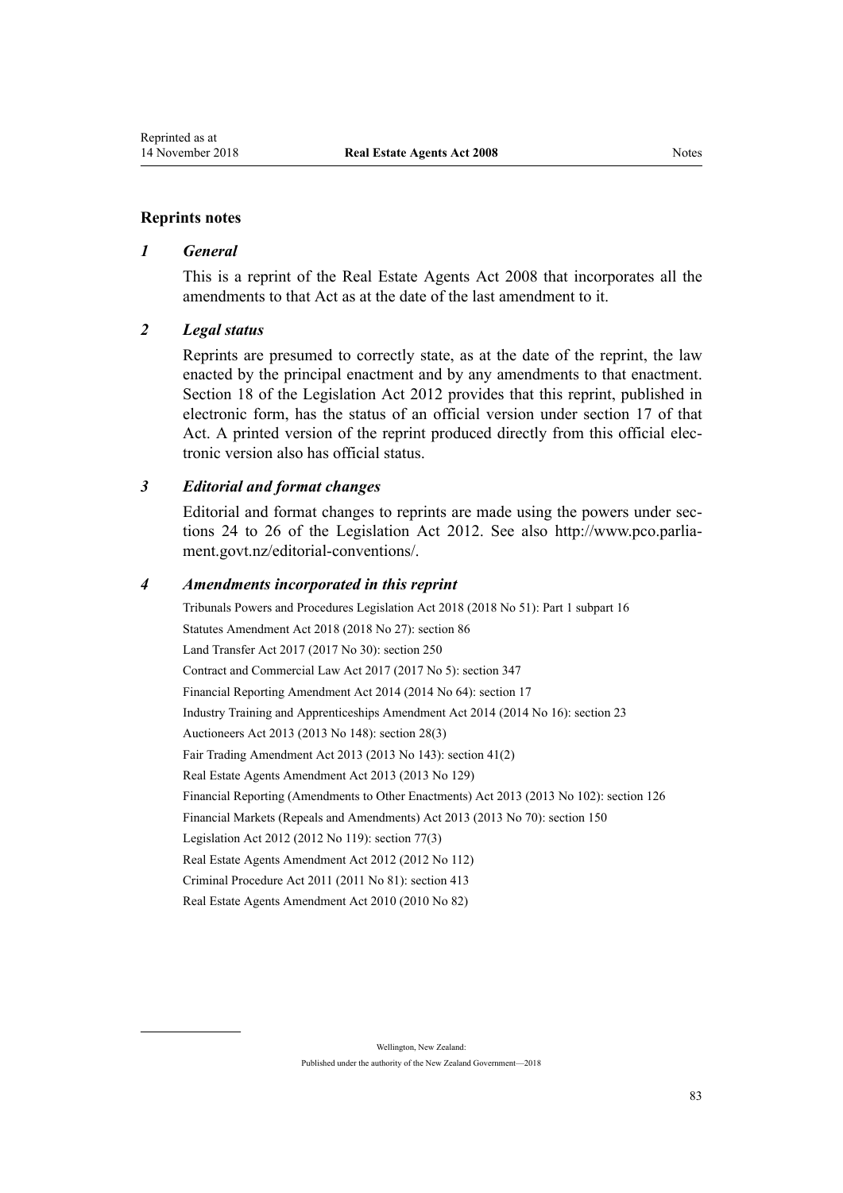## Reprints notes

### *1 General*

This is a reprint of the Real Estate Agents Act 2008 that incorporates all the amendments to that Act as at the date of the last amendment to it.

### *2 Legal status*

Reprints are presumed to correctly state, as at the date of the reprint, the law enacted by the principal enactment and by any amendments to that enactment. Section 18 of the Legislation Act 2012 provides that this reprint, published in electronic form, has the status of an official version under section 17 of that Act. A printed version of the reprint produced directly from this official electronic version also has official status.

### *3 Editorial and format changes*

Editorial and format changes to reprints are made using the powers under sections 24 to 26 of the Legislation Act 2012. See also http://www.pco.parliament.govt.nz/editorial-conventions/.

### *4 Amendments incorporated in this reprint*

Tribunals Powers and Procedures Legislation Act 2018 (2018 No 51): Part 1 subpart 16

Statutes Amendment Act 2018 (2018 No 27): section 86

Land Transfer Act 2017 (2017 No 30): section 250

Contract and Commercial Law Act 2017 (2017 No 5): section 347

Financial Reporting Amendment Act 2014 (2014 No 64): section 17

Industry Training and Apprenticeships Amendment Act 2014 (2014 No 16): section 23

Auctioneers Act 2013 (2013 No 148): section 28(3)

Fair Trading Amendment Act 2013 (2013 No 143): section 41(2)

Real Estate Agents Amendment Act 2013 (2013 No 129)

Financial Reporting (Amendments to Other Enactments) Act 2013 (2013 No 102): section 126

Financial Markets (Repeals and Amendments) Act 2013 (2013 No 70): section 150

Legislation Act 2012 (2012 No 119): section 77(3)

Real Estate Agents Amendment Act 2012 (2012 No 112)

Criminal Procedure Act 2011 (2011 No 81): section 413

Real Estate Agents Amendment Act 2010 (2010 No 82)

Wellington, New Zealand:

Published under the authority of the New Zealand Government—2018